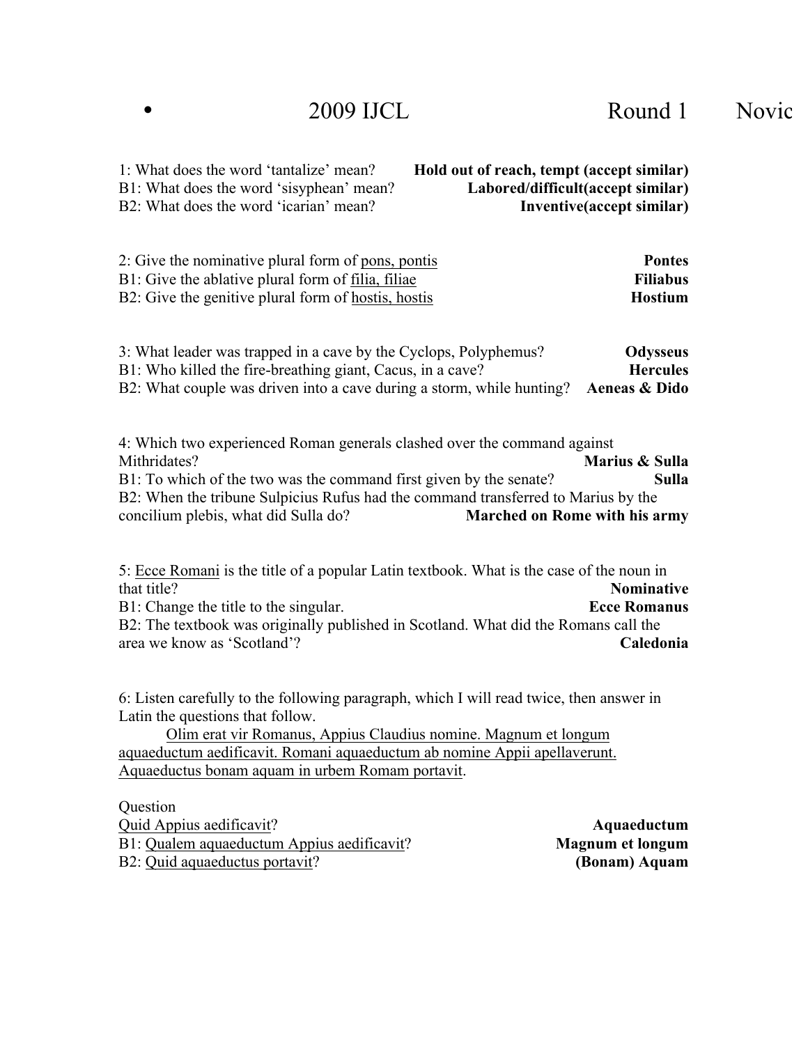# • 2009 IJCL Round 1 Novic

1: What does the word 'tantalize' mean? **Hold out of reach, tempt (accept similar)**
B1: What does the word 'sisyphean' mean? **Labored/difficult(accept similar)**
B2: What does the word 'icarian' mean? **Inventive(accept similar)**

2: Give the nominative plural form of <u>pons, pontis</u> **Pontes**
B1: Give the ablative plural form of <u>filia, filiae</u> **Filiabus**
B2: Give the genitive plural form of <u>hostis, hostis</u> **Hostium**

3: What leader was trapped in a cave by the Cyclops, Polyphemus? **Odysseus**
B1: Who killed the fire-breathing giant, Cacus, in a cave? **Hercules**
B2: What couple was driven into a cave during a storm, while hunting? **Aeneas & Dido**

4: Which two experienced Roman generals clashed over the command against Mithridates? **Marius & Sulla**
B1: To which of the two was the command first given by the senate? **Sulla**
B2: When the tribune Sulpicius Rufus had the command transferred to Marius by the concilium plebis, what did Sulla do? **Marched on Rome with his army**

5: <u>Ecce Romani</u> is the title of a popular Latin textbook. What is the case of the noun in that title? **Nominative**
B1: Change the title to the singular. **Ecce Romanus**
B2: The textbook was originally published in Scotland. What did the Romans call the area we know as 'Scotland'? **Caledonia**

6: Listen carefully to the following paragraph, which I will read twice, then answer in Latin the questions that follow.

<u>Olim erat vir Romanus, Appius Claudius nomine. Magnum et longum aquaeductum aedificavit. Romani aquaeductum ab nomine Appii apellaverunt. Aquaeductus bonam aquam in urbem Romam portavit</u>.

Question
<u>Quid Appius aedificavit</u>? **Aquaeductum**
B1: <u>Qualem aquaeductum Appius aedificavit</u>? **Magnum et longum**
B2: <u>Quid aquaeductus portavit</u>? **(Bonam) Aquam**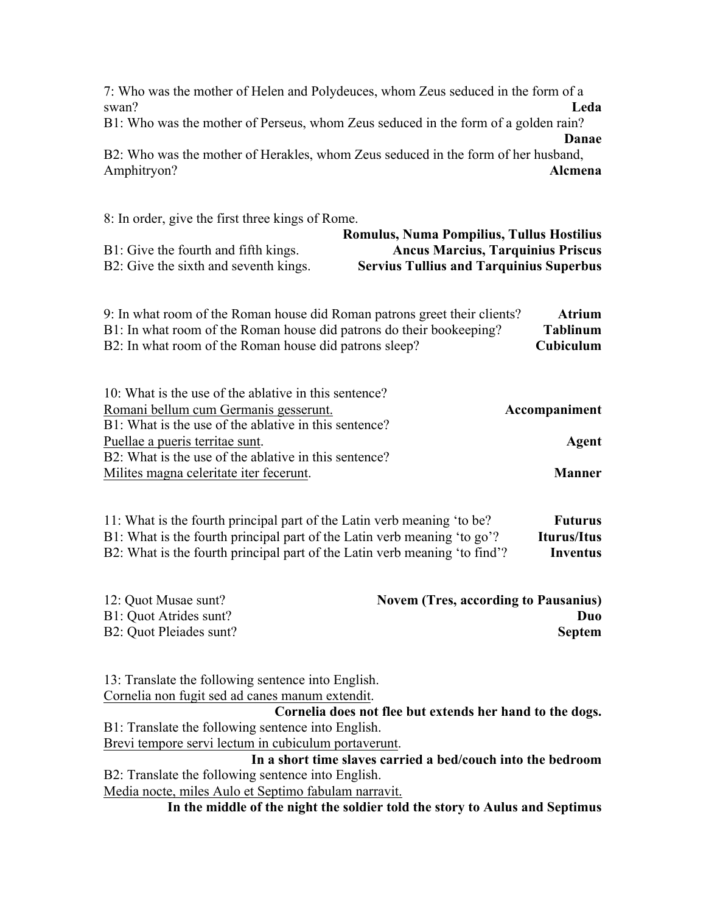7: Who was the mother of Helen and Polydeuces, whom Zeus seduced in the form of a swan? **Leda**

B1: Who was the mother of Perseus, whom Zeus seduced in the form of a golden rain? **Danae**

B2: Who was the mother of Herakles, whom Zeus seduced in the form of her husband, Amphitryon? **Alcmena**

8: In order, give the first three kings of Rome. **Romulus, Numa Pompilius, Tullus Hostilius**

B1: Give the fourth and fifth kings. **Ancus Marcius, Tarquinius Priscus**

B2: Give the sixth and seventh kings. **Servius Tullius and Tarquinius Superbus**

9: In what room of the Roman house did Roman patrons greet their clients? **Atrium**

B1: In what room of the Roman house did patrons do their bookeeping? **Tablinum**

B2: In what room of the Roman house did patrons sleep? **Cubiculum**

10: What is the use of the ablative in this sentence?
<u>Romani bellum cum Germanis gesserunt.</u> **Accompaniment**

B1: What is the use of the ablative in this sentence?
<u>Puellae a pueris territae sunt</u>. **Agent**

B2: What is the use of the ablative in this sentence?
<u>Milites magna celeritate iter fecerunt</u>. **Manner**

11: What is the fourth principal part of the Latin verb meaning 'to be? **Futurus**

B1: What is the fourth principal part of the Latin verb meaning 'to go'? **Iturus/Itus**

B2: What is the fourth principal part of the Latin verb meaning 'to find'? **Inventus**

12: Quot Musae sunt? **Novem (Tres, according to Pausanius)**

B1: Quot Atrides sunt? **Duo**

B2: Quot Pleiades sunt? **Septem**

13: Translate the following sentence into English.
<u>Cornelia non fugit sed ad canes manum extendit</u>.
**Cornelia does not flee but extends her hand to the dogs.**

B1: Translate the following sentence into English.
<u>Brevi tempore servi lectum in cubiculum portaverunt</u>.
**In a short time slaves carried a bed/couch into the bedroom**

B2: Translate the following sentence into English.
<u>Media nocte, miles Aulo et Septimo fabulam narravit.</u>
**In the middle of the night the soldier told the story to Aulus and Septimus**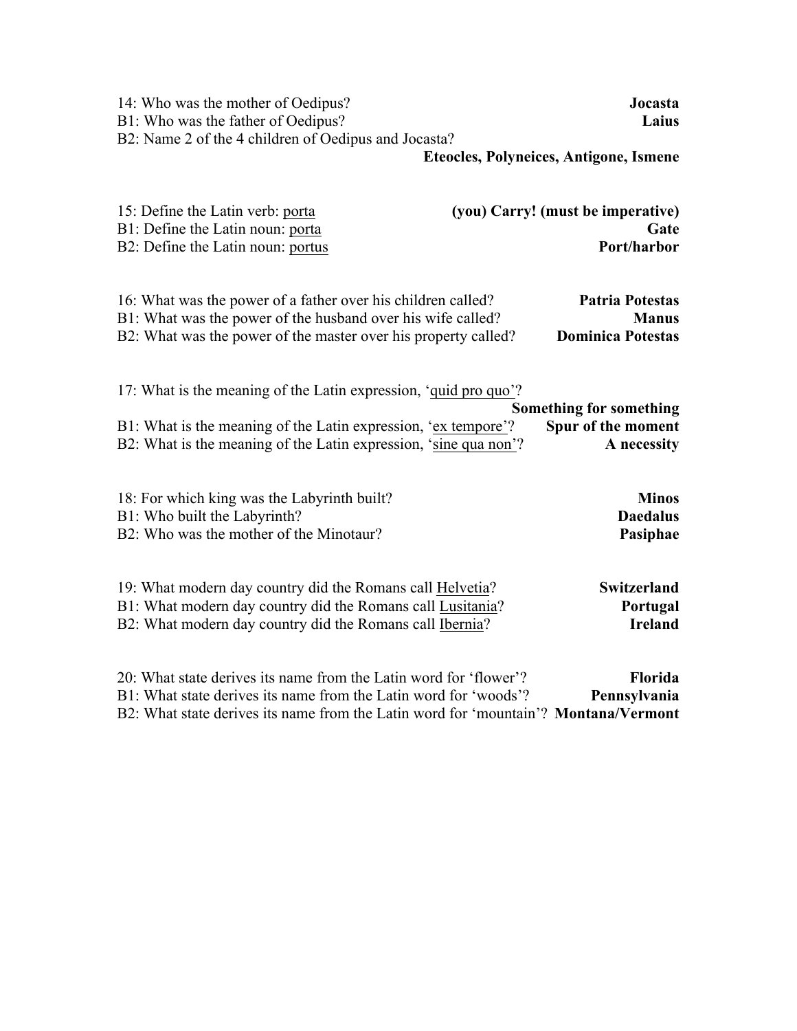14: Who was the mother of Oedipus? **Jocasta**
B1: Who was the father of Oedipus? **Laius**
B2: Name 2 of the 4 children of Oedipus and Jocasta?
**Eteocles, Polyneices, Antigone, Ismene**

15: Define the Latin verb: <u>porta</u> **(you) Carry! (must be imperative)**
B1: Define the Latin noun: <u>porta</u> **Gate**
B2: Define the Latin noun: <u>portus</u> **Port/harbor**

16: What was the power of a father over his children called? **Patria Potestas**
B1: What was the power of the husband over his wife called? **Manus**
B2: What was the power of the master over his property called? **Dominica Potestas**

17: What is the meaning of the Latin expression, '<u>quid pro quo</u>'?
**Something for something**
B1: What is the meaning of the Latin expression, '<u>ex tempore</u>'? **Spur of the moment**
B2: What is the meaning of the Latin expression, '<u>sine qua non</u>'? **A necessity**

18: For which king was the Labyrinth built? **Minos**
B1: Who built the Labyrinth? **Daedalus**
B2: Who was the mother of the Minotaur? **Pasiphae**

19: What modern day country did the Romans call <u>Helvetia</u>? **Switzerland**
B1: What modern day country did the Romans call <u>Lusitania</u>? **Portugal**
B2: What modern day country did the Romans call <u>Ibernia</u>? **Ireland**

20: What state derives its name from the Latin word for 'flower'? **Florida**
B1: What state derives its name from the Latin word for 'woods'? **Pennsylvania**
B2: What state derives its name from the Latin word for 'mountain'? **Montana/Vermont**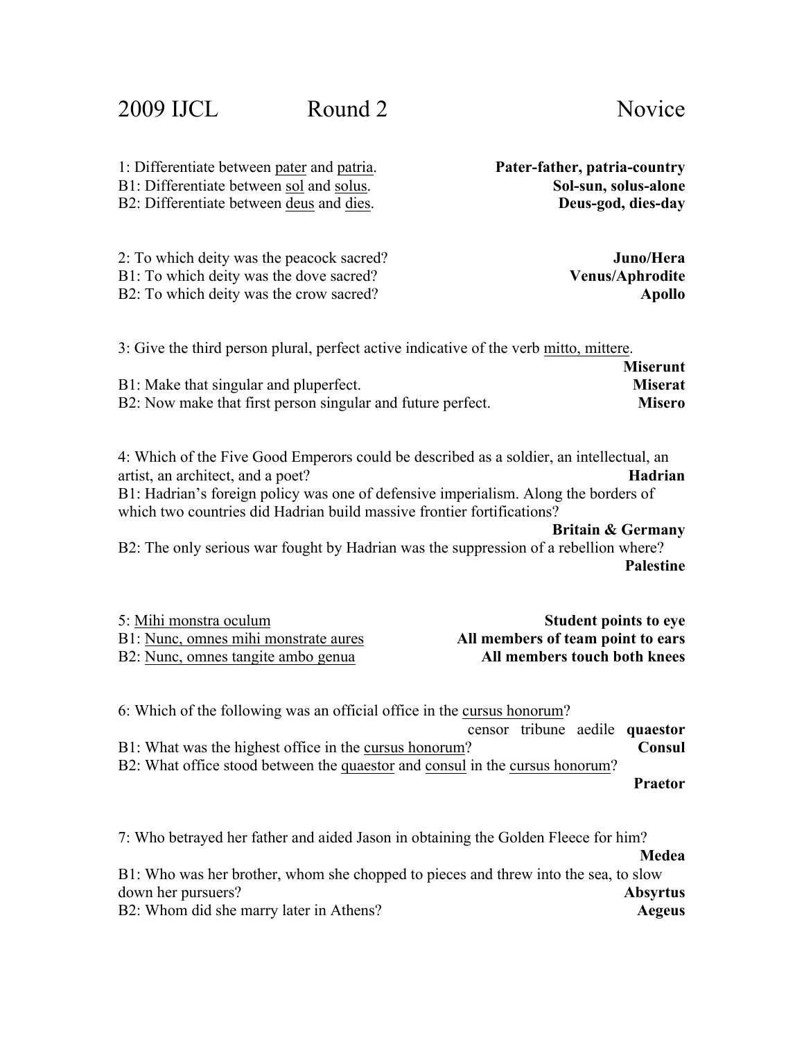# 2009 IJCL Round 2 Novice

1: Differentiate between <u>pater</u> and <u>patria</u>. **Pater-father, patria-country**
B1: Differentiate between <u>sol</u> and <u>solus</u>. **Sol-sun, solus-alone**
B2: Differentiate between <u>deus</u> and <u>dies</u>. **Deus-god, dies-day**

2: To which deity was the peacock sacred? **Juno/Hera**
B1: To which deity was the dove sacred? **Venus/Aphrodite**
B2: To which deity was the crow sacred? **Apollo**

3: Give the third person plural, perfect active indicative of the verb <u>mitto, mittere</u>. **Miserunt**
B1: Make that singular and pluperfect. **Miserat**
B2: Now make that first person singular and future perfect. **Misero**

4: Which of the Five Good Emperors could be described as a soldier, an intellectual, an artist, an architect, and a poet? **Hadrian**
B1: Hadrian's foreign policy was one of defensive imperialism. Along the borders of which two countries did Hadrian build massive frontier fortifications? **Britain & Germany**
B2: The only serious war fought by Hadrian was the suppression of a rebellion where? **Palestine**

5: <u>Mihi monstra oculum</u> **Student points to eye**
B1: <u>Nunc, omnes mihi monstrate aures</u> **All members of team point to ears**
B2: <u>Nunc, omnes tangite ambo genua</u> **All members touch both knees**

6: Which of the following was an official office in the <u>cursus honorum</u>?
censor tribune aedile **quaestor**
B1: What was the highest office in the <u>cursus honorum</u>? **Consul**
B2: What office stood between the <u>quaestor</u> and <u>consul</u> in the <u>cursus honorum</u>? **Praetor**

7: Who betrayed her father and aided Jason in obtaining the Golden Fleece for him? **Medea**
B1: Who was her brother, whom she chopped to pieces and threw into the sea, to slow down her pursuers? **Absyrtus**
B2: Whom did she marry later in Athens? **Aegeus**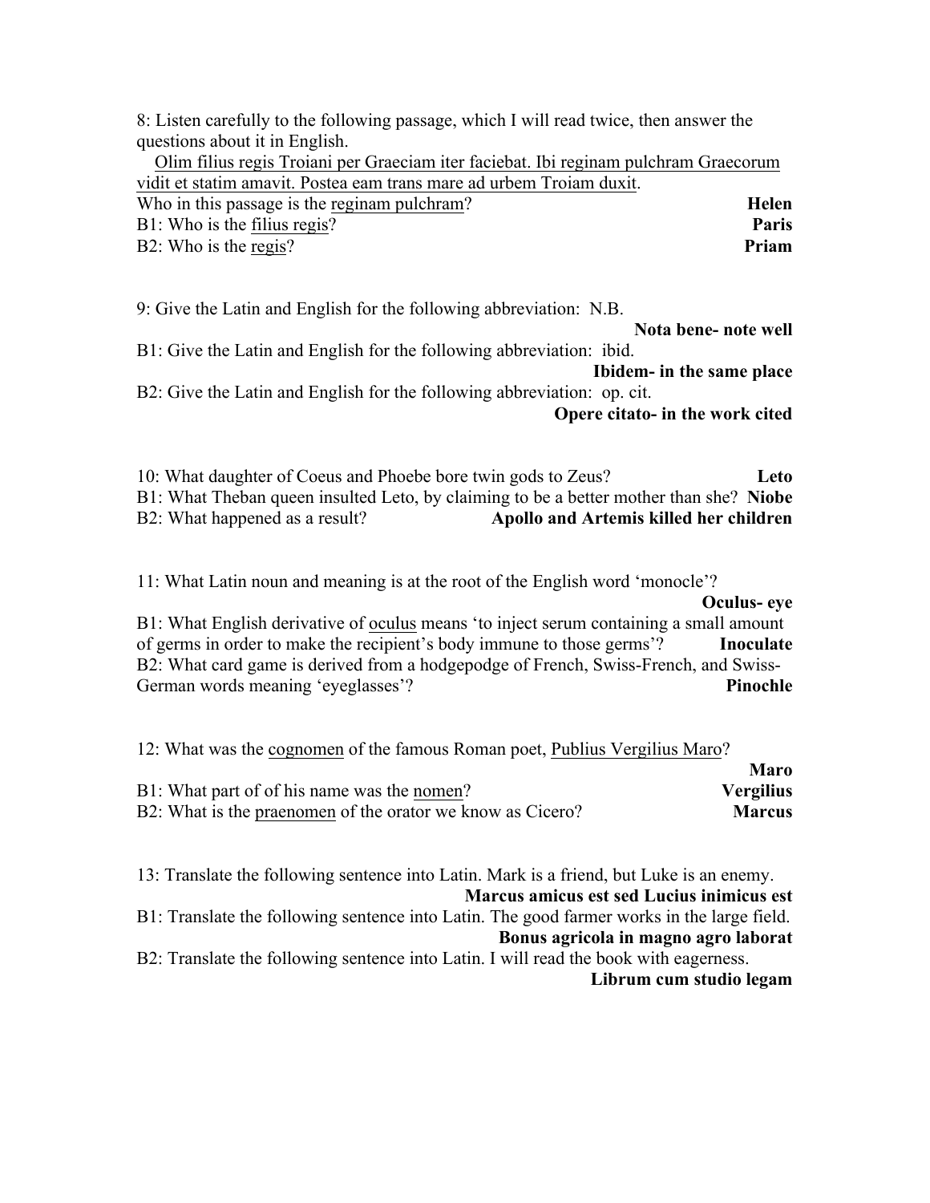8: Listen carefully to the following passage, which I will read twice, then answer the questions about it in English.

<u>Olim filius regis Troiani per Graeciam iter faciebat. Ibi reginam pulchram Graecorum vidit et statim amavit. Postea eam trans mare ad urbem Troiam duxit</u>.

Who in this passage is the <u>reginam pulchram</u>? **Helen**

B1: Who is the <u>filius regis</u>? **Paris**

B2: Who is the <u>regis</u>? **Priam**

9: Give the Latin and English for the following abbreviation: N.B.

**Nota bene- note well**

B1: Give the Latin and English for the following abbreviation: ibid.

**Ibidem- in the same place**

B2: Give the Latin and English for the following abbreviation: op. cit.

**Opere citato- in the work cited**

10: What daughter of Coeus and Phoebe bore twin gods to Zeus? **Leto**

B1: What Theban queen insulted Leto, by claiming to be a better mother than she? **Niobe**

B2: What happened as a result? **Apollo and Artemis killed her children**

11: What Latin noun and meaning is at the root of the English word 'monocle'?

**Oculus- eye**

B1: What English derivative of <u>oculus</u> means 'to inject serum containing a small amount of germs in order to make the recipient's body immune to those germs'? **Inoculate**

B2: What card game is derived from a hodgepodge of French, Swiss-French, and Swiss-German words meaning 'eyeglasses'? **Pinochle**

12: What was the <u>cognomen</u> of the famous Roman poet, <u>Publius Vergilius Maro</u>?

**Maro**

B1: What part of of his name was the <u>nomen</u>? **Vergilius**

B2: What is the <u>praenomen</u> of the orator we know as Cicero? **Marcus**

13: Translate the following sentence into Latin. Mark is a friend, but Luke is an enemy.

**Marcus amicus est sed Lucius inimicus est**

B1: Translate the following sentence into Latin. The good farmer works in the large field.

**Bonus agricola in magno agro laborat**

B2: Translate the following sentence into Latin. I will read the book with eagerness.

**Librum cum studio legam**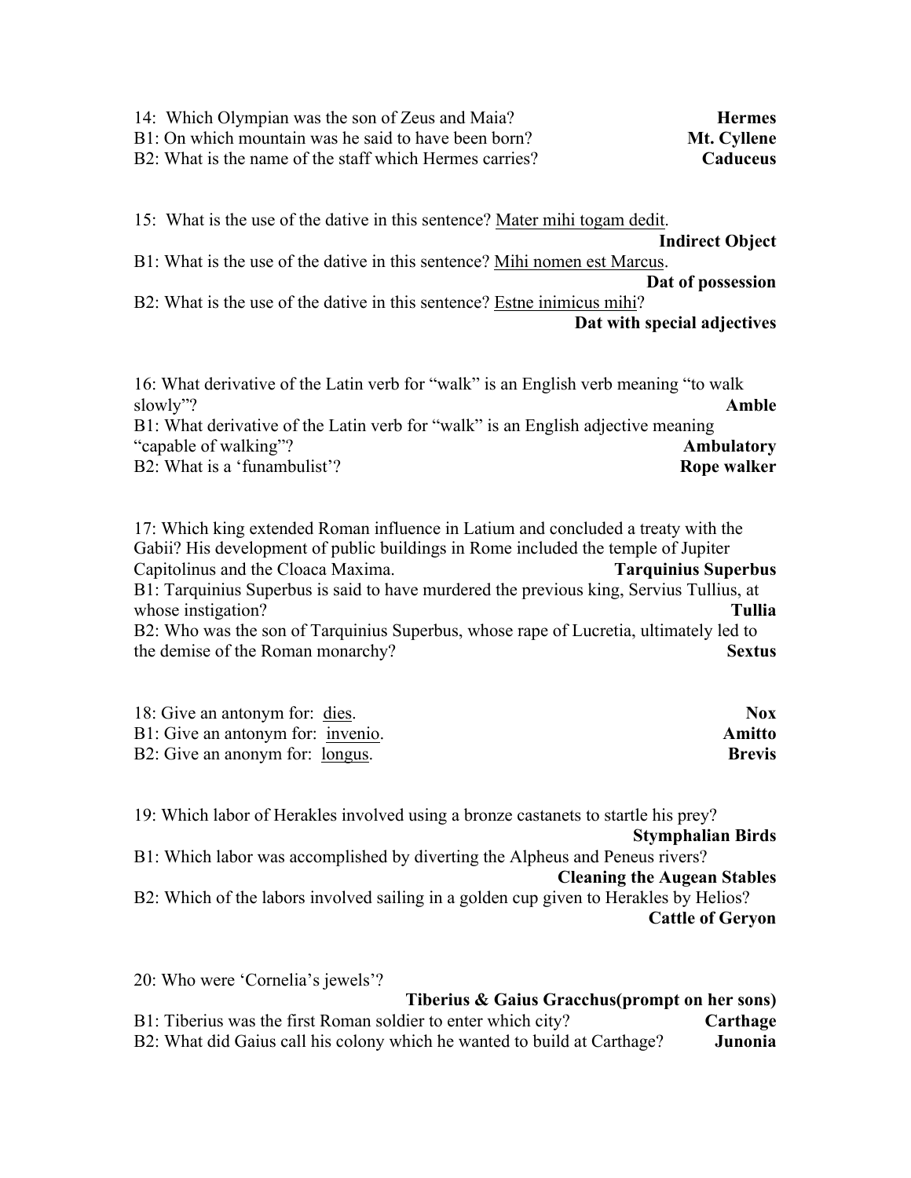14: Which Olympian was the son of Zeus and Maia? **Hermes**
B1: On which mountain was he said to have been born? **Mt. Cyllene**
B2: What is the name of the staff which Hermes carries? **Caduceus**

15: What is the use of the dative in this sentence? <u>Mater mihi togam dedit</u>.
**Indirect Object**
B1: What is the use of the dative in this sentence? <u>Mihi nomen est Marcus</u>.
**Dat of possession**
B2: What is the use of the dative in this sentence? <u>Estne inimicus mihi</u>?
**Dat with special adjectives**

16: What derivative of the Latin verb for "walk" is an English verb meaning "to walk slowly"? **Amble**
B1: What derivative of the Latin verb for "walk" is an English adjective meaning "capable of walking"? **Ambulatory**
B2: What is a 'funambulist'? **Rope walker**

17: Which king extended Roman influence in Latium and concluded a treaty with the Gabii? His development of public buildings in Rome included the temple of Jupiter Capitolinus and the Cloaca Maxima. **Tarquinius Superbus**
B1: Tarquinius Superbus is said to have murdered the previous king, Servius Tullius, at whose instigation? **Tullia**
B2: Who was the son of Tarquinius Superbus, whose rape of Lucretia, ultimately led to the demise of the Roman monarchy? **Sextus**

18: Give an antonym for: <u>dies</u>. **Nox**
B1: Give an antonym for: <u>invenio</u>. **Amitto**
B2: Give an anonym for: <u>longus</u>. **Brevis**

19: Which labor of Herakles involved using a bronze castanets to startle his prey?
**Stymphalian Birds**
B1: Which labor was accomplished by diverting the Alpheus and Peneus rivers?
**Cleaning the Augean Stables**
B2: Which of the labors involved sailing in a golden cup given to Herakles by Helios?
**Cattle of Geryon**

20: Who were 'Cornelia's jewels'?
**Tiberius & Gaius Gracchus(prompt on her sons)**
B1: Tiberius was the first Roman soldier to enter which city? **Carthage**
B2: What did Gaius call his colony which he wanted to build at Carthage? **Junonia**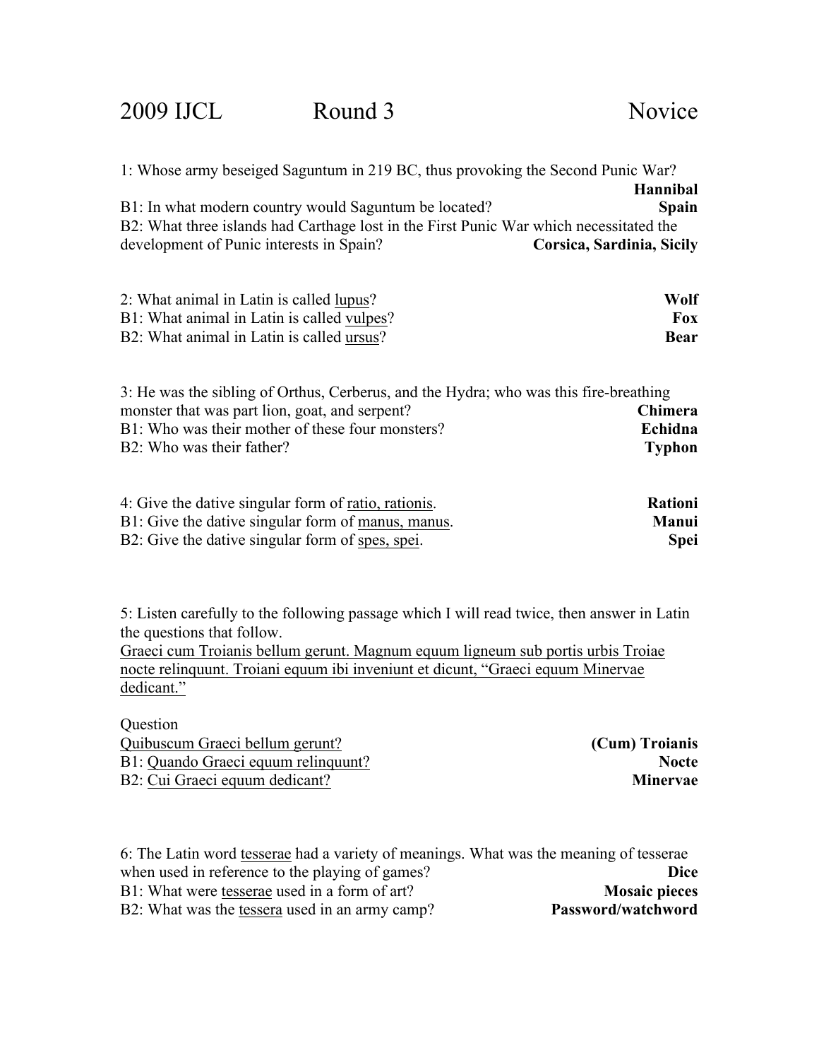# 2009 IJCL Round 3 Novice

1: Whose army beseiged Saguntum in 219 BC, thus provoking the Second Punic War? **Hannibal**
B1: In what modern country would Saguntum be located? **Spain**
B2: What three islands had Carthage lost in the First Punic War which necessitated the development of Punic interests in Spain? **Corsica, Sardinia, Sicily**

2: What animal in Latin is called <u>lupus</u>? **Wolf**
B1: What animal in Latin is called <u>vulpes</u>? **Fox**
B2: What animal in Latin is called <u>ursus</u>? **Bear**

3: He was the sibling of Orthus, Cerberus, and the Hydra; who was this fire-breathing monster that was part lion, goat, and serpent? **Chimera**
B1: Who was their mother of these four monsters? **Echidna**
B2: Who was their father? **Typhon**

4: Give the dative singular form of <u>ratio, rationis</u>. **Rationi**
B1: Give the dative singular form of <u>manus, manus</u>. **Manui**
B2: Give the dative singular form of <u>spes, spei</u>. **Spei**

5: Listen carefully to the following passage which I will read twice, then answer in Latin the questions that follow.
<u>Graeci cum Troianis bellum gerunt. Magnum equum ligneum sub portis urbis Troiae nocte relinquunt. Troiani equum ibi inveniunt et dicunt, "Graeci equum Minervae dedicant."</u>

Question
<u>Quibuscum Graeci bellum gerunt?</u> **(Cum) Troianis**
B1: <u>Quando Graeci equum relinquunt?</u> **Nocte**
B2: <u>Cui Graeci equum dedicant?</u> **Minervae**

6: The Latin word <u>tesserae</u> had a variety of meanings. What was the meaning of tesserae when used in reference to the playing of games? **Dice**
B1: What were <u>tesserae</u> used in a form of art? **Mosaic pieces**
B2: What was the <u>tessera</u> used in an army camp? **Password/watchword**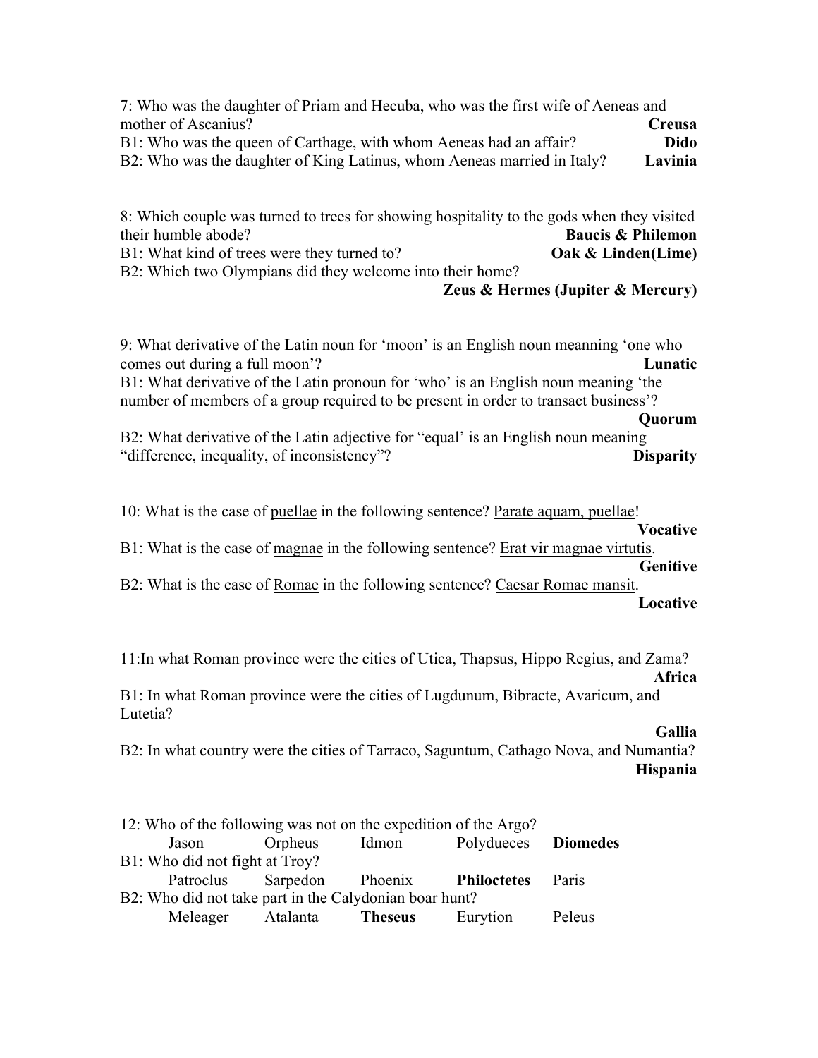7: Who was the daughter of Priam and Hecuba, who was the first wife of Aeneas and mother of Ascanius? **Creusa**

B1: Who was the queen of Carthage, with whom Aeneas had an affair? **Dido**

B2: Who was the daughter of King Latinus, whom Aeneas married in Italy? **Lavinia**

8: Which couple was turned to trees for showing hospitality to the gods when they visited their humble abode? **Baucis & Philemon**

B1: What kind of trees were they turned to? **Oak & Linden(Lime)**

B2: Which two Olympians did they welcome into their home? **Zeus & Hermes (Jupiter & Mercury)**

9: What derivative of the Latin noun for 'moon' is an English noun meanning 'one who comes out during a full moon'? **Lunatic**

B1: What derivative of the Latin pronoun for 'who' is an English noun meaning 'the number of members of a group required to be present in order to transact business'? **Quorum**

B2: What derivative of the Latin adjective for "equal' is an English noun meaning "difference, inequality, of inconsistency"? **Disparity**

10: What is the case of puellae in the following sentence? Parate aquam, puellae! **Vocative**

B1: What is the case of magnae in the following sentence? Erat vir magnae virtutis. **Genitive**

B2: What is the case of Romae in the following sentence? Caesar Romae mansit. **Locative**

11:In what Roman province were the cities of Utica, Thapsus, Hippo Regius, and Zama? **Africa**

B1: In what Roman province were the cities of Lugdunum, Bibracte, Avaricum, and Lutetia? **Gallia**

B2: In what country were the cities of Tarraco, Saguntum, Cathago Nova, and Numantia? **Hispania**

12: Who of the following was not on the expedition of the Argo?

Jason Orpheus Idmon Polydueces **Diomedes**

B1: Who did not fight at Troy?

Patroclus Sarpedon Phoenix **Philoctetes** Paris

B2: Who did not take part in the Calydonian boar hunt?

Meleager Atalanta **Theseus** Eurytion Peleus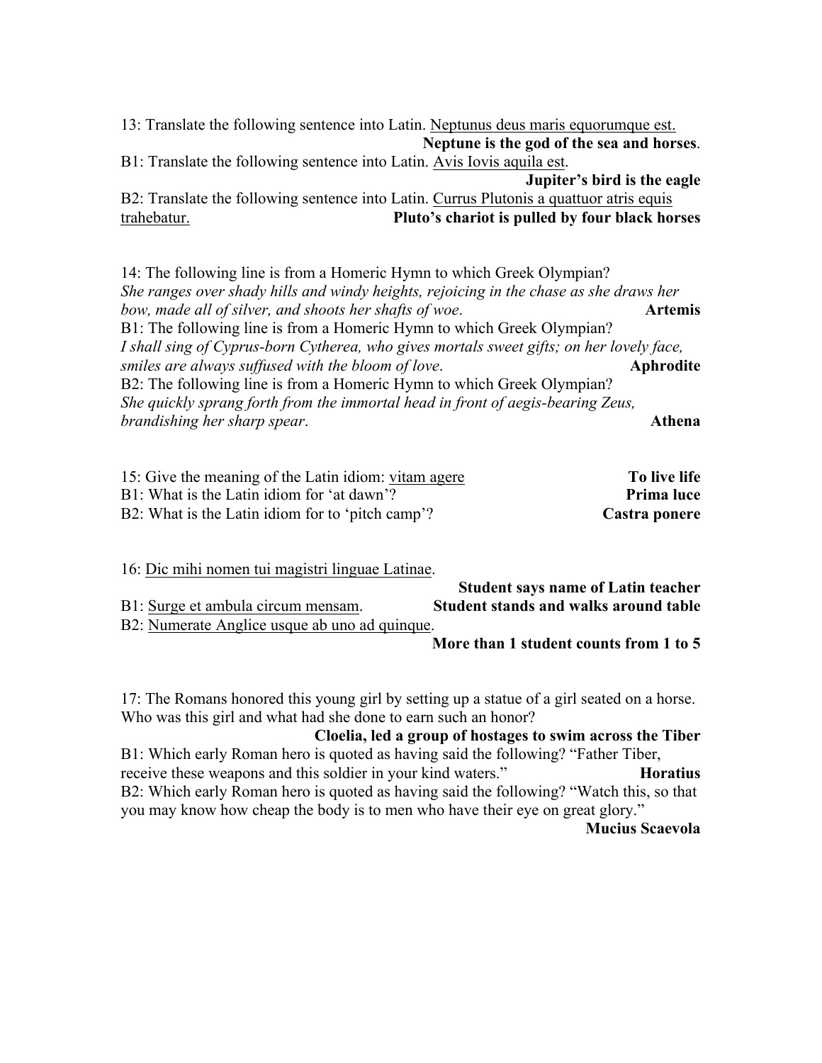13: Translate the following sentence into Latin. <u>Neptunus deus maris equorumque est.</u>

**Neptune is the god of the sea and horses**.

B1: Translate the following sentence into Latin. <u>Avis Iovis aquila est</u>.

**Jupiter's bird is the eagle**

B2: Translate the following sentence into Latin. <u>Currus Plutonis a quattuor atris equis trahebatur.</u>

**Pluto's chariot is pulled by four black horses**

14: The following line is from a Homeric Hymn to which Greek Olympian?

*She ranges over shady hills and windy heights, rejoicing in the chase as she draws her bow, made all of silver, and shoots her shafts of woe*. **Artemis**

B1: The following line is from a Homeric Hymn to which Greek Olympian?

*I shall sing of Cyprus-born Cytherea, who gives mortals sweet gifts; on her lovely face, smiles are always suffused with the bloom of love*. **Aphrodite**

B2: The following line is from a Homeric Hymn to which Greek Olympian?

*She quickly sprang forth from the immortal head in front of aegis-bearing Zeus, brandishing her sharp spear*. **Athena**

15: Give the meaning of the Latin idiom: <u>vitam agere</u> **To live life**

B1: What is the Latin idiom for 'at dawn'? **Prima luce**

B2: What is the Latin idiom for to 'pitch camp'? **Castra ponere**

16: <u>Dic mihi nomen tui magistri linguae Latinae</u>.

**Student says name of Latin teacher**

B1: <u>Surge et ambula circum mensam</u>. **Student stands and walks around table**

B2: <u>Numerate Anglice usque ab uno ad quinque</u>.

**More than 1 student counts from 1 to 5**

17: The Romans honored this young girl by setting up a statue of a girl seated on a horse. Who was this girl and what had she done to earn such an honor?

**Cloelia, led a group of hostages to swim across the Tiber**

B1: Which early Roman hero is quoted as having said the following? "Father Tiber, receive these weapons and this soldier in your kind waters." **Horatius**

B2: Which early Roman hero is quoted as having said the following? "Watch this, so that you may know how cheap the body is to men who have their eye on great glory."

**Mucius Scaevola**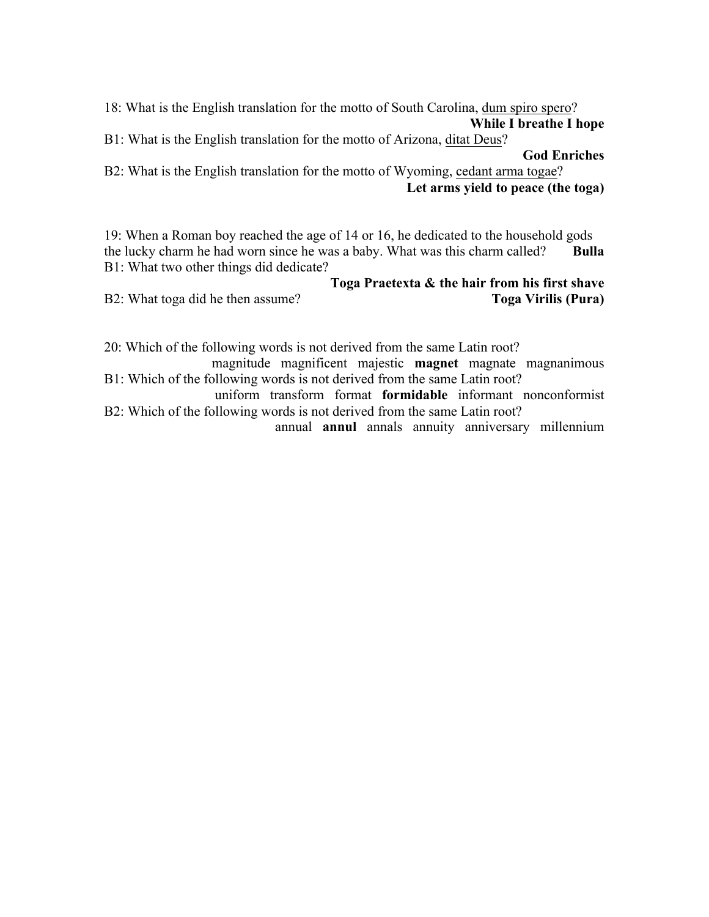18: What is the English translation for the motto of South Carolina, dum spiro spero?

**While I breathe I hope**

B1: What is the English translation for the motto of Arizona, ditat Deus?

**God Enriches**

B2: What is the English translation for the motto of Wyoming, cedant arma togae?

**Let arms yield to peace (the toga)**

19: When a Roman boy reached the age of 14 or 16, he dedicated to the household gods the lucky charm he had worn since he was a baby. What was this charm called? **Bulla**

B1: What two other things did dedicate?

**Toga Praetexta & the hair from his first shave**

B2: What toga did he then assume? **Toga Virilis (Pura)**

20: Which of the following words is not derived from the same Latin root?

magnitude magnificent majestic **magnet** magnate magnanimous

B1: Which of the following words is not derived from the same Latin root?

uniform transform format **formidable** informant nonconformist

B2: Which of the following words is not derived from the same Latin root?

annual **annul** annals annuity anniversary millennium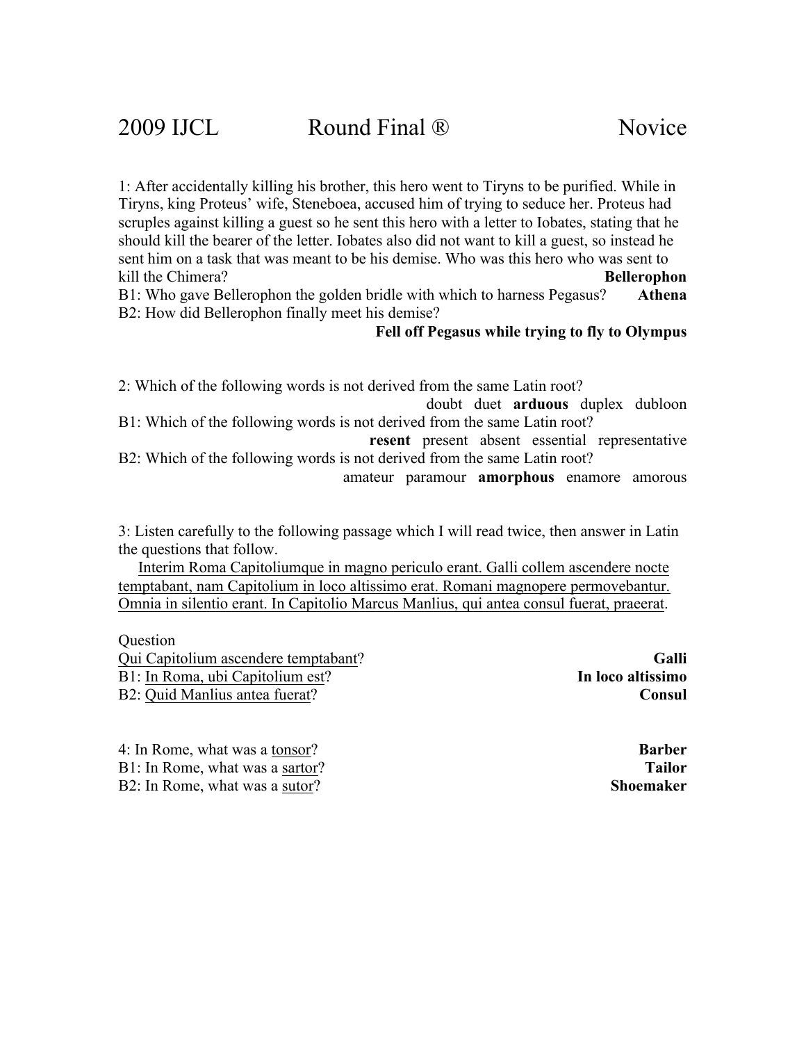# 2009 IJCL Round Final ® Novice

1: After accidentally killing his brother, this hero went to Tiryns to be purified. While in Tiryns, king Proteus' wife, Steneboea, accused him of trying to seduce her. Proteus had scruples against killing a guest so he sent this hero with a letter to Iobates, stating that he should kill the bearer of the letter. Iobates also did not want to kill a guest, so instead he sent him on a task that was meant to be his demise. Who was this hero who was sent to kill the Chimera? **Bellerophon**

B1: Who gave Bellerophon the golden bridle with which to harness Pegasus? **Athena**

B2: How did Bellerophon finally meet his demise?

**Fell off Pegasus while trying to fly to Olympus**

2: Which of the following words is not derived from the same Latin root?

doubt duet **arduous** duplex dubloon

B1: Which of the following words is not derived from the same Latin root?

**resent** present absent essential representative

B2: Which of the following words is not derived from the same Latin root?

amateur paramour **amorphous** enamore amorous

3: Listen carefully to the following passage which I will read twice, then answer in Latin the questions that follow.

<u>Interim Roma Capitoliumque in magno periculo erant. Galli collem ascendere nocte temptabant, nam Capitolium in loco altissimo erat. Romani magnopere permovebantur. Omnia in silentio erant. In Capitolio Marcus Manlius, qui antea consul fuerat, praeerat</u>.

Question

<u>Qui Capitolium ascendere temptabant</u>? **Galli**

B1: <u>In Roma, ubi Capitolium est</u>? **In loco altissimo**

B2: <u>Quid Manlius antea fuerat</u>? **Consul**

4: In Rome, what was a <u>tonsor</u>? **Barber**

B1: In Rome, what was a <u>sartor</u>? **Tailor**

B2: In Rome, what was a <u>sutor</u>? **Shoemaker**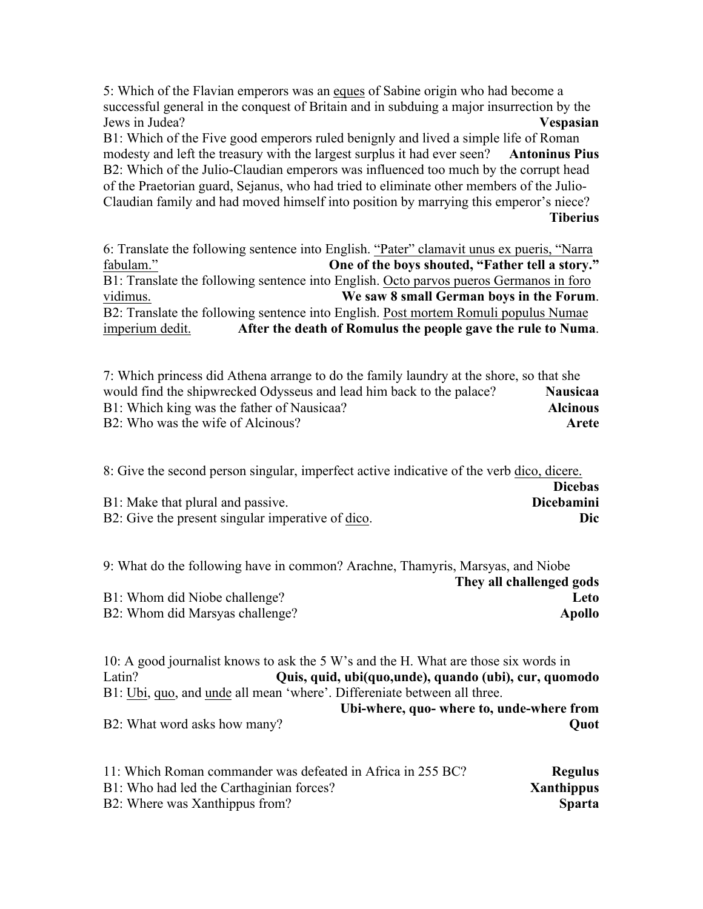5: Which of the Flavian emperors was an <u>eques</u> of Sabine origin who had become a successful general in the conquest of Britain and in subduing a major insurrection by the Jews in Judea? **Vespasian**

B1: Which of the Five good emperors ruled benignly and lived a simple life of Roman modesty and left the treasury with the largest surplus it had ever seen? **Antoninus Pius**

B2: Which of the Julio-Claudian emperors was influenced too much by the corrupt head of the Praetorian guard, Sejanus, who had tried to eliminate other members of the Julio-Claudian family and had moved himself into position by marrying this emperor's niece? **Tiberius**

6: Translate the following sentence into English. <u>"Pater" clamavit unus ex pueris, "Narra fabulam."</u> **One of the boys shouted, "Father tell a story."**

B1: Translate the following sentence into English. <u>Octo parvos pueros Germanos in foro vidimus.</u> **We saw 8 small German boys in the Forum**.

B2: Translate the following sentence into English. <u>Post mortem Romuli populus Numae imperium dedit.</u> **After the death of Romulus the people gave the rule to Numa**.

7: Which princess did Athena arrange to do the family laundry at the shore, so that she would find the shipwrecked Odysseus and lead him back to the palace? **Nausicaa**

B1: Which king was the father of Nausicaa? **Alcinous**

B2: Who was the wife of Alcinous? **Arete**

8: Give the second person singular, imperfect active indicative of the verb <u>dico, dicere.</u> **Dicebas**

B1: Make that plural and passive. **Dicebamini**

B2: Give the present singular imperative of <u>dico</u>. **Dic**

9: What do the following have in common? Arachne, Thamyris, Marsyas, and Niobe **They all challenged gods**

B1: Whom did Niobe challenge? **Leto**

B2: Whom did Marsyas challenge? **Apollo**

10: A good journalist knows to ask the 5 W's and the H. What are those six words in Latin? **Quis, quid, ubi(quo,unde), quando (ubi), cur, quomodo**

B1: <u>Ubi</u>, <u>quo</u>, and <u>unde</u> all mean 'where'. Differeniate between all three. **Ubi-where, quo- where to, unde-where from**

B2: What word asks how many? **Quot**

11: Which Roman commander was defeated in Africa in 255 BC? **Regulus**

B1: Who had led the Carthaginian forces? **Xanthippus**

B2: Where was Xanthippus from? **Sparta**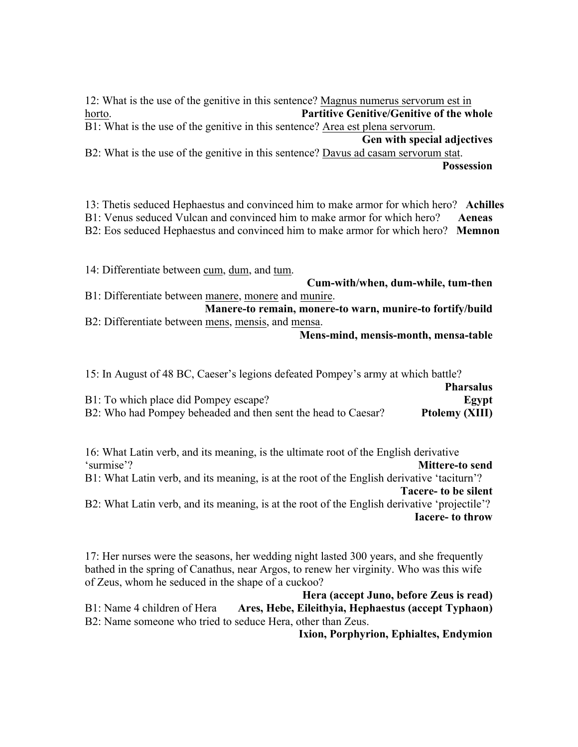12: What is the use of the genitive in this sentence? <u>Magnus numerus servorum est in horto</u>. **Partitive Genitive/Genitive of the whole**

B1: What is the use of the genitive in this sentence? <u>Area est plena servorum</u>. **Gen with special adjectives**

B2: What is the use of the genitive in this sentence? <u>Davus ad casam servorum stat</u>. **Possession**

13: Thetis seduced Hephaestus and convinced him to make armor for which hero? **Achilles**

B1: Venus seduced Vulcan and convinced him to make armor for which hero? **Aeneas**

B2: Eos seduced Hephaestus and convinced him to make armor for which hero? **Memnon**

14: Differentiate between <u>cum</u>, <u>dum</u>, and <u>tum</u>. **Cum-with/when, dum-while, tum-then**

B1: Differentiate between <u>manere</u>, <u>monere</u> and <u>munire</u>. **Manere-to remain, monere-to warn, munire-to fortify/build**

B2: Differentiate between <u>mens</u>, <u>mensis</u>, and <u>mensa</u>. **Mens-mind, mensis-month, mensa-table**

15: In August of 48 BC, Caeser's legions defeated Pompey's army at which battle? **Pharsalus**

B1: To which place did Pompey escape? **Egypt**

B2: Who had Pompey beheaded and then sent the head to Caesar? **Ptolemy (XIII)**

16: What Latin verb, and its meaning, is the ultimate root of the English derivative 'surmise'? **Mittere-to send**

B1: What Latin verb, and its meaning, is at the root of the English derivative 'taciturn'? **Tacere- to be silent**

B2: What Latin verb, and its meaning, is at the root of the English derivative 'projectile'? **Iacere- to throw**

17: Her nurses were the seasons, her wedding night lasted 300 years, and she frequently bathed in the spring of Canathus, near Argos, to renew her virginity. Who was this wife of Zeus, whom he seduced in the shape of a cuckoo? **Hera (accept Juno, before Zeus is read)**

B1: Name 4 children of Hera **Ares, Hebe, Eileithyia, Hephaestus (accept Typhaon)**

B2: Name someone who tried to seduce Hera, other than Zeus. **Ixion, Porphyrion, Ephialtes, Endymion**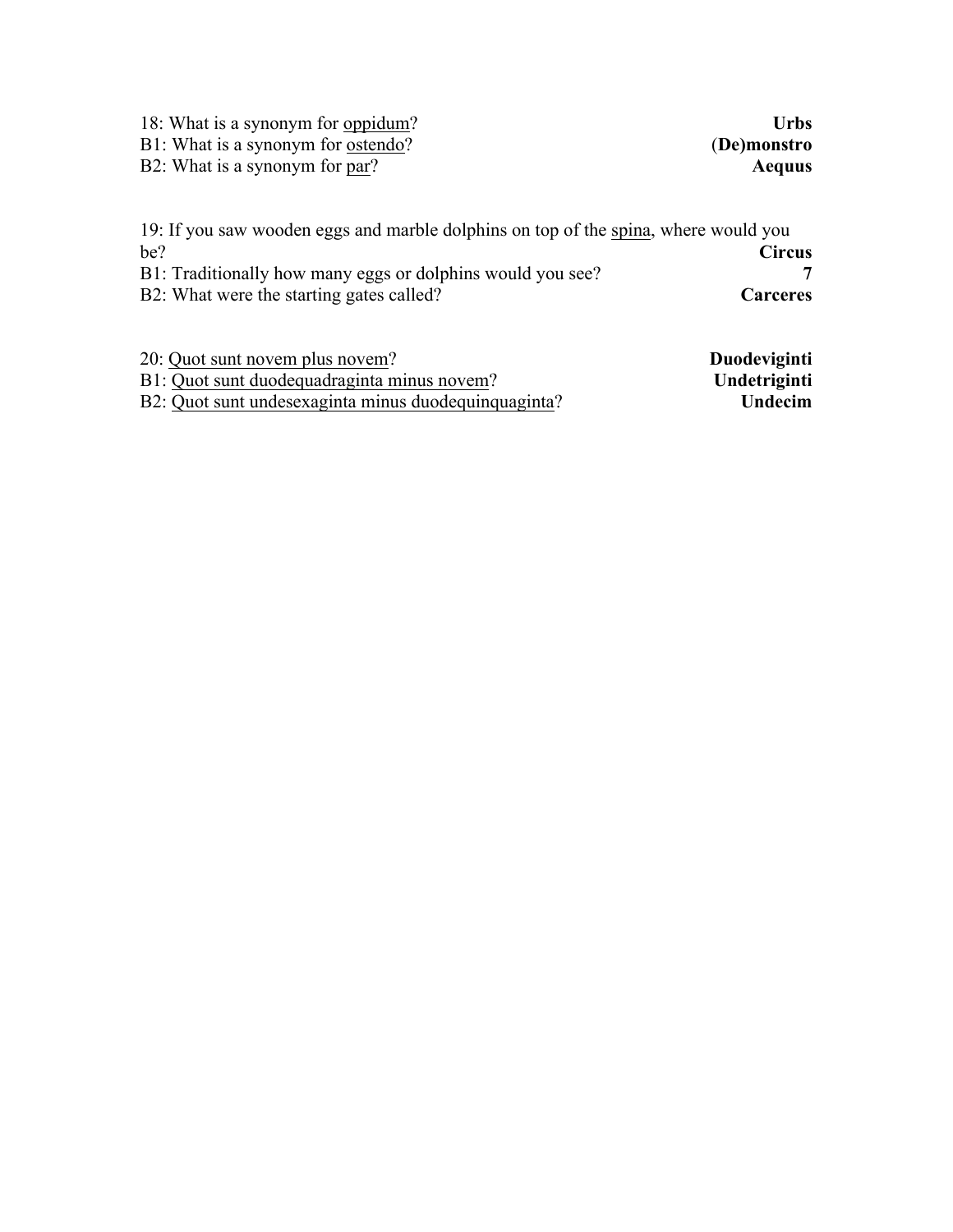18: What is a synonym for <u>oppidum</u>? **Urbs**
B1: What is a synonym for <u>ostendo</u>? **(De)monstro**
B2: What is a synonym for <u>par</u>? **Aequus**

19: If you saw wooden eggs and marble dolphins on top of the <u>spina</u>, where would you be? **Circus**
B1: Traditionally how many eggs or dolphins would you see? **7**
B2: What were the starting gates called? **Carceres**

20: <u>Quot sunt novem plus novem</u>? **Duodeviginti**
B1: <u>Quot sunt duodequadraginta minus novem</u>? **Undetriginti**
B2: <u>Quot sunt undesexaginta minus duodequinquaginta</u>? **Undecim**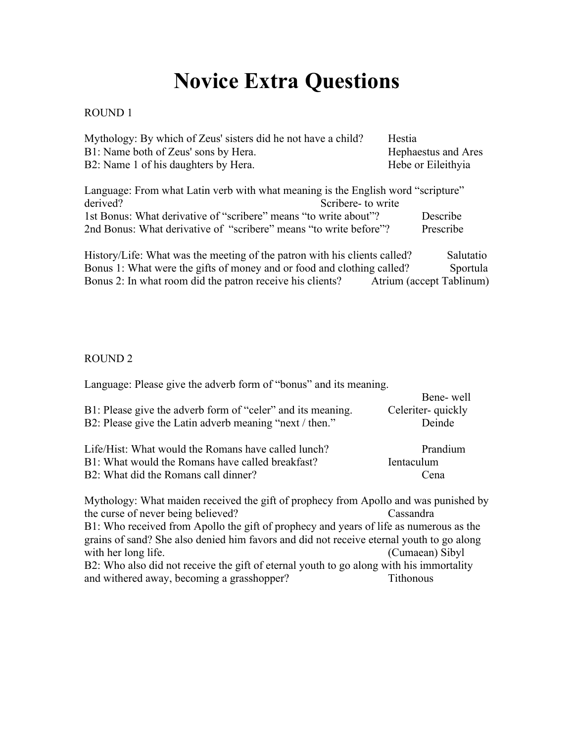# Novice Extra Questions

ROUND 1

Mythology: By which of Zeus' sisters did he not have a child? Hestia
B1: Name both of Zeus' sons by Hera. Hephaestus and Ares
B2: Name 1 of his daughters by Hera. Hebe or Eileithyia

Language: From what Latin verb with what meaning is the English word "scripture" derived? Scribere- to write
1st Bonus: What derivative of "scribere" means "to write about"? Describe
2nd Bonus: What derivative of "scribere" means "to write before"? Prescribe

History/Life: What was the meeting of the patron with his clients called? Salutatio
Bonus 1: What were the gifts of money and or food and clothing called? Sportula
Bonus 2: In what room did the patron receive his clients? Atrium (accept Tablinum)

ROUND 2

Language: Please give the adverb form of "bonus" and its meaning. Bene- well
B1: Please give the adverb form of "celer" and its meaning. Celeriter- quickly
B2: Please give the Latin adverb meaning "next / then." Deinde

Life/Hist: What would the Romans have called lunch? Prandium
B1: What would the Romans have called breakfast? Ientaculum
B2: What did the Romans call dinner? Cena

Mythology: What maiden received the gift of prophecy from Apollo and was punished by the curse of never being believed? Cassandra
B1: Who received from Apollo the gift of prophecy and years of life as numerous as the grains of sand? She also denied him favors and did not receive eternal youth to go along with her long life. (Cumaean) Sibyl
B2: Who also did not receive the gift of eternal youth to go along with his immortality and withered away, becoming a grasshopper? Tithonous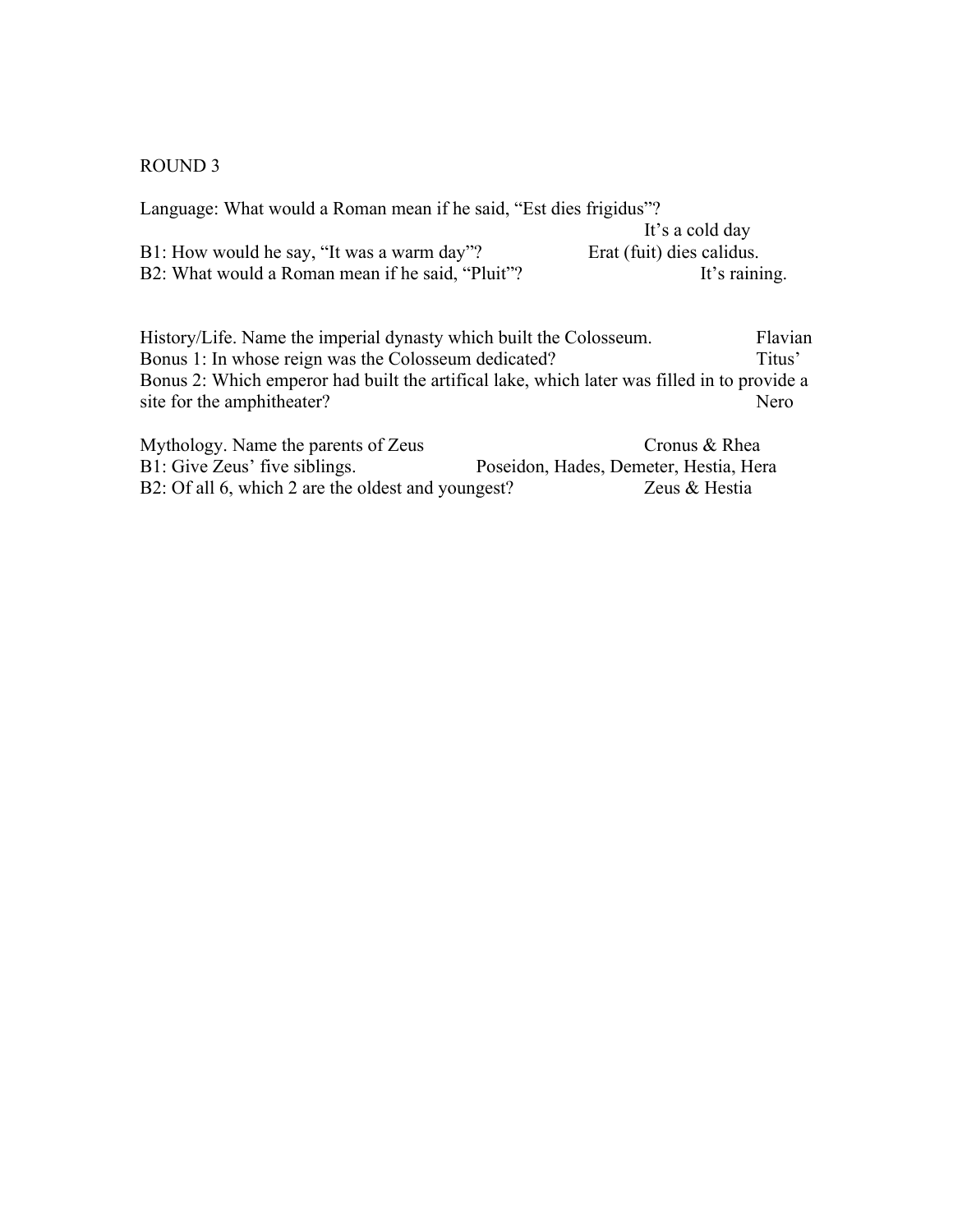ROUND 3

Language: What would a Roman mean if he said, "Est dies frigidus"? — It's a cold day

B1: How would he say, "It was a warm day"? — Erat (fuit) dies calidus.

B2: What would a Roman mean if he said, "Pluit"? — It's raining.

History/Life. Name the imperial dynasty which built the Colosseum. — Flavian

Bonus 1: In whose reign was the Colosseum dedicated? — Titus'

Bonus 2: Which emperor had built the artifical lake, which later was filled in to provide a site for the amphitheater? — Nero

Mythology. Name the parents of Zeus — Cronus & Rhea

B1: Give Zeus' five siblings. — Poseidon, Hades, Demeter, Hestia, Hera

B2: Of all 6, which 2 are the oldest and youngest? — Zeus & Hestia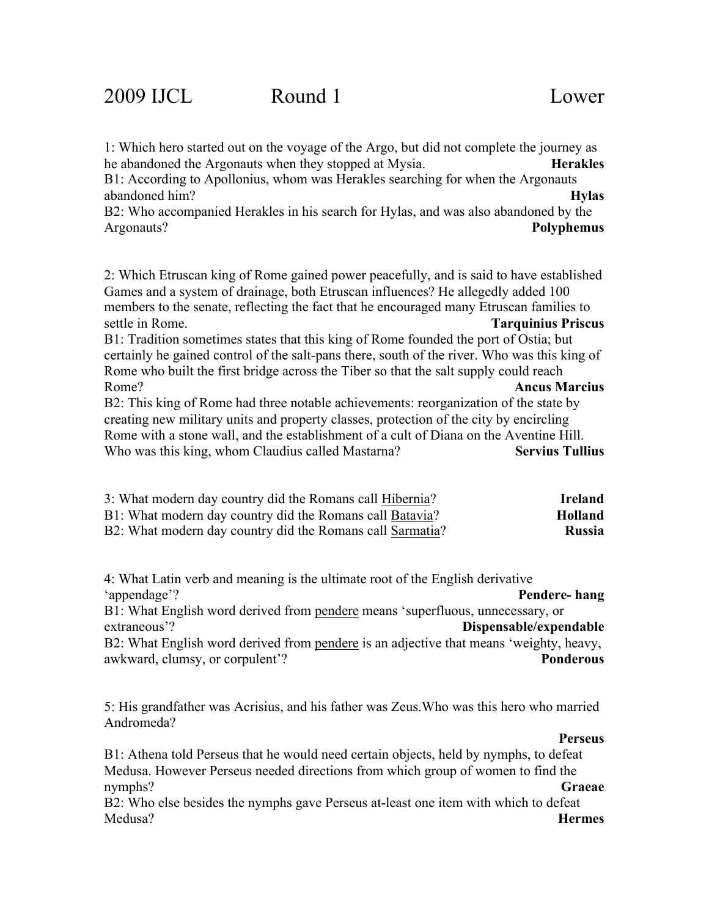# 2009 IJCL Round 1 Lower

1: Which hero started out on the voyage of the Argo, but did not complete the journey as he abandoned the Argonauts when they stopped at Mysia. **Herakles**

B1: According to Apollonius, whom was Herakles searching for when the Argonauts abandoned him? **Hylas**

B2: Who accompanied Herakles in his search for Hylas, and was also abandoned by the Argonauts? **Polyphemus**

2: Which Etruscan king of Rome gained power peacefully, and is said to have established Games and a system of drainage, both Etruscan influences? He allegedly added 100 members to the senate, reflecting the fact that he encouraged many Etruscan families to settle in Rome. **Tarquinius Priscus**

B1: Tradition sometimes states that this king of Rome founded the port of Ostia; but certainly he gained control of the salt-pans there, south of the river. Who was this king of Rome who built the first bridge across the Tiber so that the salt supply could reach Rome? **Ancus Marcius**

B2: This king of Rome had three notable achievements: reorganization of the state by creating new military units and property classes, protection of the city by encircling Rome with a stone wall, and the establishment of a cult of Diana on the Aventine Hill. Who was this king, whom Claudius called Mastarna? **Servius Tullius**

3: What modern day country did the Romans call <u>Hibernia</u>? **Ireland**

B1: What modern day country did the Romans call <u>Batavia</u>? **Holland**

B2: What modern day country did the Romans call <u>Sarmatia</u>? **Russia**

4: What Latin verb and meaning is the ultimate root of the English derivative 'appendage'? **Pendere- hang**

B1: What English word derived from <u>pendere</u> means 'superfluous, unnecessary, or extraneous'? **Dispensable/expendable**

B2: What English word derived from <u>pendere</u> is an adjective that means 'weighty, heavy, awkward, clumsy, or corpulent'? **Ponderous**

5: His grandfather was Acrisius, and his father was Zeus.Who was this hero who married Andromeda? **Perseus**

B1: Athena told Perseus that he would need certain objects, held by nymphs, to defeat Medusa. However Perseus needed directions from which group of women to find the nymphs? **Graeae**

B2: Who else besides the nymphs gave Perseus at-least one item with which to defeat Medusa? **Hermes**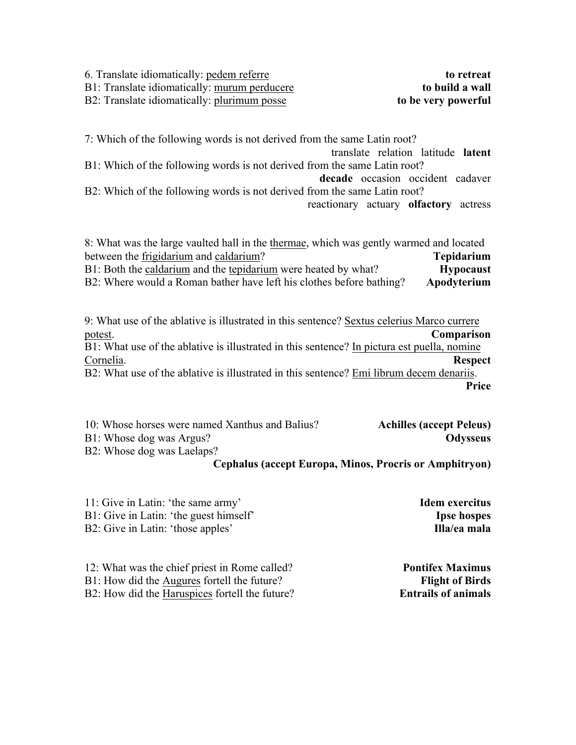6. Translate idiomatically: <u>pedem referre</u> **to retreat**
B1: Translate idiomatically: <u>murum perducere</u> **to build a wall**
B2: Translate idiomatically: <u>plurimum posse</u> **to be very powerful**

7: Which of the following words is not derived from the same Latin root?
translate relation latitude **latent**
B1: Which of the following words is not derived from the same Latin root?
**decade** occasion occident cadaver
B2: Which of the following words is not derived from the same Latin root?
reactionary actuary **olfactory** actress

8: What was the large vaulted hall in the <u>thermae</u>, which was gently warmed and located between the <u>frigidarium</u> and <u>caldarium</u>? **Tepidarium**
B1: Both the <u>caldarium</u> and the <u>tepidarium</u> were heated by what? **Hypocaust**
B2: Where would a Roman bather have left his clothes before bathing? **Apodyterium**

9: What use of the ablative is illustrated in this sentence? <u>Sextus celerius Marco currere potest</u>. **Comparison**
B1: What use of the ablative is illustrated in this sentence? <u>In pictura est puella, nomine Cornelia</u>. **Respect**
B2: What use of the ablative is illustrated in this sentence? <u>Emi librum decem denariis</u>. **Price**

10: Whose horses were named Xanthus and Balius? **Achilles (accept Peleus)**
B1: Whose dog was Argus? **Odysseus**
B2: Whose dog was Laelaps?
**Cephalus (accept Europa, Minos, Procris or Amphitryon)**

11: Give in Latin: 'the same army' **Idem exercitus**
B1: Give in Latin: 'the guest himself' **Ipse hospes**
B2: Give in Latin: 'those apples' **Illa/ea mala**

12: What was the chief priest in Rome called? **Pontifex Maximus**
B1: How did the <u>Augures</u> fortell the future? **Flight of Birds**
B2: How did the <u>Haruspices</u> fortell the future? **Entrails of animals**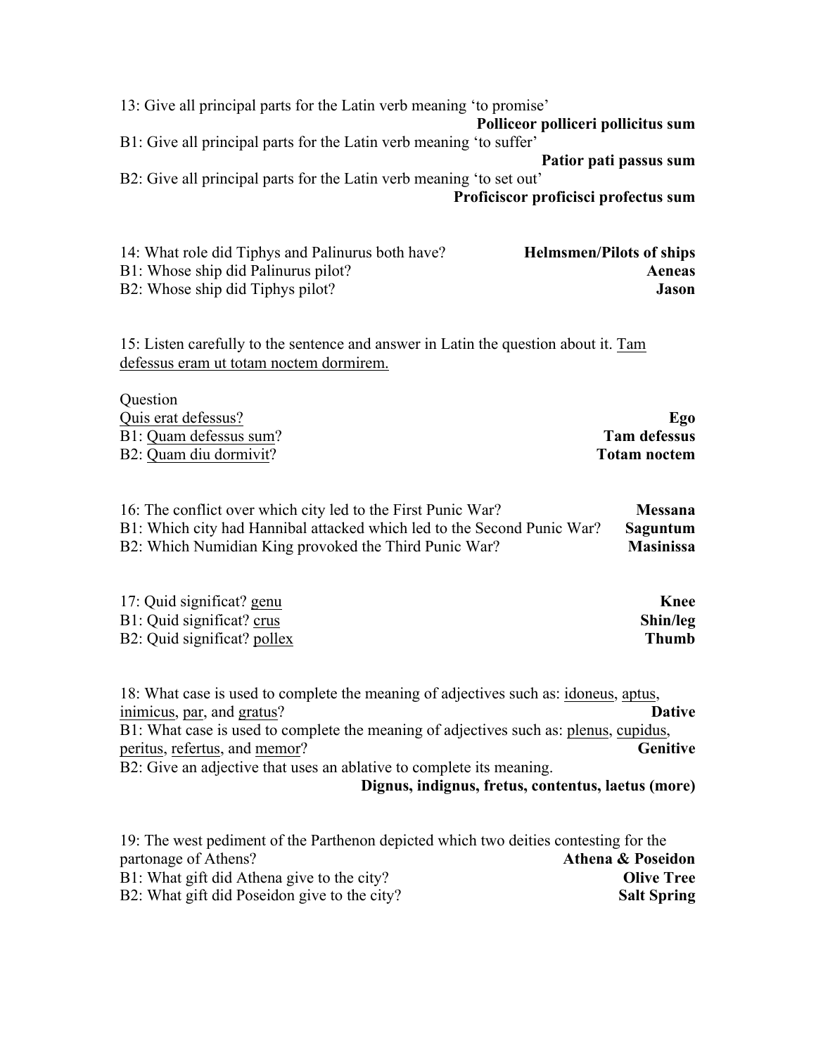13: Give all principal parts for the Latin verb meaning ‘to promise’

**Polliceor polliceri pollicitus sum**

B1: Give all principal parts for the Latin verb meaning ‘to suffer’

**Patior pati passus sum**

B2: Give all principal parts for the Latin verb meaning ‘to set out’

**Proficiscor proficisci profectus sum**

14: What role did Tiphys and Palinurus both have? **Helmsmen/Pilots of ships**

B1: Whose ship did Palinurus pilot? **Aeneas**

B2: Whose ship did Tiphys pilot? **Jason**

15: Listen carefully to the sentence and answer in Latin the question about it. <u>Tam defessus eram ut totam noctem dormirem.</u>

Question

<u>Quis erat defessus?</u> **Ego**

B1: <u>Quam defessus sum</u>? **Tam defessus**

B2: <u>Quam diu dormivit</u>? **Totam noctem**

16: The conflict over which city led to the First Punic War? **Messana**

B1: Which city had Hannibal attacked which led to the Second Punic War? **Saguntum**

B2: Which Numidian King provoked the Third Punic War? **Masinissa**

17: Quid significat? <u>genu</u> **Knee**

B1: Quid significat? <u>crus</u> **Shin/leg**

B2: Quid significat? <u>pollex</u> **Thumb**

18: What case is used to complete the meaning of adjectives such as: <u>idoneus</u>, <u>aptus</u>, <u>inimicus</u>, <u>par</u>, and <u>gratus</u>? **Dative**

B1: What case is used to complete the meaning of adjectives such as: <u>plenus</u>, <u>cupidus</u>, <u>peritus</u>, <u>refertus</u>, and <u>memor</u>? **Genitive**

B2: Give an adjective that uses an ablative to complete its meaning.

**Dignus, indignus, fretus, contentus, laetus (more)**

19: The west pediment of the Parthenon depicted which two deities contesting for the partonage of Athens? **Athena & Poseidon**

B1: What gift did Athena give to the city? **Olive Tree**

B2: What gift did Poseidon give to the city? **Salt Spring**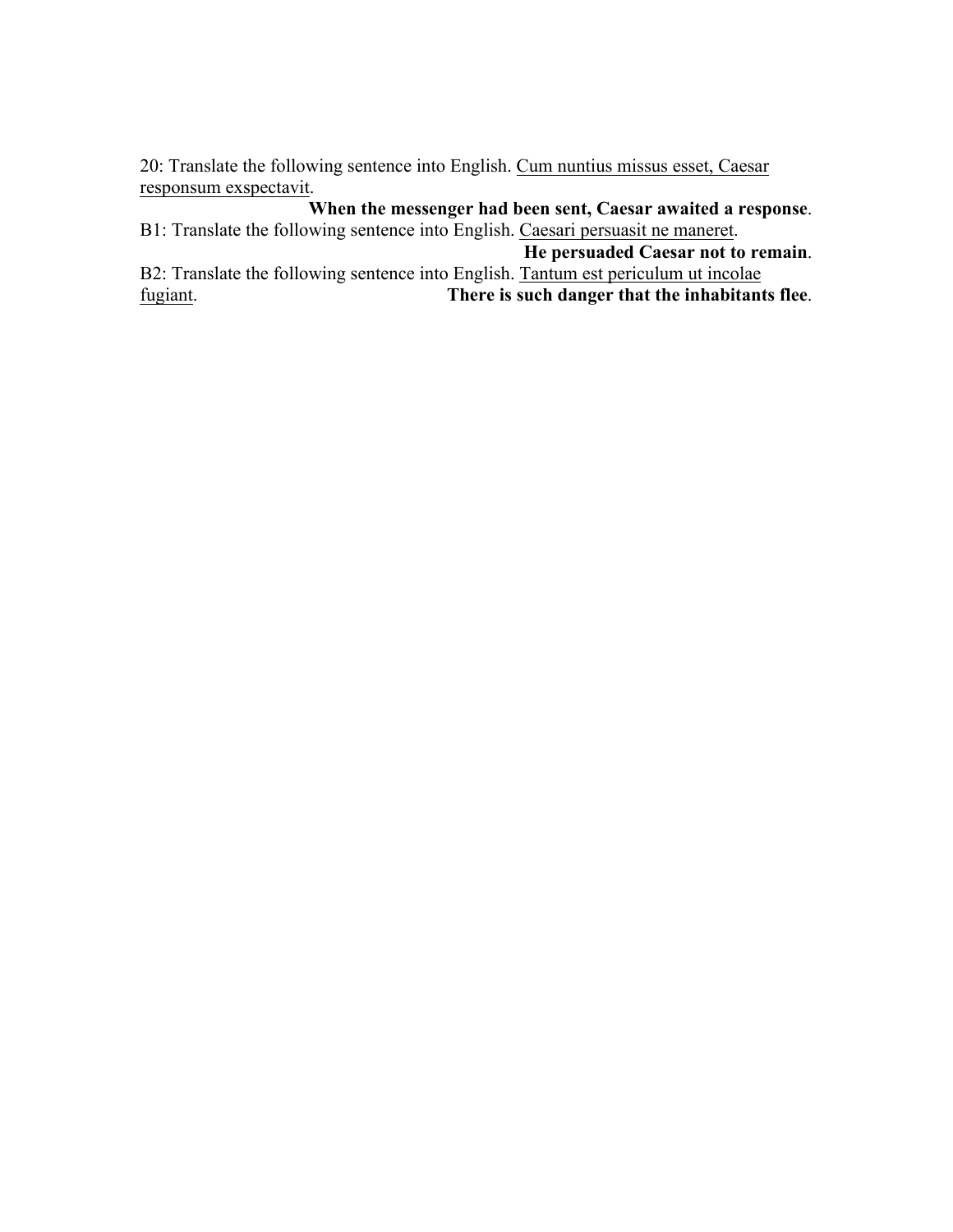20: Translate the following sentence into English. <u>Cum nuntius missus esset, Caesar responsum exspectavit</u>.

**When the messenger had been sent, Caesar awaited a response**.

B1: Translate the following sentence into English. <u>Caesari persuasit ne maneret</u>.

**He persuaded Caesar not to remain**.

B2: Translate the following sentence into English. <u>Tantum est periculum ut incolae fugiant</u>.

**There is such danger that the inhabitants flee**.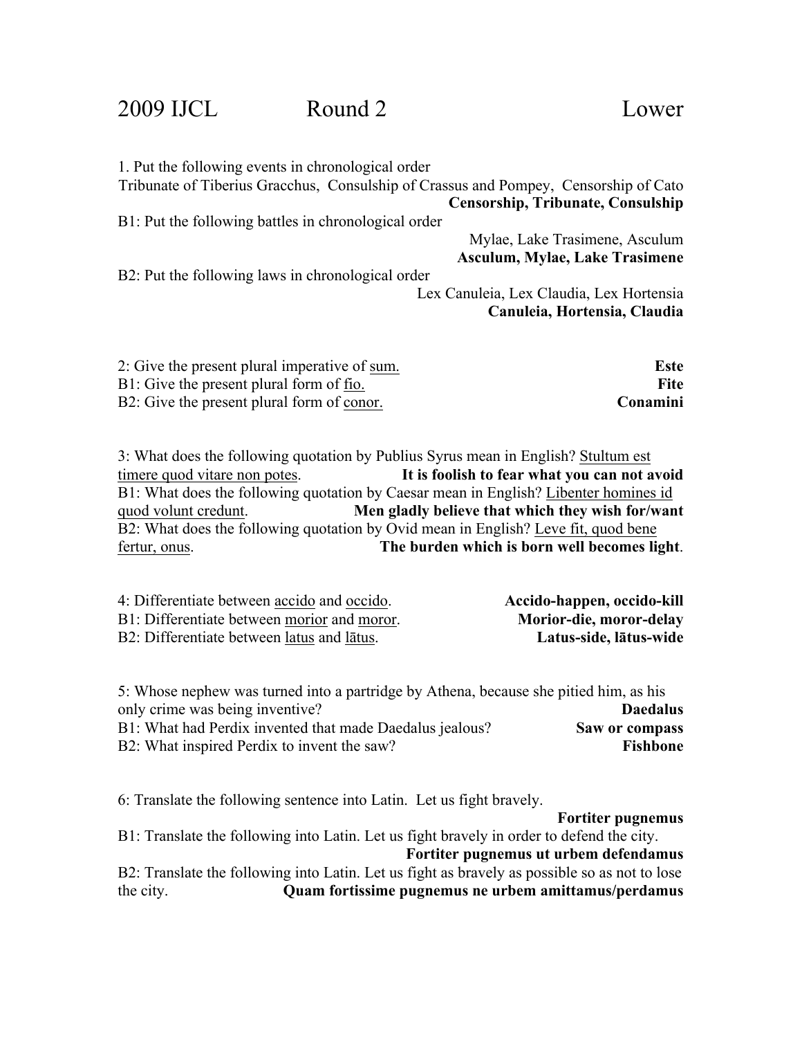# 2009 IJCL Round 2 Lower

1. Put the following events in chronological order
Tribunate of Tiberius Gracchus, Consulship of Crassus and Pompey, Censorship of Cato
**Censorship, Tribunate, Consulship**

B1: Put the following battles in chronological order
Mylae, Lake Trasimene, Asculum
**Asculum, Mylae, Lake Trasimene**

B2: Put the following laws in chronological order
Lex Canuleia, Lex Claudia, Lex Hortensia
**Canuleia, Hortensia, Claudia**

2: Give the present plural imperative of <u>sum.</u> **Este**
B1: Give the present plural form of <u>fio.</u> **Fite**
B2: Give the present plural form of <u>conor.</u> **Conamini**

3: What does the following quotation by Publius Syrus mean in English? <u>Stultum est timere quod vitare non potes</u>. **It is foolish to fear what you can not avoid**
B1: What does the following quotation by Caesar mean in English? <u>Libenter homines id quod volunt credunt</u>. **Men gladly believe that which they wish for/want**
B2: What does the following quotation by Ovid mean in English? <u>Leve fit, quod bene fertur, onus</u>. **The burden which is born well becomes light**.

4: Differentiate between <u>accido</u> and <u>occido</u>. **Accido-happen, occido-kill**
B1: Differentiate between <u>morior</u> and <u>moror</u>. **Morior-die, moror-delay**
B2: Differentiate between <u>latus</u> and <u>lātus</u>. **Latus-side, lātus-wide**

5: Whose nephew was turned into a partridge by Athena, because she pitied him, as his only crime was being inventive? **Daedalus**
B1: What had Perdix invented that made Daedalus jealous? **Saw or compass**
B2: What inspired Perdix to invent the saw? **Fishbone**

6: Translate the following sentence into Latin. Let us fight bravely.
**Fortiter pugnemus**
B1: Translate the following into Latin. Let us fight bravely in order to defend the city.
**Fortiter pugnemus ut urbem defendamus**
B2: Translate the following into Latin. Let us fight as bravely as possible so as not to lose the city. **Quam fortissime pugnemus ne urbem amittamus/perdamus**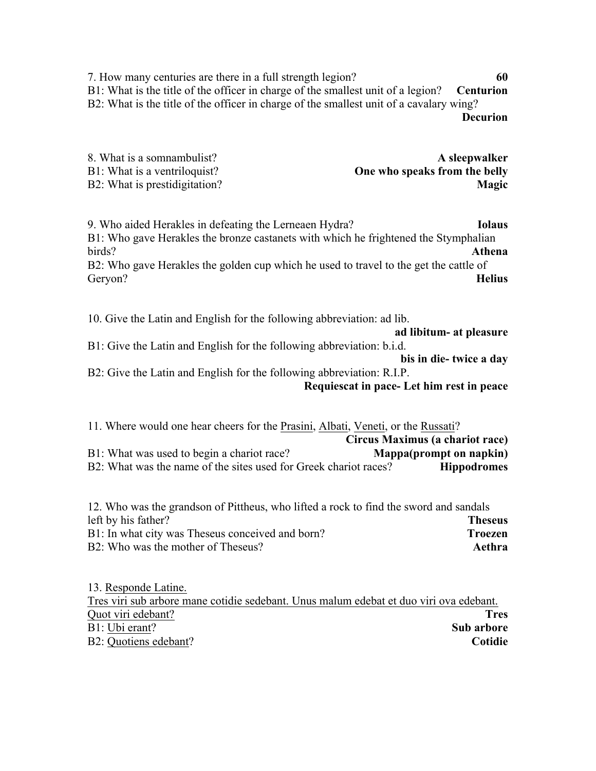7. How many centuries are there in a full strength legion? **60**
B1: What is the title of the officer in charge of the smallest unit of a legion? **Centurion**
B2: What is the title of the officer in charge of the smallest unit of a cavalary wing? **Decurion**

8. What is a somnambulist? **A sleepwalker**
B1: What is a ventriloquist? **One who speaks from the belly**
B2: What is prestidigitation? **Magic**

9. Who aided Herakles in defeating the Lerneaen Hydra? **Iolaus**
B1: Who gave Herakles the bronze castanets with which he frightened the Stymphalian birds? **Athena**
B2: Who gave Herakles the golden cup which he used to travel to the get the cattle of Geryon? **Helius**

10. Give the Latin and English for the following abbreviation: ad lib. **ad libitum- at pleasure**
B1: Give the Latin and English for the following abbreviation: b.i.d. **bis in die- twice a day**
B2: Give the Latin and English for the following abbreviation: R.I.P. **Requiescat in pace- Let him rest in peace**

11. Where would one hear cheers for the <u>Prasini</u>, <u>Albati</u>, <u>Veneti</u>, or the <u>Russati</u>? **Circus Maximus (a chariot race)**
B1: What was used to begin a chariot race? **Mappa(prompt on napkin)**
B2: What was the name of the sites used for Greek chariot races? **Hippodromes**

12. Who was the grandson of Pittheus, who lifted a rock to find the sword and sandals left by his father? **Theseus**
B1: In what city was Theseus conceived and born? **Troezen**
B2: Who was the mother of Theseus? **Aethra**

13. <u>Responde Latine.</u>
<u>Tres viri sub arbore mane cotidie sedebant. Unus malum edebat et duo viri ova edebant.</u>
<u>Quot viri edebant?</u> **Tres**
B1: <u>Ubi erant</u>? **Sub arbore**
B2: <u>Quotiens edebant</u>? **Cotidie**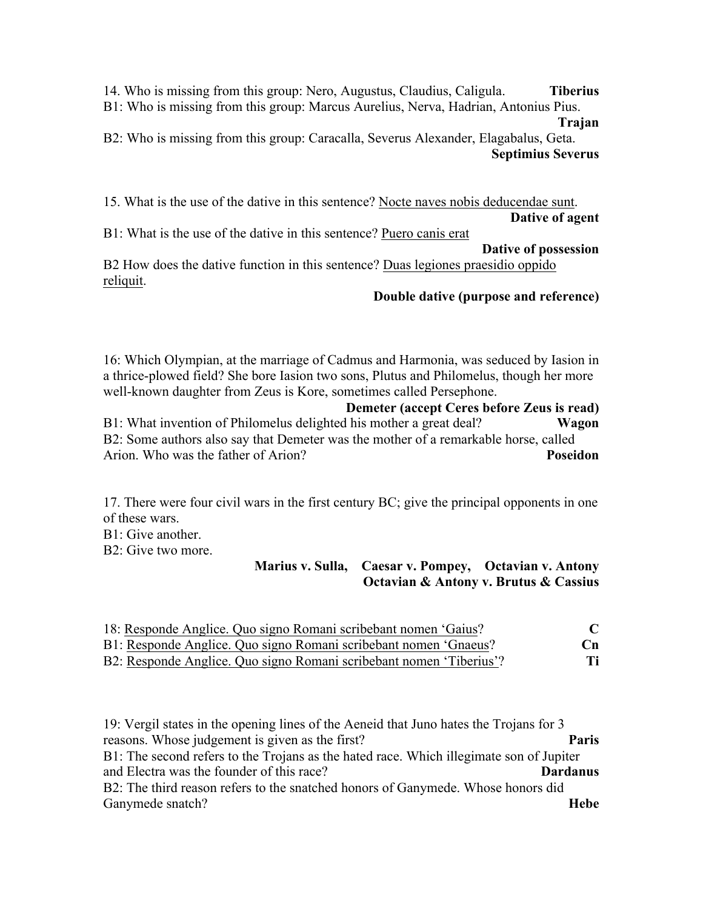14. Who is missing from this group: Nero, Augustus, Claudius, Caligula. **Tiberius**

B1: Who is missing from this group: Marcus Aurelius, Nerva, Hadrian, Antonius Pius. **Trajan**

B2: Who is missing from this group: Caracalla, Severus Alexander, Elagabalus, Geta. **Septimius Severus**

15. What is the use of the dative in this sentence? <u>Nocte naves nobis deducendae sunt</u>. **Dative of agent**

B1: What is the use of the dative in this sentence? <u>Puero canis erat</u> **Dative of possession**

B2 How does the dative function in this sentence? <u>Duas legiones praesidio oppido reliquit</u>. **Double dative (purpose and reference)**

16: Which Olympian, at the marriage of Cadmus and Harmonia, was seduced by Iasion in a thrice-plowed field? She bore Iasion two sons, Plutus and Philomelus, though her more well-known daughter from Zeus is Kore, sometimes called Persephone. **Demeter (accept Ceres before Zeus is read)**

B1: What invention of Philomelus delighted his mother a great deal? **Wagon**

B2: Some authors also say that Demeter was the mother of a remarkable horse, called Arion. Who was the father of Arion? **Poseidon**

17. There were four civil wars in the first century BC; give the principal opponents in one of these wars.

B1: Give another.

B2: Give two more.

**Marius v. Sulla, Caesar v. Pompey, Octavian v. Antony, Octavian & Antony v. Brutus & Cassius**

18: <u>Responde Anglice. Quo signo Romani scribebant nomen 'Gaius</u>? **C**

B1: <u>Responde Anglice. Quo signo Romani scribebant nomen 'Gnaeus</u>? **Cn**

B2: <u>Responde Anglice. Quo signo Romani scribebant nomen 'Tiberius'</u>? **Ti**

19: Vergil states in the opening lines of the Aeneid that Juno hates the Trojans for 3 reasons. Whose judgement is given as the first? **Paris**

B1: The second refers to the Trojans as the hated race. Which illegitimate son of Jupiter and Electra was the founder of this race? **Dardanus**

B2: The third reason refers to the snatched honors of Ganymede. Whose honors did Ganymede snatch? **Hebe**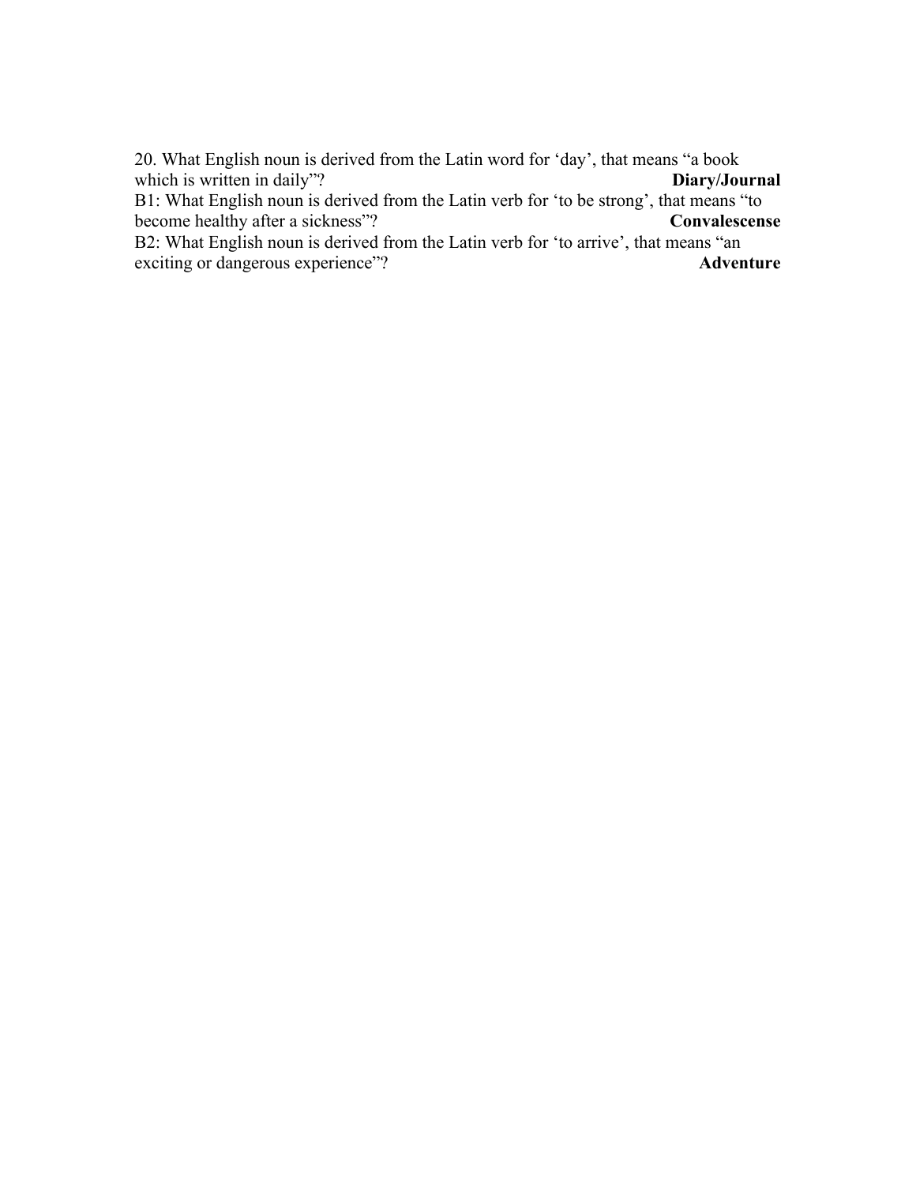20. What English noun is derived from the Latin word for ‘day’, that means “a book which is written in daily”? **Diary/Journal**

B1: What English noun is derived from the Latin verb for ‘to be strong’, that means “to become healthy after a sickness”? **Convalescense**

B2: What English noun is derived from the Latin verb for ‘to arrive’, that means “an exciting or dangerous experience”? **Adventure**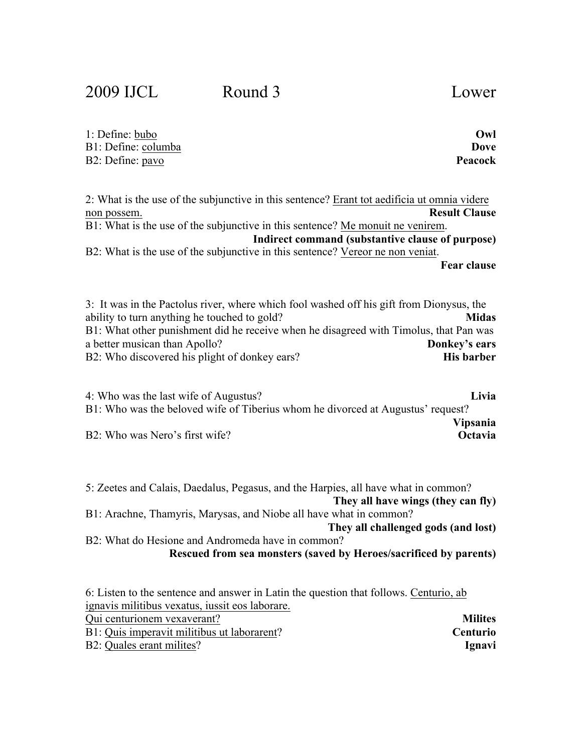2009 IJCL Round 3 Lower

1: Define: <u>bubo</u> **Owl**
B1: Define: <u>columba</u> **Dove**
B2: Define: <u>pavo</u> **Peacock**

2: What is the use of the subjunctive in this sentence? <u>Erant tot aedificia ut omnia videre non possem.</u> **Result Clause**
B1: What is the use of the subjunctive in this sentence? <u>Me monuit ne venirem</u>. **Indirect command (substantive clause of purpose)**
B2: What is the use of the subjunctive in this sentence? <u>Vereor ne non veniat</u>. **Fear clause**

3: It was in the Pactolus river, where which fool washed off his gift from Dionysus, the ability to turn anything he touched to gold? **Midas**
B1: What other punishment did he receive when he disagreed with Timolus, that Pan was a better musican than Apollo? **Donkey's ears**
B2: Who discovered his plight of donkey ears? **His barber**

4: Who was the last wife of Augustus? **Livia**
B1: Who was the beloved wife of Tiberius whom he divorced at Augustus' request? **Vipsania**
B2: Who was Nero's first wife? **Octavia**

5: Zeetes and Calais, Daedalus, Pegasus, and the Harpies, all have what in common? **They all have wings (they can fly)**
B1: Arachne, Thamyris, Marysas, and Niobe all have what in common? **They all challenged gods (and lost)**
B2: What do Hesione and Andromeda have in common? **Rescued from sea monsters (saved by Heroes/sacrificed by parents)**

6: Listen to the sentence and answer in Latin the question that follows. <u>Centurio, ab ignavis militibus vexatus, iussit eos laborare.</u>
<u>Qui centurionem vexaverant?</u> **Milites**
B1: <u>Quis imperavit militibus ut laborarent</u>? **Centurio**
B2: <u>Quales erant milites</u>? **Ignavi**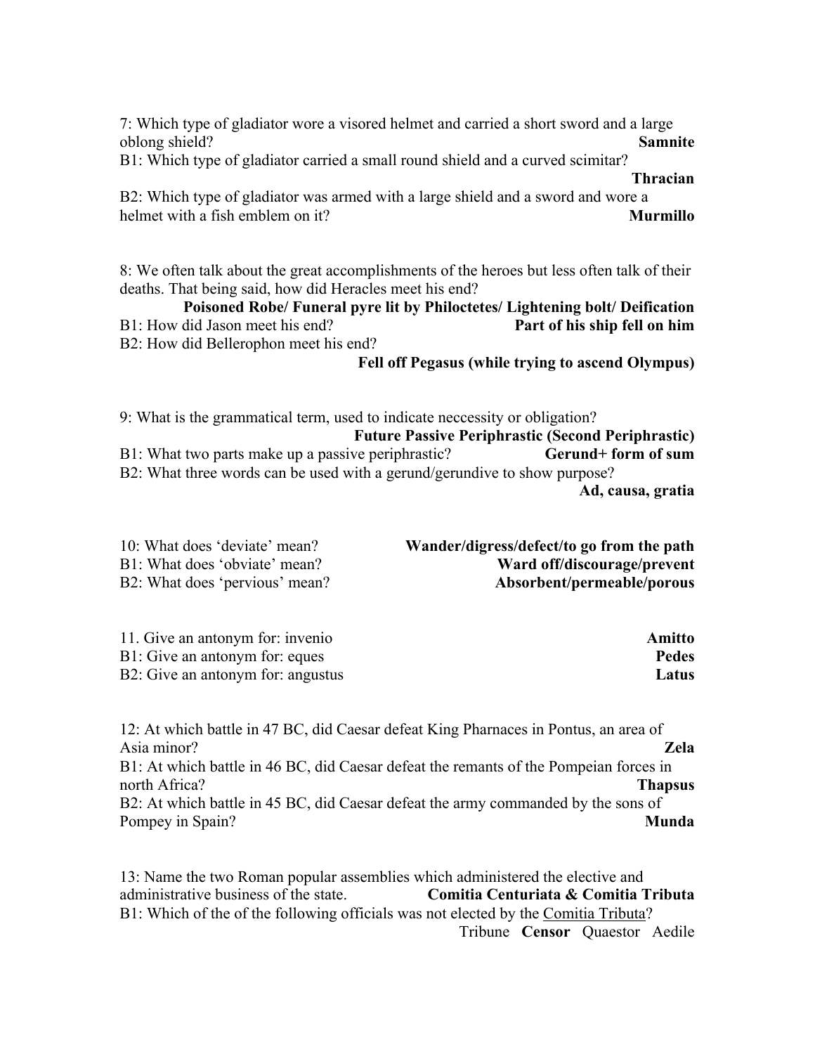7: Which type of gladiator wore a visored helmet and carried a short sword and a large oblong shield? **Samnite**

B1: Which type of gladiator carried a small round shield and a curved scimitar? **Thracian**

B2: Which type of gladiator was armed with a large shield and a sword and wore a helmet with a fish emblem on it? **Murmillo**

8: We often talk about the great accomplishments of the heroes but less often talk of their deaths. That being said, how did Heracles meet his end?

**Poisoned Robe/ Funeral pyre lit by Philoctetes/ Lightening bolt/ Deification**

B1: How did Jason meet his end? **Part of his ship fell on him**

B2: How did Bellerophon meet his end?

**Fell off Pegasus (while trying to ascend Olympus)**

9: What is the grammatical term, used to indicate neccessity or obligation?

**Future Passive Periphrastic (Second Periphrastic)**

B1: What two parts make up a passive periphrastic? **Gerund+ form of sum**

B2: What three words can be used with a gerund/gerundive to show purpose?

**Ad, causa, gratia**

10: What does 'deviate' mean? **Wander/digress/defect/to go from the path**

B1: What does 'obviate' mean? **Ward off/discourage/prevent**

B2: What does 'pervious' mean? **Absorbent/permeable/porous**

11. Give an antonym for: invenio **Amitto**

B1: Give an antonym for: eques **Pedes**

B2: Give an antonym for: angustus **Latus**

12: At which battle in 47 BC, did Caesar defeat King Pharnaces in Pontus, an area of Asia minor? **Zela**

B1: At which battle in 46 BC, did Caesar defeat the remants of the Pompeian forces in north Africa? **Thapsus**

B2: At which battle in 45 BC, did Caesar defeat the army commanded by the sons of Pompey in Spain? **Munda**

13: Name the two Roman popular assemblies which administered the elective and administrative business of the state. **Comitia Centuriata & Comitia Tributa**

B1: Which of the of the following officials was not elected by the Comitia Tributa?

Tribune **Censor** Quaestor Aedile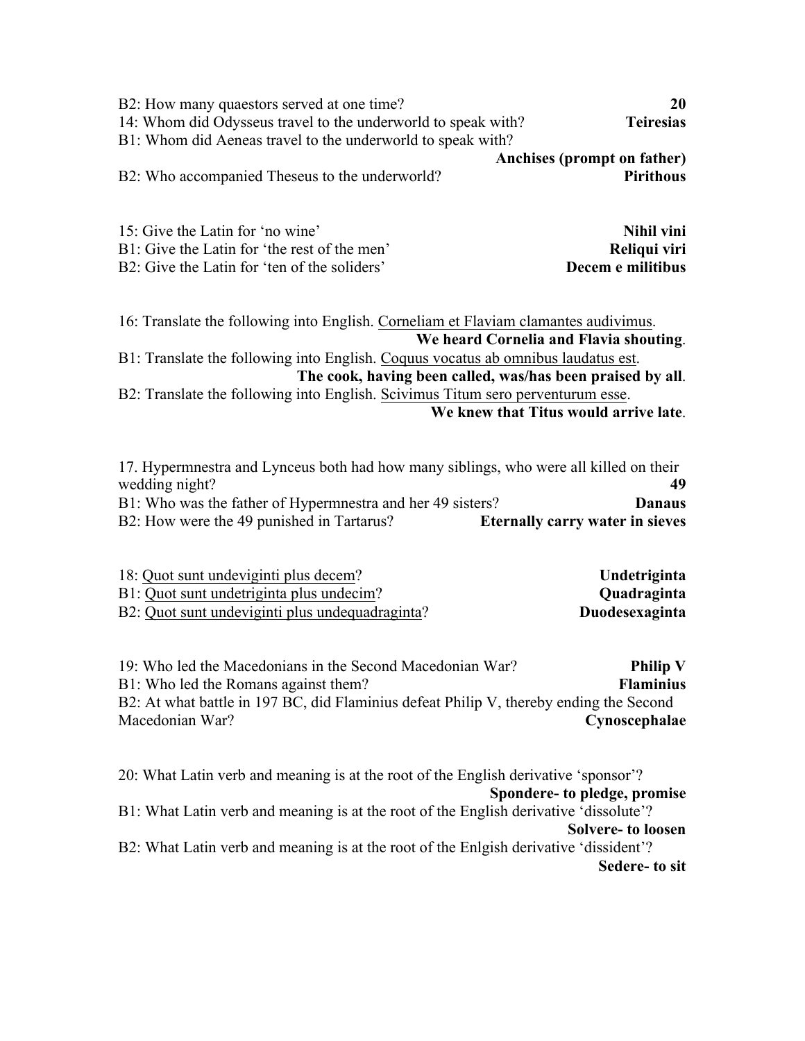B2: How many quaestors served at one time? **20**

14: Whom did Odysseus travel to the underworld to speak with? **Teiresias**

B1: Whom did Aeneas travel to the underworld to speak with? **Anchises (prompt on father)**

B2: Who accompanied Theseus to the underworld? **Pirithous**

15: Give the Latin for 'no wine' **Nihil vini**

B1: Give the Latin for 'the rest of the men' **Reliqui viri**

B2: Give the Latin for 'ten of the soliders' **Decem e militibus**

16: Translate the following into English. <u>Corneliam et Flaviam clamantes audivimus</u>. **We heard Cornelia and Flavia shouting**.

B1: Translate the following into English. <u>Coquus vocatus ab omnibus laudatus est</u>. **The cook, having been called, was/has been praised by all**.

B2: Translate the following into English. <u>Scivimus Titum sero perventurum esse</u>. **We knew that Titus would arrive late**.

17. Hypermnestra and Lynceus both had how many siblings, who were all killed on their wedding night? **49**

B1: Who was the father of Hypermnestra and her 49 sisters? **Danaus**

B2: How were the 49 punished in Tartarus? **Eternally carry water in sieves**

18: <u>Quot sunt undeviginti plus decem</u>? **Undetriginta**

B1: <u>Quot sunt undetriginta plus undecim</u>? **Quadraginta**

B2: <u>Quot sunt undeviginti plus undequadraginta</u>? **Duodesexaginta**

19: Who led the Macedonians in the Second Macedonian War? **Philip V**

B1: Who led the Romans against them? **Flaminius**

B2: At what battle in 197 BC, did Flaminius defeat Philip V, thereby ending the Second Macedonian War? **Cynoscephalae**

20: What Latin verb and meaning is at the root of the English derivative 'sponsor'? **Spondere- to pledge, promise**

B1: What Latin verb and meaning is at the root of the English derivative 'dissolute'? **Solvere- to loosen**

B2: What Latin verb and meaning is at the root of the Enlgish derivative 'dissident'? **Sedere- to sit**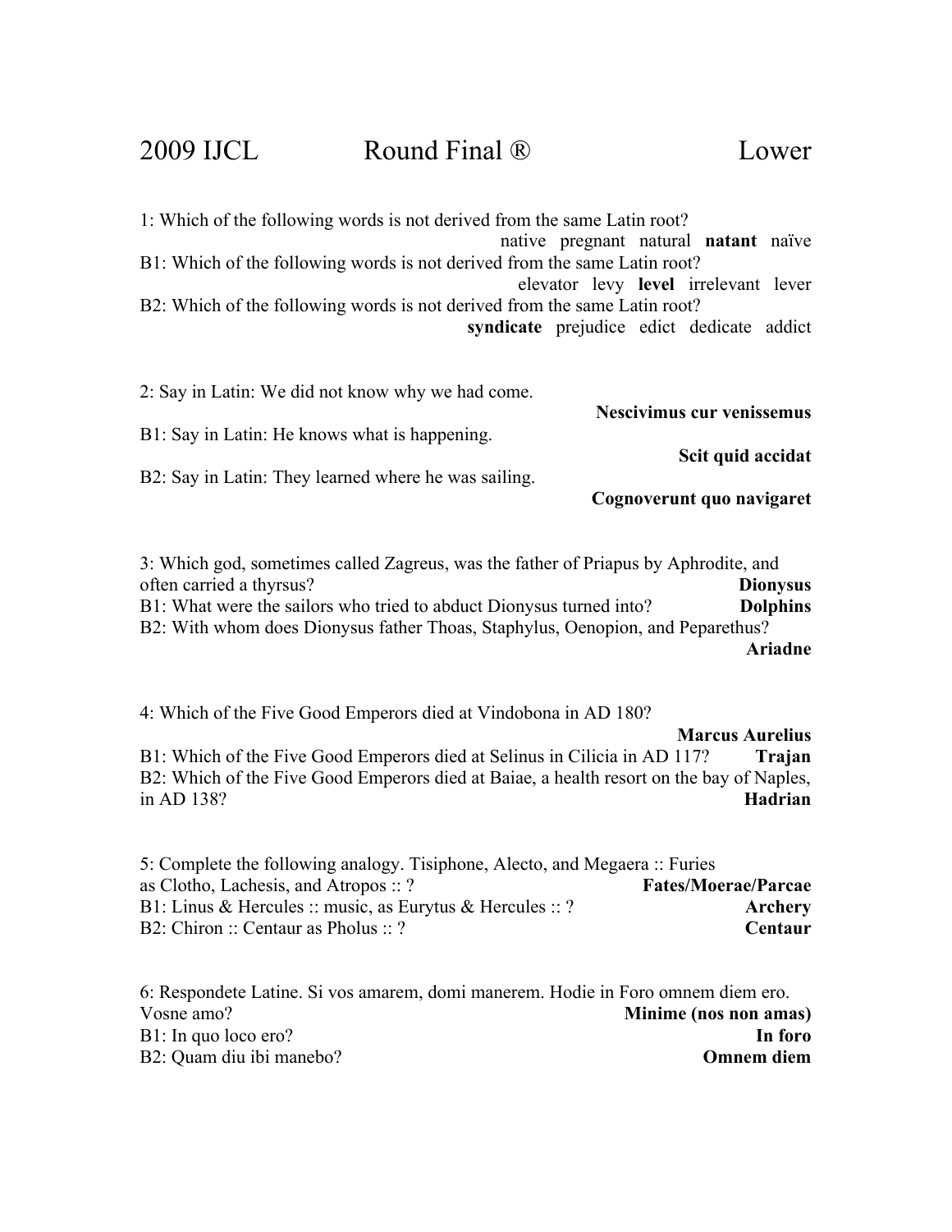# 2009 IJCL Round Final ® Lower

1: Which of the following words is not derived from the same Latin root?
native pregnant natural **natant** naïve

B1: Which of the following words is not derived from the same Latin root?
elevator levy **level** irrelevant lever

B2: Which of the following words is not derived from the same Latin root?
**syndicate** prejudice edict dedicate addict

2: Say in Latin: We did not know why we had come.
**Nescivimus cur venissemus**

B1: Say in Latin: He knows what is happening.
**Scit quid accidat**

B2: Say in Latin: They learned where he was sailing.
**Cognoverunt quo navigaret**

3: Which god, sometimes called Zagreus, was the father of Priapus by Aphrodite, and often carried a thyrsus? **Dionysus**

B1: What were the sailors who tried to abduct Dionysus turned into? **Dolphins**

B2: With whom does Dionysus father Thoas, Staphylus, Oenopion, and Peparethus? **Ariadne**

4: Which of the Five Good Emperors died at Vindobona in AD 180? **Marcus Aurelius**

B1: Which of the Five Good Emperors died at Selinus in Cilicia in AD 117? **Trajan**

B2: Which of the Five Good Emperors died at Baiae, a health resort on the bay of Naples, in AD 138? **Hadrian**

5: Complete the following analogy. Tisiphone, Alecto, and Megaera :: Furies as Clotho, Lachesis, and Atropos :: ? **Fates/Moerae/Parcae**

B1: Linus & Hercules :: music, as Eurytus & Hercules :: ? **Archery**

B2: Chiron :: Centaur as Pholus :: ? **Centaur**

6: Respondete Latine. Si vos amarem, domi manerem. Hodie in Foro omnem diem ero. Vosne amo? **Minime (nos non amas)**

B1: In quo loco ero? **In foro**

B2: Quam diu ibi manebo? **Omnem diem**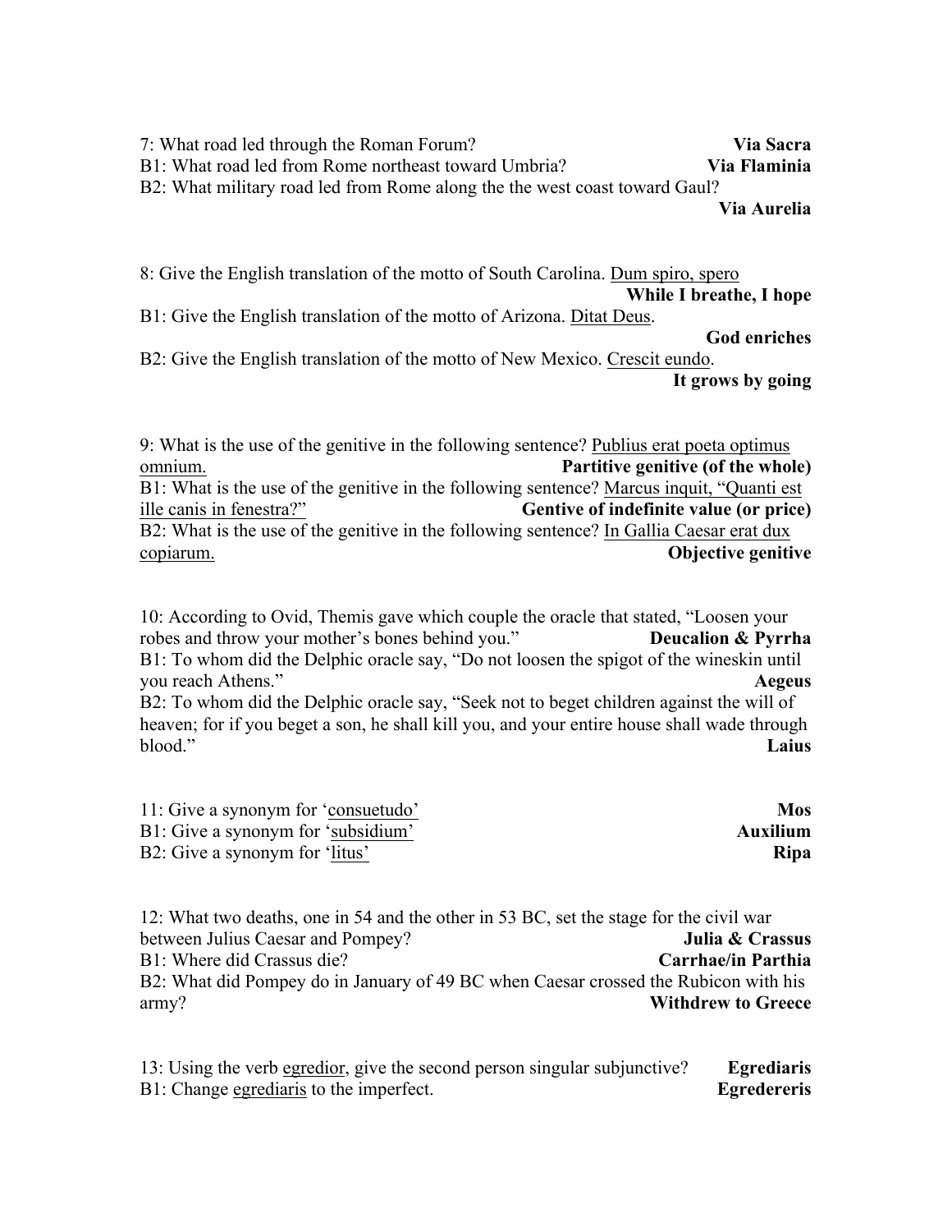7: What road led through the Roman Forum? **Via Sacra**
B1: What road led from Rome northeast toward Umbria? **Via Flaminia**
B2: What military road led from Rome along the the west coast toward Gaul? **Via Aurelia**

8: Give the English translation of the motto of South Carolina. Dum spiro, spero **While I breathe, I hope**
B1: Give the English translation of the motto of Arizona. Ditat Deus. **God enriches**
B2: Give the English translation of the motto of New Mexico. Crescit eundo. **It grows by going**

9: What is the use of the genitive in the following sentence? Publius erat poeta optimus omnium. **Partitive genitive (of the whole)**
B1: What is the use of the genitive in the following sentence? Marcus inquit, "Quanti est ille canis in fenestra?" **Gentive of indefinite value (or price)**
B2: What is the use of the genitive in the following sentence? In Gallia Caesar erat dux copiarum. **Objective genitive**

10: According to Ovid, Themis gave which couple the oracle that stated, "Loosen your robes and throw your mother's bones behind you." **Deucalion & Pyrrha**
B1: To whom did the Delphic oracle say, "Do not loosen the spigot of the wineskin until you reach Athens." **Aegeus**
B2: To whom did the Delphic oracle say, "Seek not to beget children against the will of heaven; for if you beget a son, he shall kill you, and your entire house shall wade through blood." **Laius**

11: Give a synonym for 'consuetudo' **Mos**
B1: Give a synonym for 'subsidium' **Auxilium**
B2: Give a synonym for 'litus' **Ripa**

12: What two deaths, one in 54 and the other in 53 BC, set the stage for the civil war between Julius Caesar and Pompey? **Julia & Crassus**
B1: Where did Crassus die? **Carrhae/in Parthia**
B2: What did Pompey do in January of 49 BC when Caesar crossed the Rubicon with his army? **Withdrew to Greece**

13: Using the verb egredior, give the second person singular subjunctive? **Egrediaris**
B1: Change egrediaris to the imperfect. **Egredereris**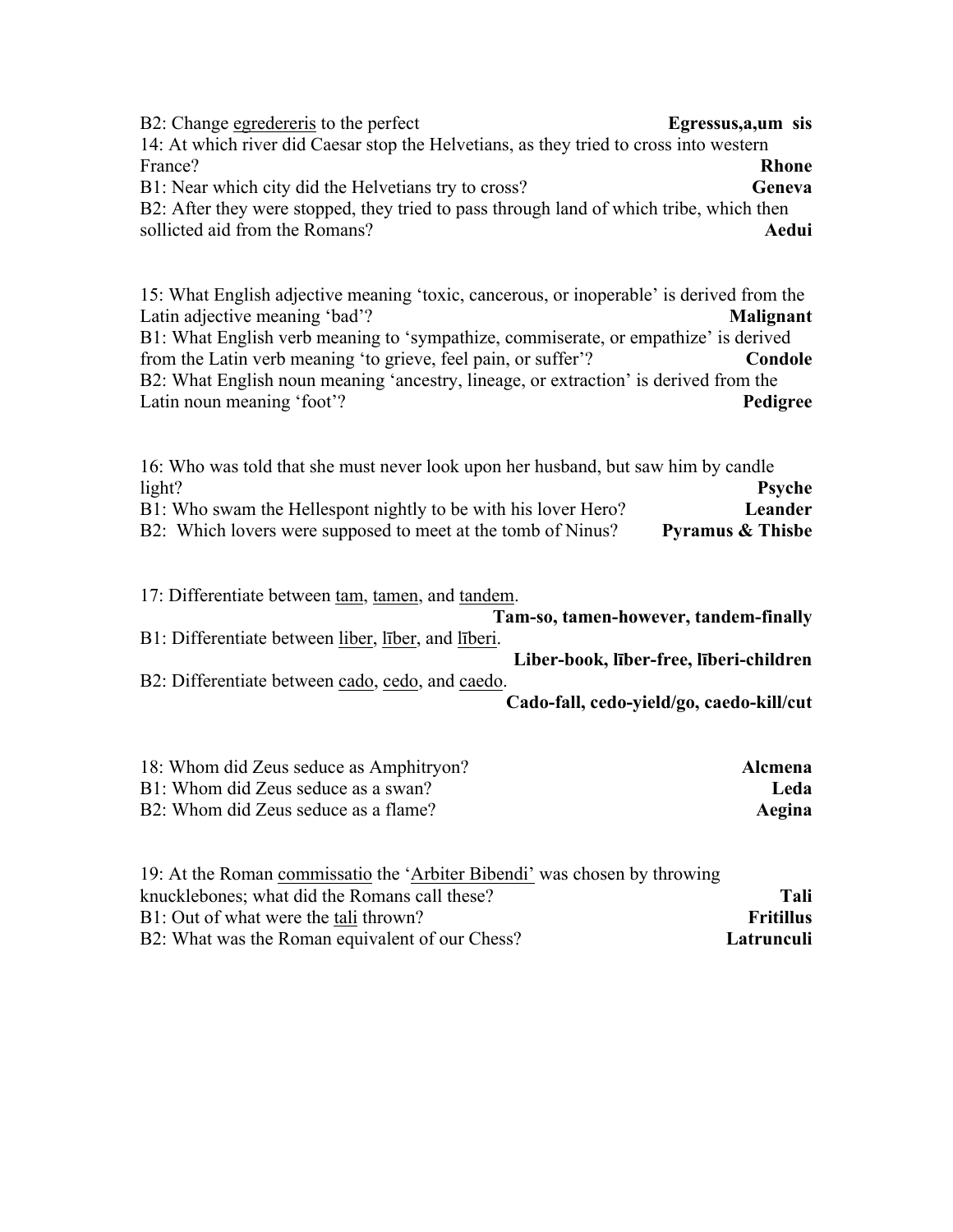B2: Change <u>egredereris</u> to the perfect **Egressus,a,um sis**

14: At which river did Caesar stop the Helvetians, as they tried to cross into western France? **Rhone**

B1: Near which city did the Helvetians try to cross? **Geneva**

B2: After they were stopped, they tried to pass through land of which tribe, which then sollicted aid from the Romans? **Aedui**

15: What English adjective meaning 'toxic, cancerous, or inoperable' is derived from the Latin adjective meaning 'bad'? **Malignant**

B1: What English verb meaning to 'sympathize, commiserate, or empathize' is derived from the Latin verb meaning 'to grieve, feel pain, or suffer'? **Condole**

B2: What English noun meaning 'ancestry, lineage, or extraction' is derived from the Latin noun meaning 'foot'? **Pedigree**

16: Who was told that she must never look upon her husband, but saw him by candle light? **Psyche**

B1: Who swam the Hellespont nightly to be with his lover Hero? **Leander**

B2: Which lovers were supposed to meet at the tomb of Ninus? **Pyramus & Thisbe**

17: Differentiate between <u>tam</u>, <u>tamen</u>, and <u>tandem</u>.
**Tam-so, tamen-however, tandem-finally**

B1: Differentiate between <u>liber</u>, <u>līber</u>, and <u>līberi</u>.
**Liber-book, līber-free, līberi-children**

B2: Differentiate between <u>cado</u>, <u>cedo</u>, and <u>caedo</u>.
**Cado-fall, cedo-yield/go, caedo-kill/cut**

18: Whom did Zeus seduce as Amphitryon? **Alcmena**

B1: Whom did Zeus seduce as a swan? **Leda**

B2: Whom did Zeus seduce as a flame? **Aegina**

19: At the Roman <u>commissatio</u> the '<u>Arbiter Bibendi</u>' was chosen by throwing knucklebones; what did the Romans call these? **Tali**

B1: Out of what were the <u>tali</u> thrown? **Fritillus**

B2: What was the Roman equivalent of our Chess? **Latrunculi**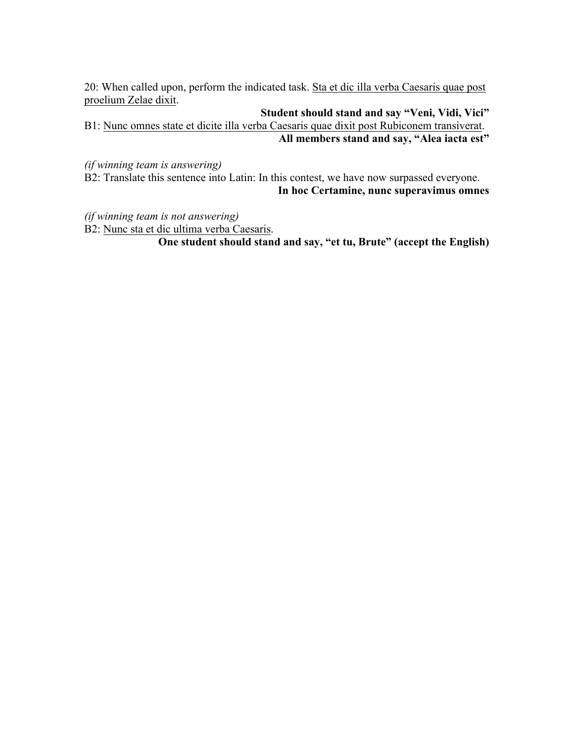20: When called upon, perform the indicated task. <u>Sta et dic illa verba Caesaris quae post proelium Zelae dixit</u>.

**Student should stand and say "Veni, Vidi, Vici"**

B1: <u>Nunc omnes state et dicite illa verba Caesaris quae dixit post Rubiconem transiverat</u>.

**All members stand and say, "Alea iacta est"**

*(if winning team is answering)*

B2: Translate this sentence into Latin: In this contest, we have now surpassed everyone.

**In hoc Certamine, nunc superavimus omnes**

*(if winning team is not answering)*

B2: <u>Nunc sta et dic ultima verba Caesaris</u>.

**One student should stand and say, "et tu, Brute" (accept the English)**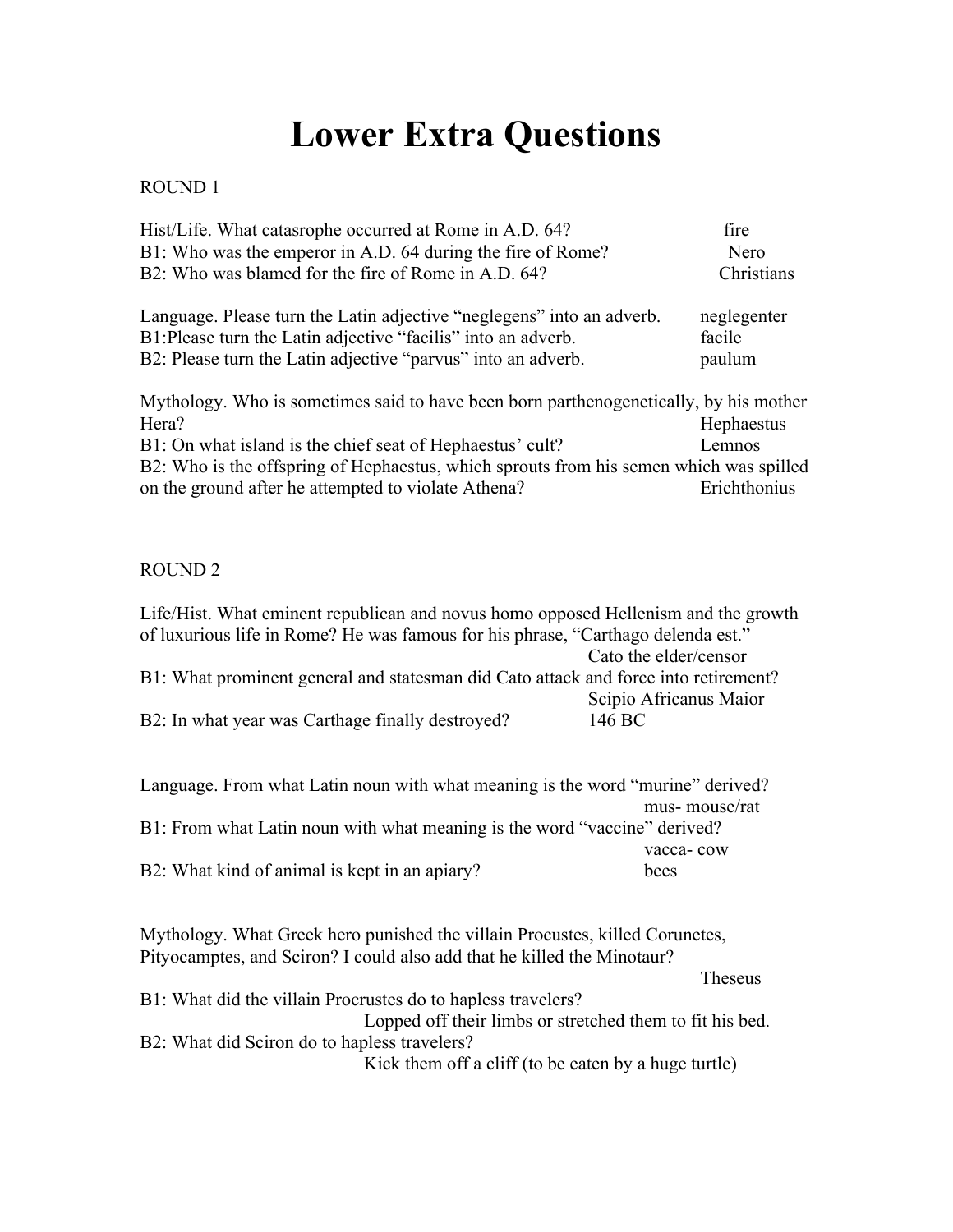# Lower Extra Questions

ROUND 1

Hist/Life. What catasrophe occurred at Rome in A.D. 64? fire
B1: Who was the emperor in A.D. 64 during the fire of Rome? Nero
B2: Who was blamed for the fire of Rome in A.D. 64? Christians

Language. Please turn the Latin adjective "neglegens" into an adverb. neglegenter
B1:Please turn the Latin adjective "facilis" into an adverb. facile
B2: Please turn the Latin adjective "parvus" into an adverb. paulum

Mythology. Who is sometimes said to have been born parthenogenetically, by his mother Hera? Hephaestus
B1: On what island is the chief seat of Hephaestus' cult? Lemnos
B2: Who is the offspring of Hephaestus, which sprouts from his semen which was spilled on the ground after he attempted to violate Athena? Erichthonius

ROUND 2

Life/Hist. What eminent republican and novus homo opposed Hellenism and the growth of luxurious life in Rome? He was famous for his phrase, "Carthago delenda est."
Cato the elder/censor
B1: What prominent general and statesman did Cato attack and force into retirement?
Scipio Africanus Maior
B2: In what year was Carthage finally destroyed? 146 BC

Language. From what Latin noun with what meaning is the word "murine" derived?
mus- mouse/rat
B1: From what Latin noun with what meaning is the word "vaccine" derived?
vacca- cow
B2: What kind of animal is kept in an apiary? bees

Mythology. What Greek hero punished the villain Procustes, killed Corunetes, Pityocamptes, and Sciron? I could also add that he killed the Minotaur?
Theseus
B1: What did the villain Procrustes do to hapless travelers?
Lopped off their limbs or stretched them to fit his bed.
B2: What did Sciron do to hapless travelers?
Kick them off a cliff (to be eaten by a huge turtle)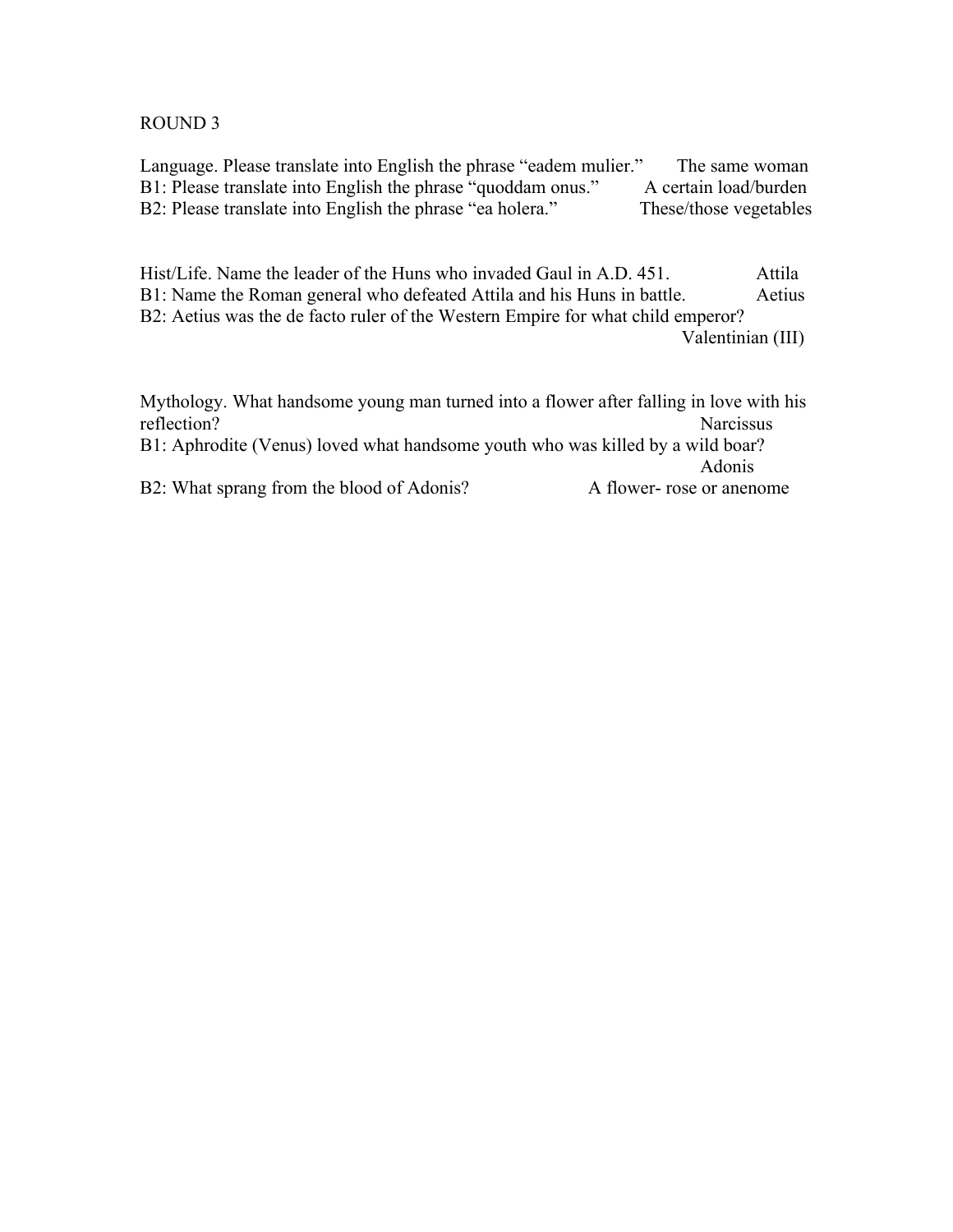ROUND 3

Language. Please translate into English the phrase “eadem mulier.” The same woman
B1: Please translate into English the phrase “quoddam onus.” A certain load/burden
B2: Please translate into English the phrase “ea holera.” These/those vegetables

Hist/Life. Name the leader of the Huns who invaded Gaul in A.D. 451. Attila
B1: Name the Roman general who defeated Attila and his Huns in battle. Aetius
B2: Aetius was the de facto ruler of the Western Empire for what child emperor? Valentinian (III)

Mythology. What handsome young man turned into a flower after falling in love with his reflection? Narcissus
B1: Aphrodite (Venus) loved what handsome youth who was killed by a wild boar? Adonis
B2: What sprang from the blood of Adonis? A flower- rose or anenome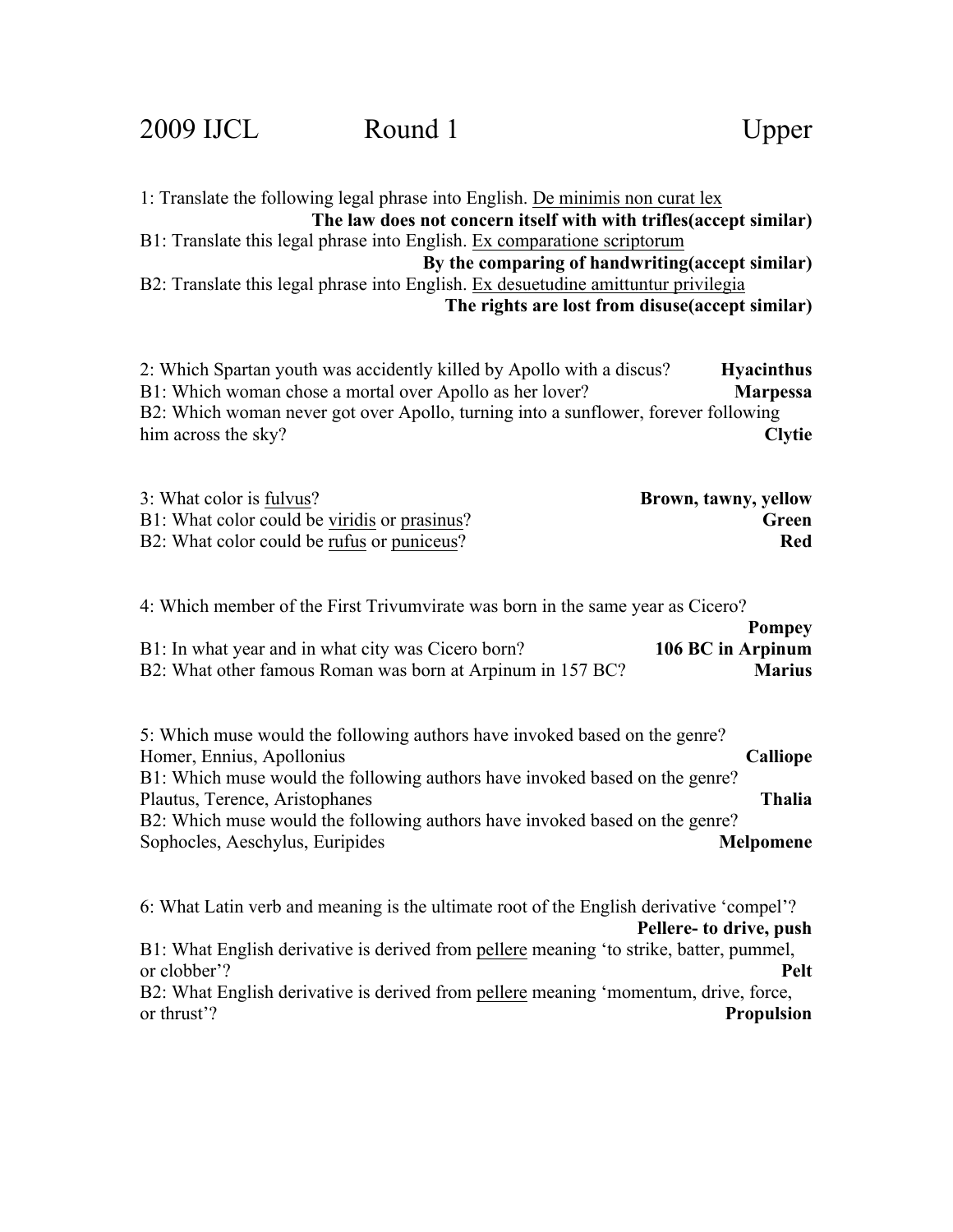# 2009 IJCL Round 1 Upper

1: Translate the following legal phrase into English. <u>De minimis non curat lex</u>
**The law does not concern itself with with trifles(accept similar)**

B1: Translate this legal phrase into English. <u>Ex comparatione scriptorum</u>
**By the comparing of handwriting(accept similar)**

B2: Translate this legal phrase into English. <u>Ex desuetudine amittuntur privilegia</u>
**The rights are lost from disuse(accept similar)**

2: Which Spartan youth was accidently killed by Apollo with a discus? **Hyacinthus**

B1: Which woman chose a mortal over Apollo as her lover? **Marpessa**

B2: Which woman never got over Apollo, turning into a sunflower, forever following him across the sky? **Clytie**

3: What color is <u>fulvus</u>? **Brown, tawny, yellow**

B1: What color could be <u>viridis</u> or <u>prasinus</u>? **Green**

B2: What color could be <u>rufus</u> or <u>puniceus</u>? **Red**

4: Which member of the First Trivumvirate was born in the same year as Cicero?
**Pompey**

B1: In what year and in what city was Cicero born? **106 BC in Arpinum**

B2: What other famous Roman was born at Arpinum in 157 BC? **Marius**

5: Which muse would the following authors have invoked based on the genre?
Homer, Ennius, Apollonius **Calliope**

B1: Which muse would the following authors have invoked based on the genre?
Plautus, Terence, Aristophanes **Thalia**

B2: Which muse would the following authors have invoked based on the genre?
Sophocles, Aeschylus, Euripides **Melpomene**

6: What Latin verb and meaning is the ultimate root of the English derivative 'compel'?
**Pellere- to drive, push**

B1: What English derivative is derived from <u>pellere</u> meaning 'to strike, batter, pummel, or clobber'? **Pelt**

B2: What English derivative is derived from <u>pellere</u> meaning 'momentum, drive, force, or thrust'? **Propulsion**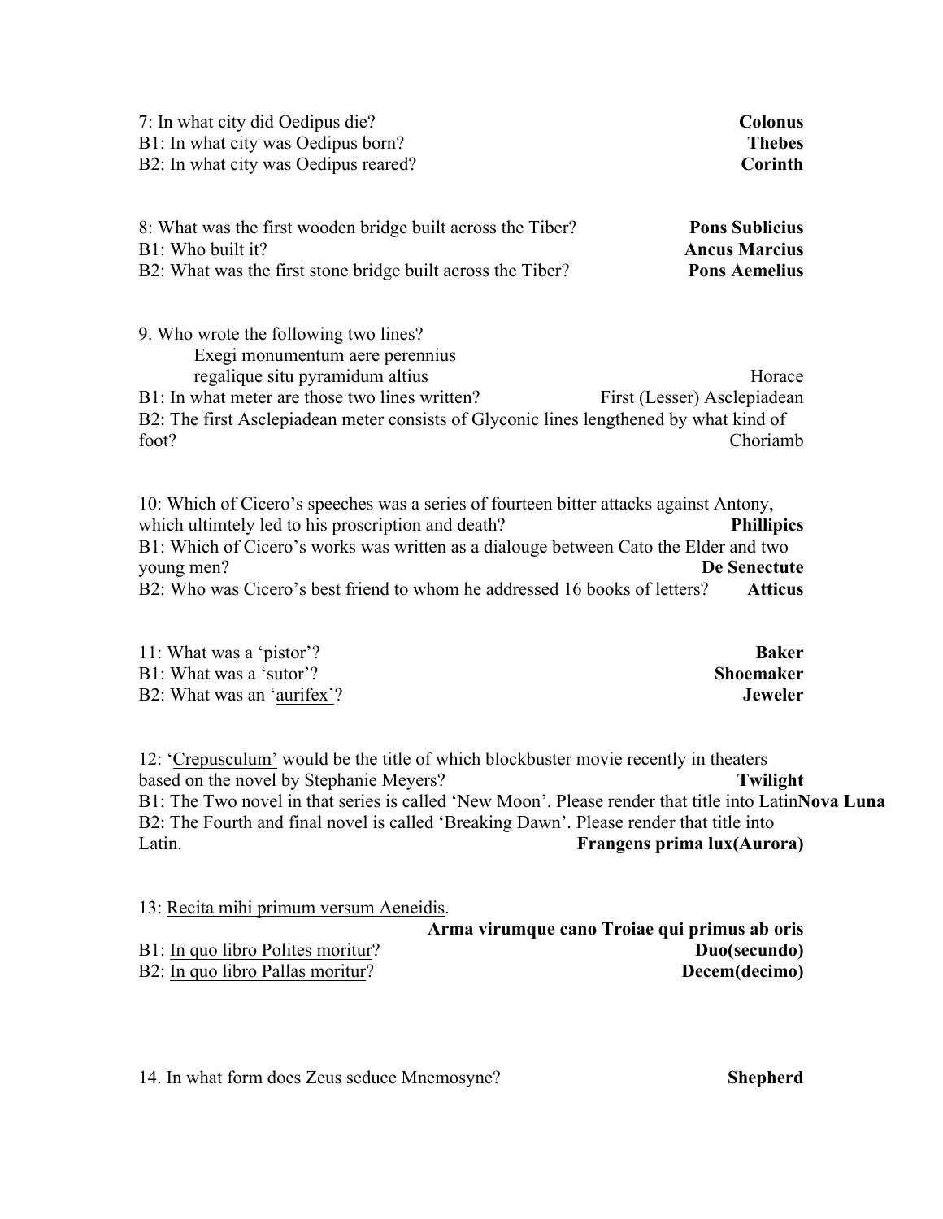7: In what city did Oedipus die? **Colonus**
B1: In what city was Oedipus born? **Thebes**
B2: In what city was Oedipus reared? **Corinth**

8: What was the first wooden bridge built across the Tiber? **Pons Sublicius**
B1: Who built it? **Ancus Marcius**
B2: What was the first stone bridge built across the Tiber? **Pons Aemelius**

9. Who wrote the following two lines?

Exegi monumentum aere perennius
regalique situ pyramidum altius — Horace

B1: In what meter are those two lines written? First (Lesser) Asclepiadean
B2: The first Asclepiadean meter consists of Glyconic lines lengthened by what kind of foot? Choriamb

10: Which of Cicero's speeches was a series of fourteen bitter attacks against Antony, which ultimtely led to his proscription and death? **Phillipics**
B1: Which of Cicero's works was written as a dialouge between Cato the Elder and two young men? **De Senectute**
B2: Who was Cicero's best friend to whom he addressed 16 books of letters? **Atticus**

11: What was a '<u>pistor</u>'? **Baker**
B1: What was a '<u>sutor</u>'? **Shoemaker**
B2: What was an '<u>aurifex</u>'? **Jeweler**

12: '<u>Crepusculum</u>' would be the title of which blockbuster movie recently in theaters based on the novel by Stephanie Meyers? **Twilight**
B1: The Two novel in that series is called 'New Moon'. Please render that title into Latin **Nova Luna**
B2: The Fourth and final novel is called 'Breaking Dawn'. Please render that title into Latin. **Frangens prima lux(Aurora)**

13: <u>Recita mihi primum versum Aeneidis</u>.
**Arma virumque cano Troiae qui primus ab oris**
B1: <u>In quo libro Polites moritur</u>? **Duo(secundo)**
B2: <u>In quo libro Pallas moritur</u>? **Decem(decimo)**

14. In what form does Zeus seduce Mnemosyne? **Shepherd**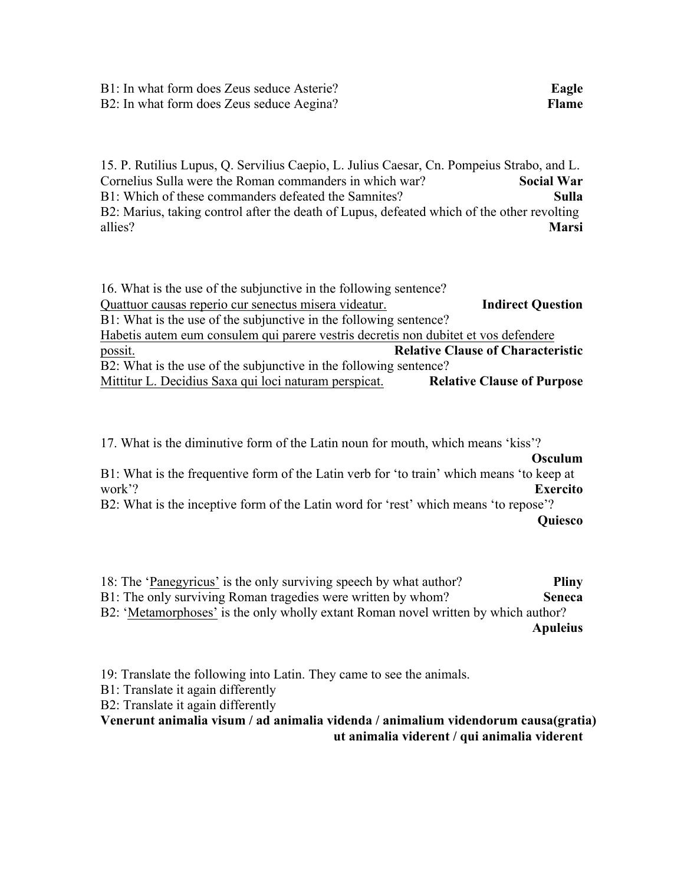B1: In what form does Zeus seduce Asterie? **Eagle**
B2: In what form does Zeus seduce Aegina? **Flame**

15. P. Rutilius Lupus, Q. Servilius Caepio, L. Julius Caesar, Cn. Pompeius Strabo, and L. Cornelius Sulla were the Roman commanders in which war? **Social War**
B1: Which of these commanders defeated the Samnites? **Sulla**
B2: Marius, taking control after the death of Lupus, defeated which of the other revolting allies? **Marsi**

16. What is the use of the subjunctive in the following sentence?
<u>Quattuor causas reperio cur senectus misera videatur.</u> **Indirect Question**
B1: What is the use of the subjunctive in the following sentence?
<u>Habetis autem eum consulem qui parere vestris decretis non dubitet et vos defendere possit.</u> **Relative Clause of Characteristic**
B2: What is the use of the subjunctive in the following sentence?
<u>Mittitur L. Decidius Saxa qui loci naturam perspicat.</u> **Relative Clause of Purpose**

17. What is the diminutive form of the Latin noun for mouth, which means 'kiss'? **Osculum**
B1: What is the frequentive form of the Latin verb for 'to train' which means 'to keep at work'? **Exercito**
B2: What is the inceptive form of the Latin word for 'rest' which means 'to repose'? **Quiesco**

18: The '<u>Panegyricus</u>' is the only surviving speech by what author? **Pliny**
B1: The only surviving Roman tragedies were written by whom? **Seneca**
B2: '<u>Metamorphoses</u>' is the only wholly extant Roman novel written by which author? **Apuleius**

19: Translate the following into Latin. They came to see the animals.
B1: Translate it again differently
B2: Translate it again differently
**Venerunt animalia visum / ad animalia videnda / animalium videndorum causa(gratia) ut animalia viderent / qui animalia viderent**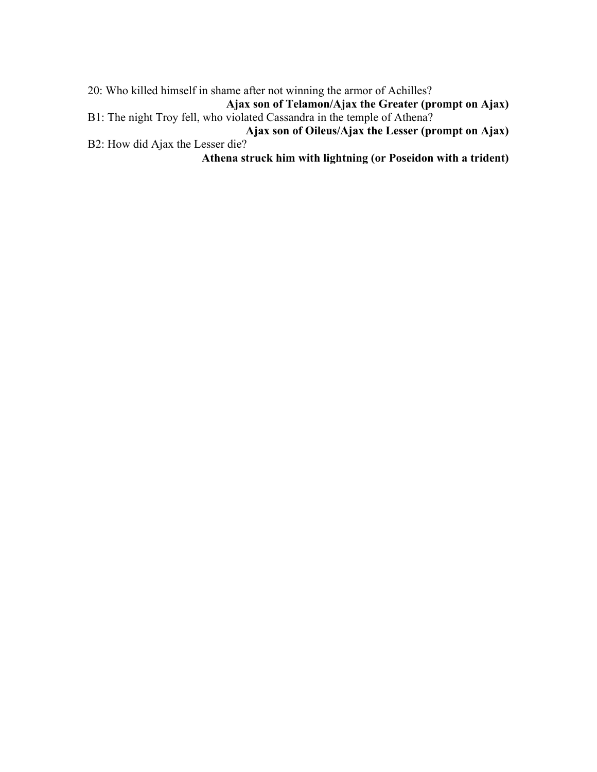20: Who killed himself in shame after not winning the armor of Achilles?

**Ajax son of Telamon/Ajax the Greater (prompt on Ajax)**

B1: The night Troy fell, who violated Cassandra in the temple of Athena?

**Ajax son of Oileus/Ajax the Lesser (prompt on Ajax)**

B2: How did Ajax the Lesser die?

**Athena struck him with lightning (or Poseidon with a trident)**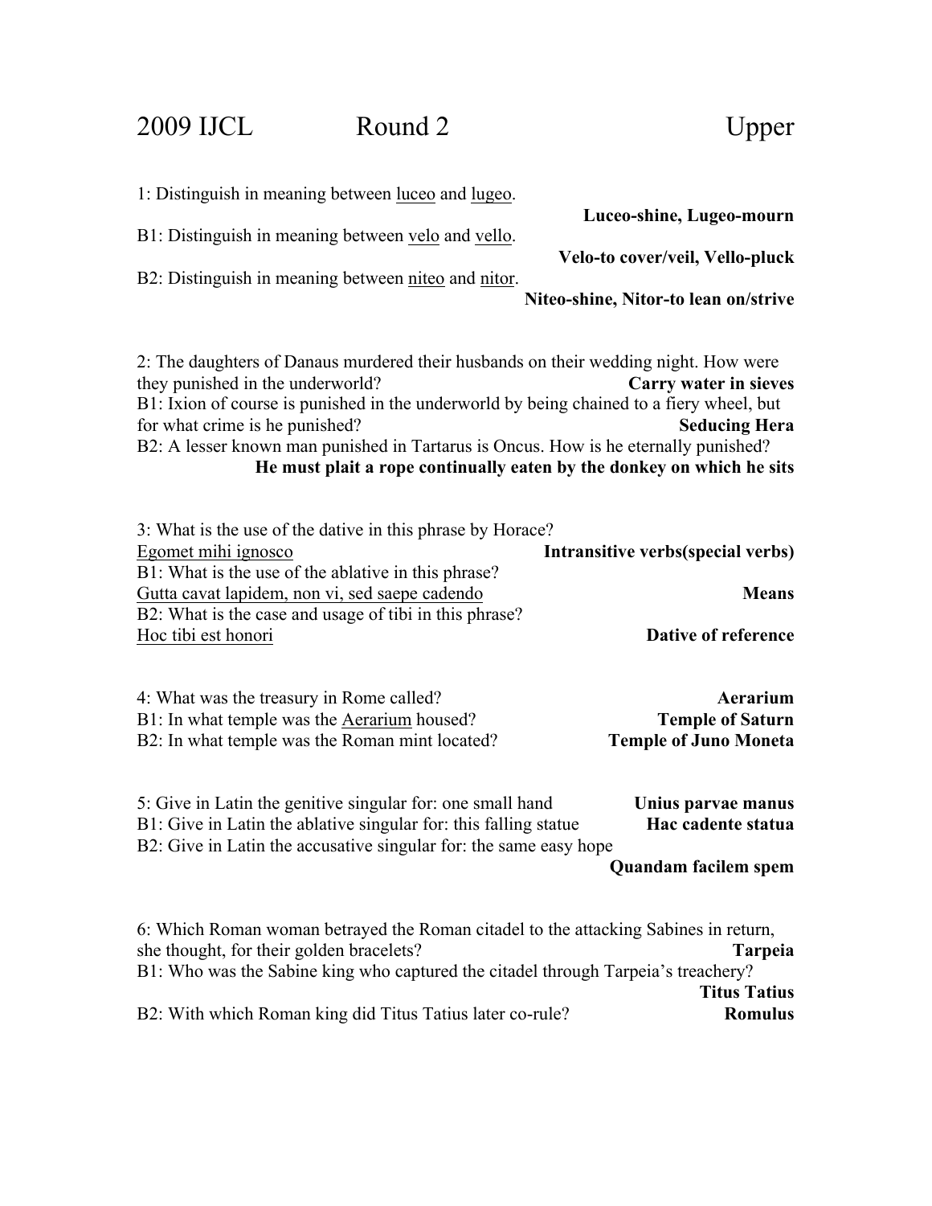# 2009 IJCL Round 2 Upper

1: Distinguish in meaning between <u>luceo</u> and <u>lugeo</u>.
**Luceo-shine, Lugeo-mourn**

B1: Distinguish in meaning between <u>velo</u> and <u>vello</u>.
**Velo-to cover/veil, Vello-pluck**

B2: Distinguish in meaning between <u>niteo</u> and <u>nitor</u>.
**Niteo-shine, Nitor-to lean on/strive**

2: The daughters of Danaus murdered their husbands on their wedding night. How were they punished in the underworld? **Carry water in sieves**

B1: Ixion of course is punished in the underworld by being chained to a fiery wheel, but for what crime is he punished? **Seducing Hera**

B2: A lesser known man punished in Tartarus is Oncus. How is he eternally punished?
**He must plait a rope continually eaten by the donkey on which he sits**

3: What is the use of the dative in this phrase by Horace?
<u>Egomet mihi ignosco</u> **Intransitive verbs(special verbs)**

B1: What is the use of the ablative in this phrase?
<u>Gutta cavat lapidem, non vi, sed saepe cadendo</u> **Means**

B2: What is the case and usage of tibi in this phrase?
<u>Hoc tibi est honori</u> **Dative of reference**

4: What was the treasury in Rome called? **Aerarium**

B1: In what temple was the <u>Aerarium</u> housed? **Temple of Saturn**

B2: In what temple was the Roman mint located? **Temple of Juno Moneta**

5: Give in Latin the genitive singular for: one small hand **Unius parvae manus**

B1: Give in Latin the ablative singular for: this falling statue **Hac cadente statua**

B2: Give in Latin the accusative singular for: the same easy hope
**Quandam facilem spem**

6: Which Roman woman betrayed the Roman citadel to the attacking Sabines in return, she thought, for their golden bracelets? **Tarpeia**

B1: Who was the Sabine king who captured the citadel through Tarpeia's treachery?
**Titus Tatius**

B2: With which Roman king did Titus Tatius later co-rule? **Romulus**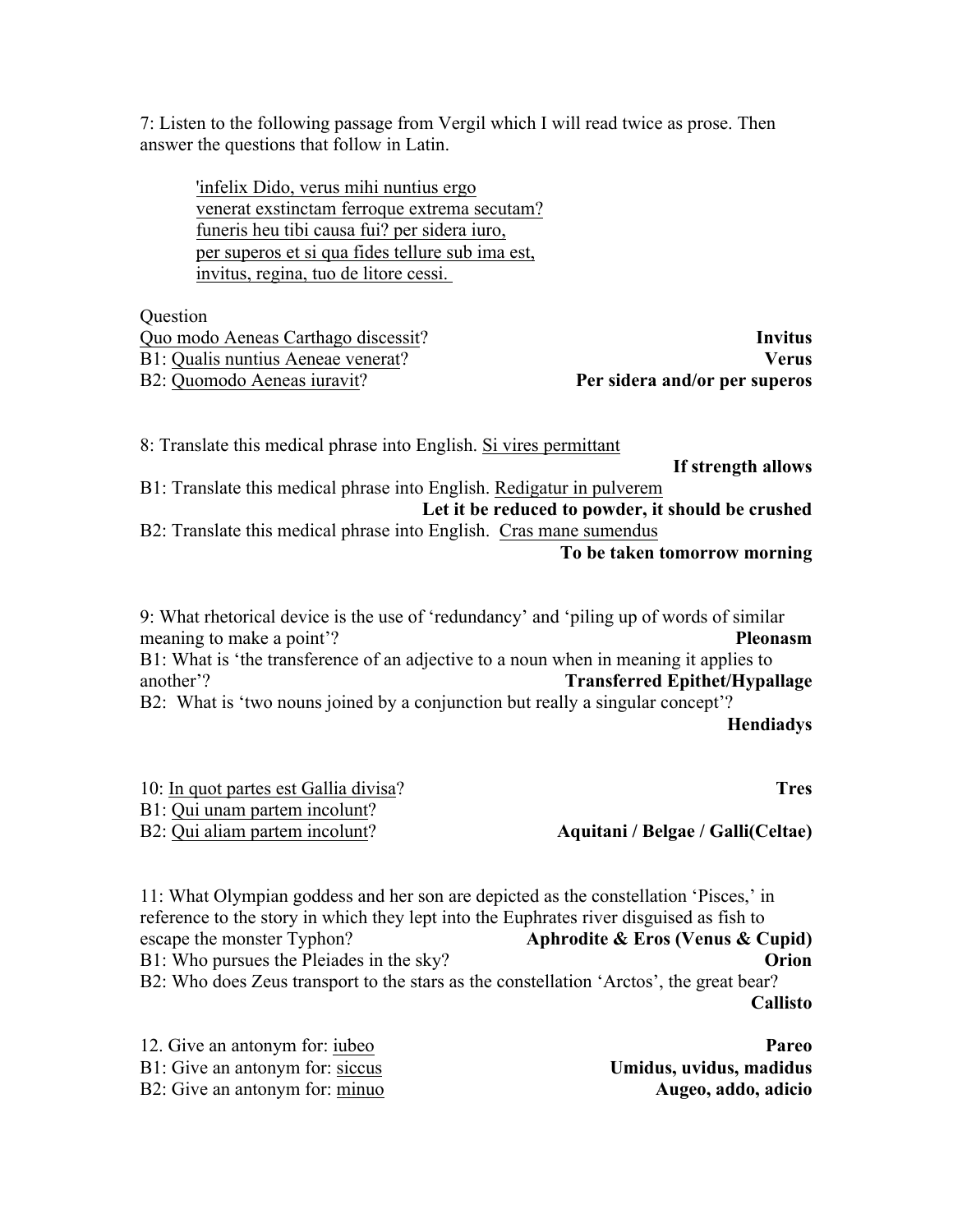7: Listen to the following passage from Vergil which I will read twice as prose. Then answer the questions that follow in Latin.

> 'infelix Dido, verus mihi nuntius ergo
> venerat exstinctam ferroque extrema secutam?
> funeris heu tibi causa fui? per sidera iuro,
> per superos et si qua fides tellure sub ima est,
> invitus, regina, tuo de litore cessi.

Question
Quo modo Aeneas Carthago discessit? **Invitus**
B1: Qualis nuntius Aeneae venerat? **Verus**
B2: Quomodo Aeneas iuravit? **Per sidera and/or per superos**

8: Translate this medical phrase into English. Si vires permittant
**If strength allows**
B1: Translate this medical phrase into English. Redigatur in pulverem
**Let it be reduced to powder, it should be crushed**
B2: Translate this medical phrase into English. Cras mane sumendus
**To be taken tomorrow morning**

9: What rhetorical device is the use of 'redundancy' and 'piling up of words of similar meaning to make a point'? **Pleonasm**
B1: What is 'the transference of an adjective to a noun when in meaning it applies to another'? **Transferred Epithet/Hypallage**
B2: What is 'two nouns joined by a conjunction but really a singular concept'?
**Hendiadys**

10: In quot partes est Gallia divisa? **Tres**
B1: Qui unam partem incolunt?
B2: Qui aliam partem incolunt? **Aquitani / Belgae / Galli(Celtae)**

11: What Olympian goddess and her son are depicted as the constellation 'Pisces,' in reference to the story in which they lept into the Euphrates river disguised as fish to escape the monster Typhon? **Aphrodite & Eros (Venus & Cupid)**
B1: Who pursues the Pleiades in the sky? **Orion**
B2: Who does Zeus transport to the stars as the constellation 'Arctos', the great bear?
**Callisto**

12. Give an antonym for: iubeo **Pareo**
B1: Give an antonym for: siccus **Umidus, uvidus, madidus**
B2: Give an antonym for: minuo **Augeo, addo, adicio**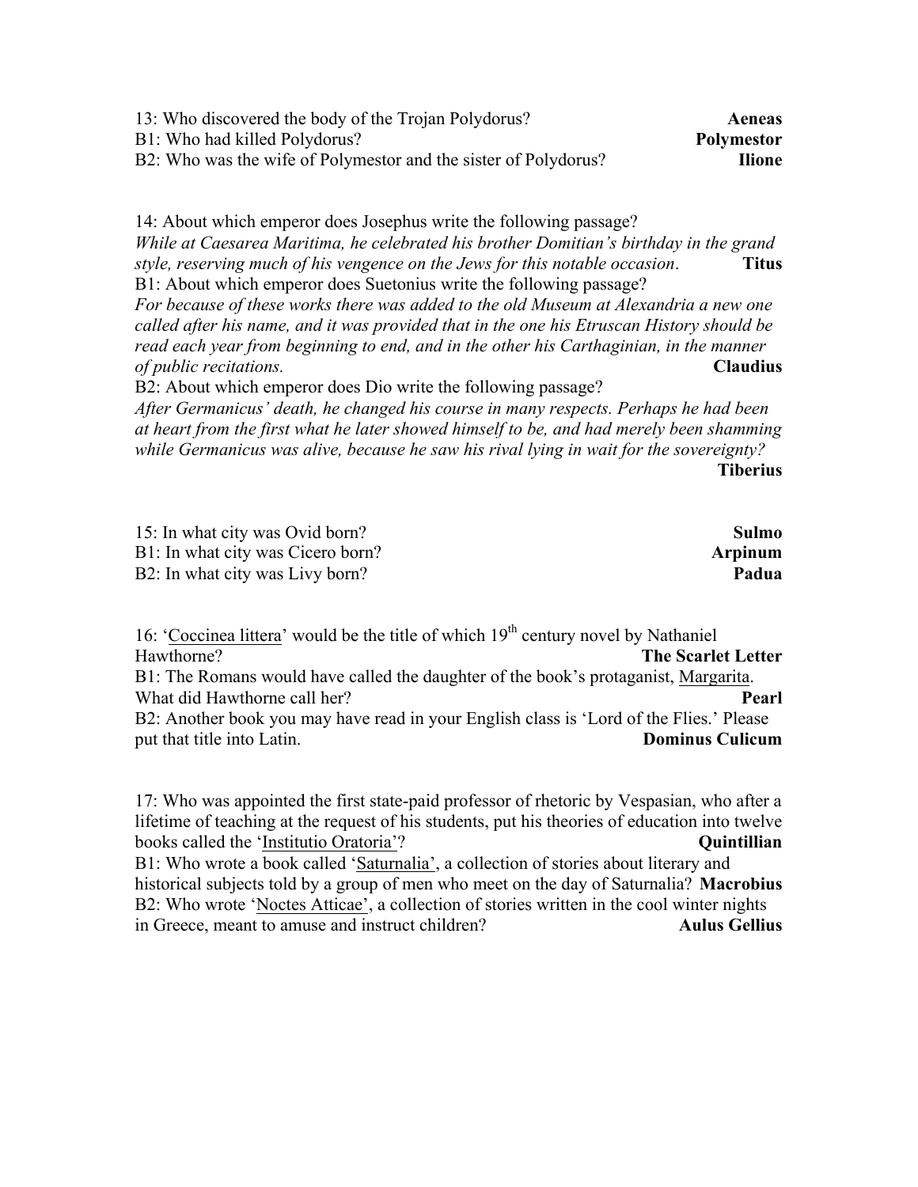13: Who discovered the body of the Trojan Polydorus? **Aeneas**
B1: Who had killed Polydorus? **Polymestor**
B2: Who was the wife of Polymestor and the sister of Polydorus? **Ilione**

14: About which emperor does Josephus write the following passage?
*While at Caesarea Maritima, he celebrated his brother Domitian's birthday in the grand style, reserving much of his vengence on the Jews for this notable occasion.* **Titus**
B1: About which emperor does Suetonius write the following passage?
*For because of these works there was added to the old Museum at Alexandria a new one called after his name, and it was provided that in the one his Etruscan History should be read each year from beginning to end, and in the other his Carthaginian, in the manner of public recitations.* **Claudius**
B2: About which emperor does Dio write the following passage?
*After Germanicus' death, he changed his course in many respects. Perhaps he had been at heart from the first what he later showed himself to be, and had merely been shamming while Germanicus was alive, because he saw his rival lying in wait for the sovereignty?* **Tiberius**

15: In what city was Ovid born? **Sulmo**
B1: In what city was Cicero born? **Arpinum**
B2: In what city was Livy born? **Padua**

16: 'Coccinea littera' would be the title of which 19th century novel by Nathaniel Hawthorne? **The Scarlet Letter**
B1: The Romans would have called the daughter of the book's protaganist, Margarita. What did Hawthorne call her? **Pearl**
B2: Another book you may have read in your English class is 'Lord of the Flies.' Please put that title into Latin. **Dominus Culicum**

17: Who was appointed the first state-paid professor of rhetoric by Vespasian, who after a lifetime of teaching at the request of his students, put his theories of education into twelve books called the 'Institutio Oratoria'? **Quintillian**
B1: Who wrote a book called 'Saturnalia', a collection of stories about literary and historical subjects told by a group of men who meet on the day of Saturnalia? **Macrobius**
B2: Who wrote 'Noctes Atticae', a collection of stories written in the cool winter nights in Greece, meant to amuse and instruct children? **Aulus Gellius**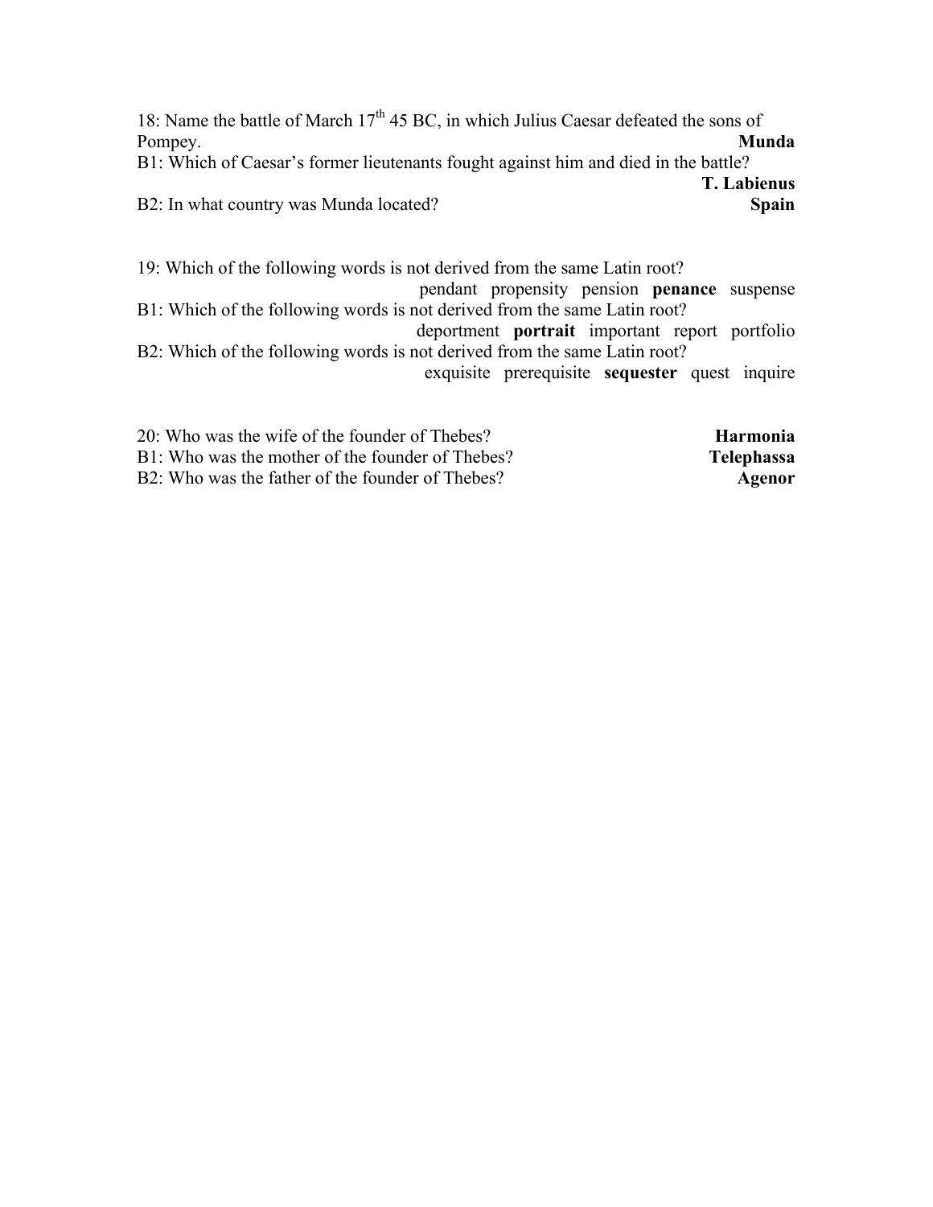18: Name the battle of March 17th 45 BC, in which Julius Caesar defeated the sons of Pompey. **Munda**

B1: Which of Caesar's former lieutenants fought against him and died in the battle? **T. Labienus**

B2: In what country was Munda located? **Spain**

19: Which of the following words is not derived from the same Latin root?

pendant propensity pension **penance** suspense

B1: Which of the following words is not derived from the same Latin root?

deportment **portrait** important report portfolio

B2: Which of the following words is not derived from the same Latin root?

exquisite prerequisite **sequester** quest inquire

20: Who was the wife of the founder of Thebes? **Harmonia**

B1: Who was the mother of the founder of Thebes? **Telephassa**

B2: Who was the father of the founder of Thebes? **Agenor**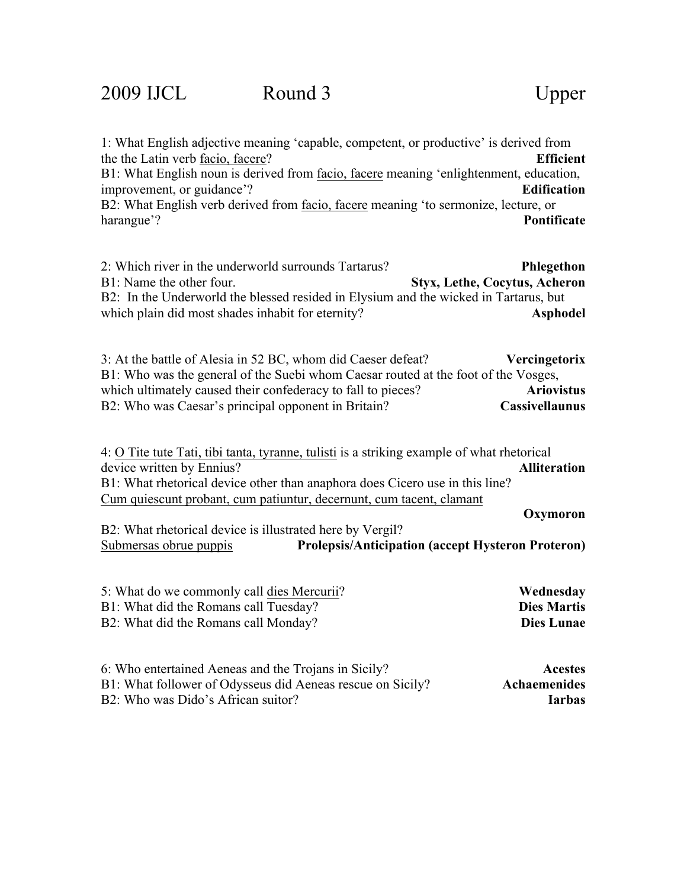# 2009 IJCL Round 3 Upper

1: What English adjective meaning 'capable, competent, or productive' is derived from the the Latin verb <u>facio, facere</u>? **Efficient**
B1: What English noun is derived from <u>facio, facere</u> meaning 'enlightenment, education, improvement, or guidance'? **Edification**
B2: What English verb derived from <u>facio, facere</u> meaning 'to sermonize, lecture, or harangue'? **Pontificate**

2: Which river in the underworld surrounds Tartarus? **Phlegethon**
B1: Name the other four. **Styx, Lethe, Cocytus, Acheron**
B2: In the Underworld the blessed resided in Elysium and the wicked in Tartarus, but which plain did most shades inhabit for eternity? **Asphodel**

3: At the battle of Alesia in 52 BC, whom did Caeser defeat? **Vercingetorix**
B1: Who was the general of the Suebi whom Caesar routed at the foot of the Vosges, which ultimately caused their confederacy to fall to pieces? **Ariovistus**
B2: Who was Caesar's principal opponent in Britain? **Cassivellaunus**

4: <u>O Tite tute Tati, tibi tanta, tyranne, tulisti</u> is a striking example of what rhetorical device written by Ennius? **Alliteration**
B1: What rhetorical device other than anaphora does Cicero use in this line?
<u>Cum quiescunt probant, cum patiuntur, decernunt, cum tacent, clamant</u> **Oxymoron**
B2: What rhetorical device is illustrated here by Vergil?
<u>Submersas obrue puppis</u> **Prolepsis/Anticipation (accept Hysteron Proteron)**

5: What do we commonly call <u>dies Mercurii</u>? **Wednesday**
B1: What did the Romans call Tuesday? **Dies Martis**
B2: What did the Romans call Monday? **Dies Lunae**

6: Who entertained Aeneas and the Trojans in Sicily? **Acestes**
B1: What follower of Odysseus did Aeneas rescue on Sicily? **Achaemenides**
B2: Who was Dido's African suitor? **Iarbas**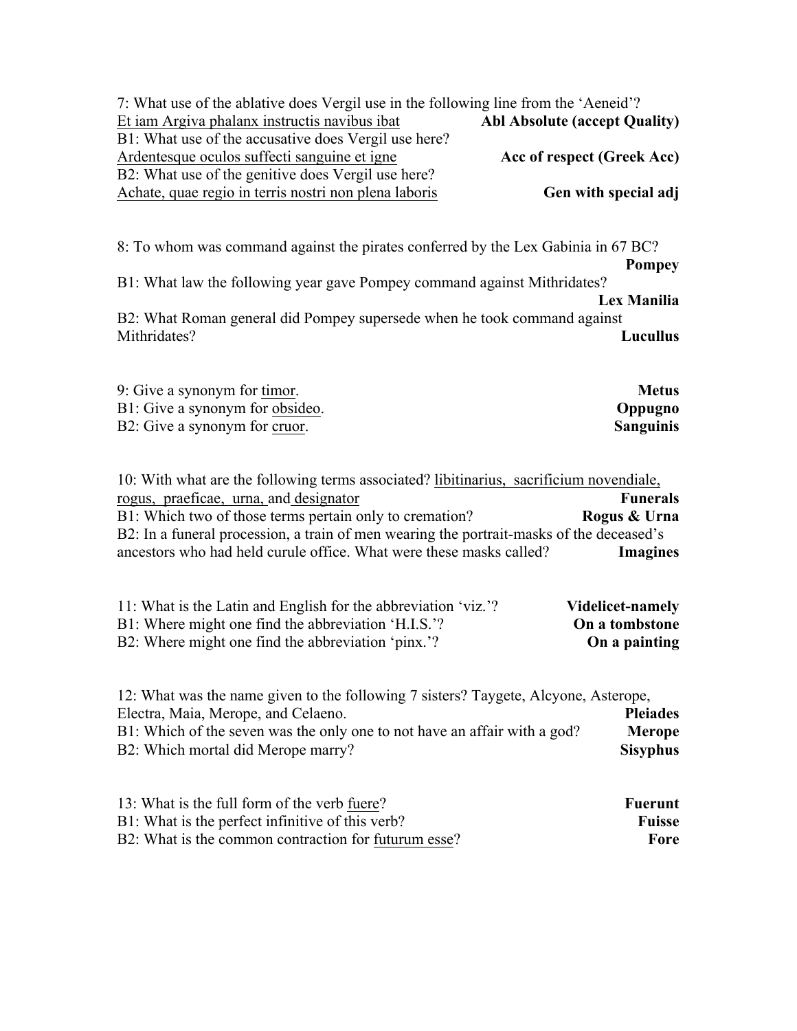7: What use of the ablative does Vergil use in the following line from the 'Aeneid'?
Et iam Argiva phalanx instructis navibus ibat **Abl Absolute (accept Quality)**
B1: What use of the accusative does Vergil use here?
Ardentesque oculos suffecti sanguine et igne **Acc of respect (Greek Acc)**
B2: What use of the genitive does Vergil use here?
Achate, quae regio in terris nostri non plena laboris **Gen with special adj**

8: To whom was command against the pirates conferred by the Lex Gabinia in 67 BC? **Pompey**
B1: What law the following year gave Pompey command against Mithridates? **Lex Manilia**
B2: What Roman general did Pompey supersede when he took command against Mithridates? **Lucullus**

9: Give a synonym for timor. **Metus**
B1: Give a synonym for obsideo. **Oppugno**
B2: Give a synonym for cruor. **Sanguinis**

10: With what are the following terms associated? libitinarius, sacrificium novendiale, rogus, praeficae, urna, and designator **Funerals**
B1: Which two of those terms pertain only to cremation? **Rogus & Urna**
B2: In a funeral procession, a train of men wearing the portrait-masks of the deceased's ancestors who had held curule office. What were these masks called? **Imagines**

11: What is the Latin and English for the abbreviation 'viz.'? **Videlicet-namely**
B1: Where might one find the abbreviation 'H.I.S.'? **On a tombstone**
B2: Where might one find the abbreviation 'pinx.'? **On a painting**

12: What was the name given to the following 7 sisters? Taygete, Alcyone, Asterope, Electra, Maia, Merope, and Celaeno. **Pleiades**
B1: Which of the seven was the only one to not have an affair with a god? **Merope**
B2: Which mortal did Merope marry? **Sisyphus**

13: What is the full form of the verb fuere? **Fuerunt**
B1: What is the perfect infinitive of this verb? **Fuisse**
B2: What is the common contraction for futurum esse? **Fore**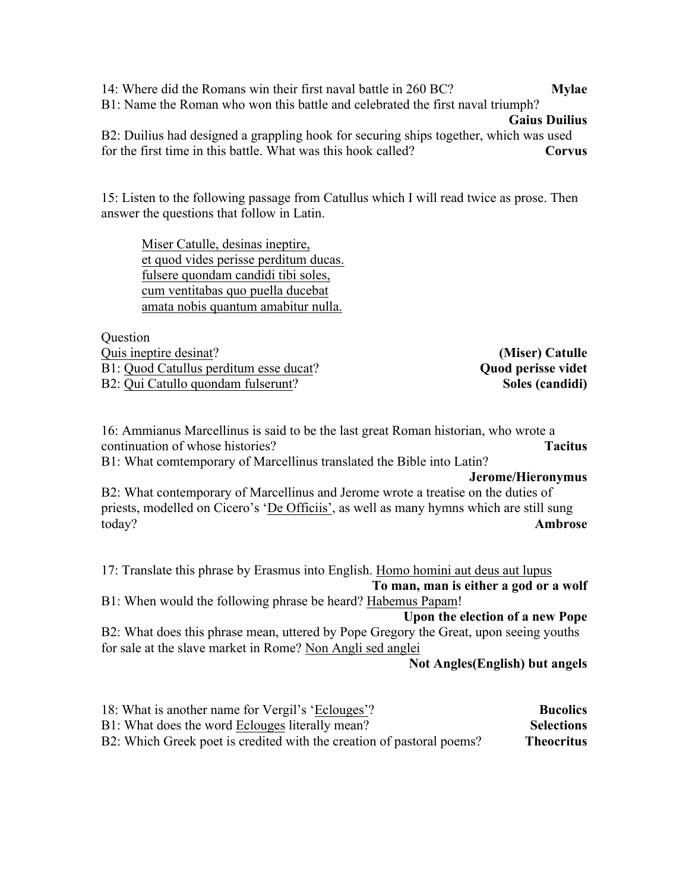14: Where did the Romans win their first naval battle in 260 BC? **Mylae**

B1: Name the Roman who won this battle and celebrated the first naval triumph? **Gaius Duilius**

B2: Duilius had designed a grappling hook for securing ships together, which was used for the first time in this battle. What was this hook called? **Corvus**

15: Listen to the following passage from Catullus which I will read twice as prose. Then answer the questions that follow in Latin.

> <u>Miser Catulle, desinas ineptire,</u>
> <u>et quod vides perisse perditum ducas.</u>
> <u>fulsere quondam candidi tibi soles,</u>
> <u>cum ventitabas quo puella ducebat</u>
> <u>amata nobis quantum amabitur nulla.</u>

Question

<u>Quis ineptire desinat</u>? **(Miser) Catulle**

B1: <u>Quod Catullus perditum esse ducat</u>? **Quod perisse videt**

B2: <u>Qui Catullo quondam fulserunt</u>? **Soles (candidi)**

16: Ammianus Marcellinus is said to be the last great Roman historian, who wrote a continuation of whose histories? **Tacitus**

B1: What comtemporary of Marcellinus translated the Bible into Latin? **Jerome/Hieronymus**

B2: What contemporary of Marcellinus and Jerome wrote a treatise on the duties of priests, modelled on Cicero's '<u>De Officiis</u>', as well as many hymns which are still sung today? **Ambrose**

17: Translate this phrase by Erasmus into English. <u>Homo homini aut deus aut lupus</u> **To man, man is either a god or a wolf**

B1: When would the following phrase be heard? <u>Habemus Papam</u>! **Upon the election of a new Pope**

B2: What does this phrase mean, uttered by Pope Gregory the Great, upon seeing youths for sale at the slave market in Rome? <u>Non Angli sed anglei</u> **Not Angles(English) but angels**

18: What is another name for Vergil's '<u>Eclouges</u>'? **Bucolics**

B1: What does the word <u>Eclouges</u> literally mean? **Selections**

B2: Which Greek poet is credited with the creation of pastoral poems? **Theocritus**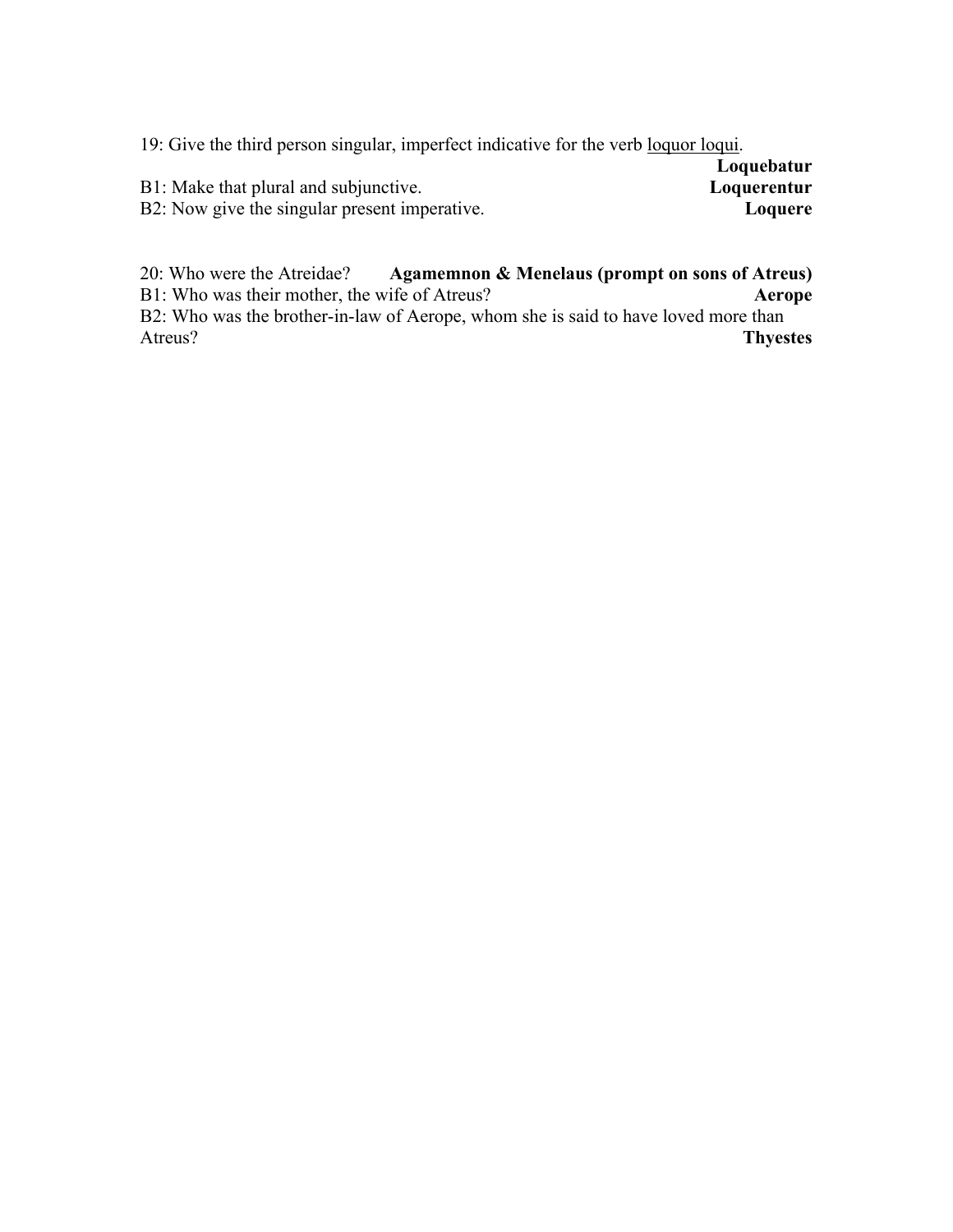19: Give the third person singular, imperfect indicative for the verb <u>loquor loqui</u>.

**Loquebatur**

B1: Make that plural and subjunctive. **Loquerentur**

B2: Now give the singular present imperative. **Loquere**

20: Who were the Atreidae? **Agamemnon & Menelaus (prompt on sons of Atreus)**

B1: Who was their mother, the wife of Atreus? **Aerope**

B2: Who was the brother-in-law of Aerope, whom she is said to have loved more than Atreus? **Thyestes**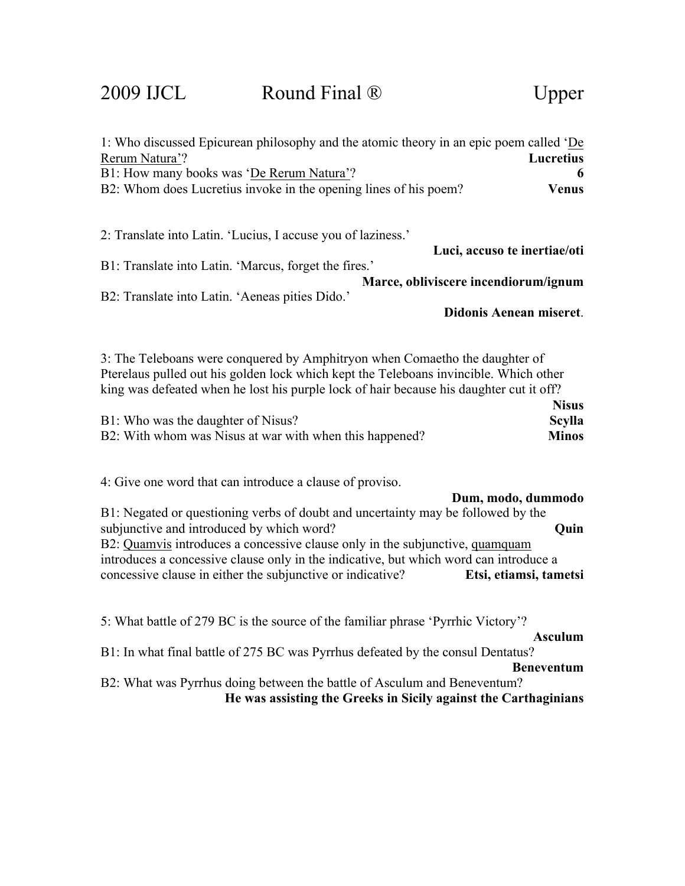# 2009 IJCL Round Final ® Upper

1: Who discussed Epicurean philosophy and the atomic theory in an epic poem called 'De Rerum Natura'? **Lucretius**

B1: How many books was 'De Rerum Natura'? **6**

B2: Whom does Lucretius invoke in the opening lines of his poem? **Venus**

2: Translate into Latin. 'Lucius, I accuse you of laziness.'

**Luci, accuso te inertiae/oti**

B1: Translate into Latin. 'Marcus, forget the fires.'

**Marce, obliviscere incendiorum/ignum**

B2: Translate into Latin. 'Aeneas pities Dido.'

**Didonis Aenean miseret**.

3: The Teleboans were conquered by Amphitryon when Comaetho the daughter of Pterelaus pulled out his golden lock which kept the Teleboans invincible. Which other king was defeated when he lost his purple lock of hair because his daughter cut it off?

**Nisus**

B1: Who was the daughter of Nisus? **Scylla**

B2: With whom was Nisus at war with when this happened? **Minos**

4: Give one word that can introduce a clause of proviso.

**Dum, modo, dummodo**

B1: Negated or questioning verbs of doubt and uncertainty may be followed by the subjunctive and introduced by which word? **Quin**

B2: Quamvis introduces a concessive clause only in the subjunctive, quamquam introduces a concessive clause only in the indicative, but which word can introduce a concessive clause in either the subjunctive or indicative? **Etsi, etiamsi, tametsi**

5: What battle of 279 BC is the source of the familiar phrase 'Pyrrhic Victory'?

**Asculum**

B1: In what final battle of 275 BC was Pyrrhus defeated by the consul Dentatus?

**Beneventum**

B2: What was Pyrrhus doing between the battle of Asculum and Beneventum?

**He was assisting the Greeks in Sicily against the Carthaginians**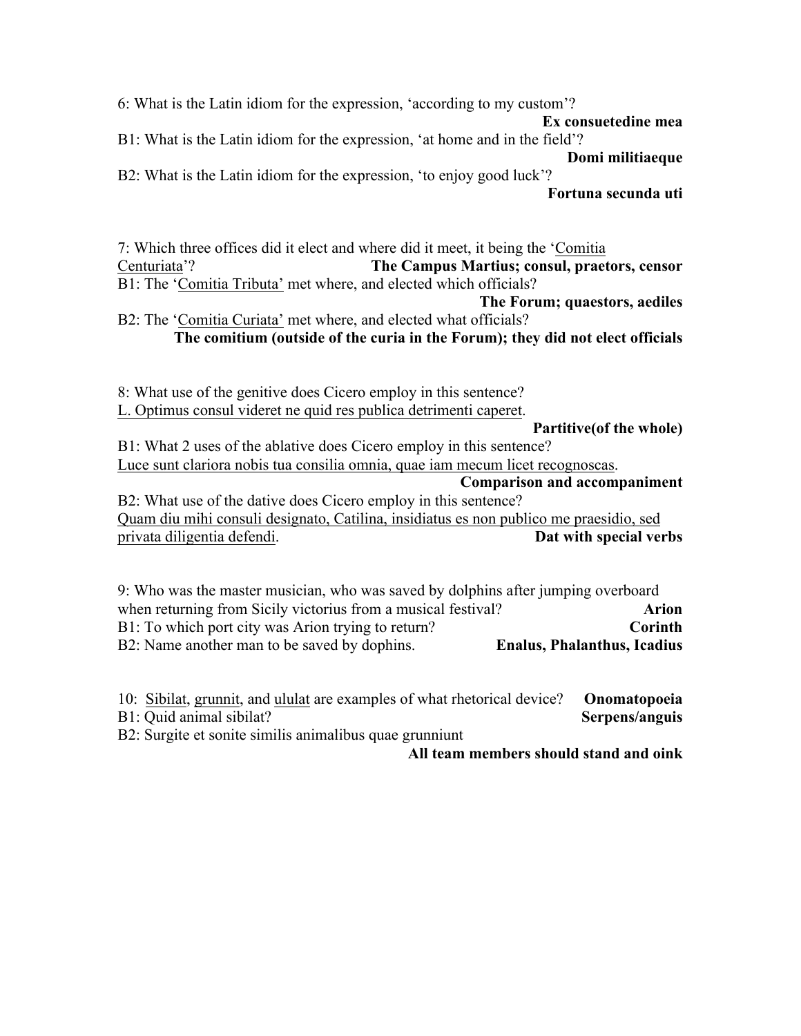6: What is the Latin idiom for the expression, 'according to my custom'?

**Ex consuetedine mea**

B1: What is the Latin idiom for the expression, 'at home and in the field'?

**Domi militiaeque**

B2: What is the Latin idiom for the expression, 'to enjoy good luck'?

**Fortuna secunda uti**

7: Which three offices did it elect and where did it meet, it being the '<u>Comitia Centuriata</u>'? **The Campus Martius; consul, praetors, censor**

B1: The '<u>Comitia Tributa'</u> met where, and elected which officials?

**The Forum; quaestors, aediles**

B2: The '<u>Comitia Curiata'</u> met where, and elected what officials?

**The comitium (outside of the curia in the Forum); they did not elect officials**

8: What use of the genitive does Cicero employ in this sentence?
<u>L. Optimus consul videret ne quid res publica detrimenti caperet</u>.

**Partitive(of the whole)**

B1: What 2 uses of the ablative does Cicero employ in this sentence?
<u>Luce sunt clariora nobis tua consilia omnia, quae iam mecum licet recognoscas</u>.

**Comparison and accompaniment**

B2: What use of the dative does Cicero employ in this sentence?
<u>Quam diu mihi consuli designato, Catilina, insidiatus es non publico me praesidio, sed privata diligentia defendi</u>. **Dat with special verbs**

9: Who was the master musician, who was saved by dolphins after jumping overboard when returning from Sicily victorius from a musical festival? **Arion**

B1: To which port city was Arion trying to return? **Corinth**

B2: Name another man to be saved by dophins. **Enalus, Phalanthus, Icadius**

10: <u>Sibilat</u>, <u>grunnit</u>, and <u>ululat</u> are examples of what rhetorical device? **Onomatopoeia**

B1: Quid animal sibilat? **Serpens/anguis**

B2: Surgite et sonite similis animalibus quae grunniunt

**All team members should stand and oink**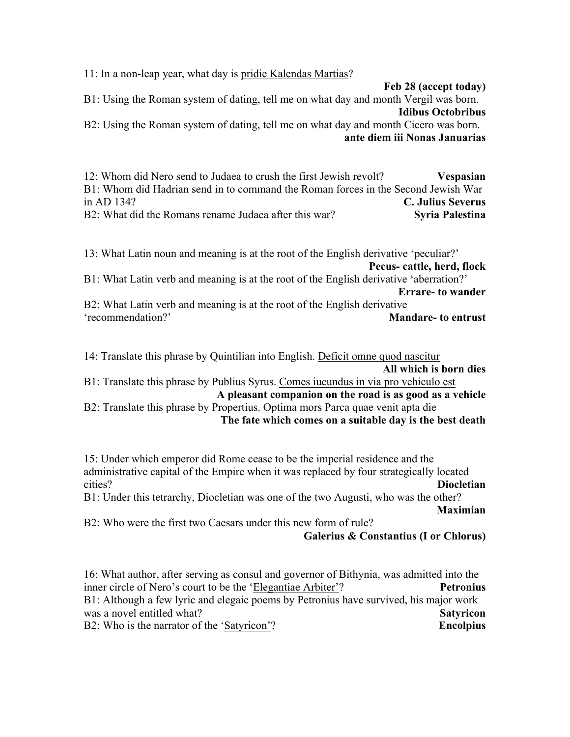11: In a non-leap year, what day is <u>pridie Kalendas Martias</u>?

**Feb 28 (accept today)**

B1: Using the Roman system of dating, tell me on what day and month Vergil was born.

**Idibus Octobribus**

B2: Using the Roman system of dating, tell me on what day and month Cicero was born.

**ante diem iii Nonas Januarias**

12: Whom did Nero send to Judaea to crush the first Jewish revolt? **Vespasian**

B1: Whom did Hadrian send in to command the Roman forces in the Second Jewish War in AD 134? **C. Julius Severus**

B2: What did the Romans rename Judaea after this war? **Syria Palestina**

13: What Latin noun and meaning is at the root of the English derivative 'peculiar?'

**Pecus- cattle, herd, flock**

B1: What Latin verb and meaning is at the root of the English derivative 'aberration?'

**Errare- to wander**

B2: What Latin verb and meaning is at the root of the English derivative 'recommendation?' **Mandare- to entrust**

14: Translate this phrase by Quintilian into English. <u>Deficit omne quod nascitur</u>

**All which is born dies**

B1: Translate this phrase by Publius Syrus. <u>Comes iucundus in via pro vehiculo est</u>

**A pleasant companion on the road is as good as a vehicle**

B2: Translate this phrase by Propertius. <u>Optima mors Parca quae venit apta die</u>

**The fate which comes on a suitable day is the best death**

15: Under which emperor did Rome cease to be the imperial residence and the administrative capital of the Empire when it was replaced by four strategically located cities? **Diocletian**

B1: Under this tetrarchy, Diocletian was one of the two Augusti, who was the other?

**Maximian**

B2: Who were the first two Caesars under this new form of rule?

**Galerius & Constantius (I or Chlorus)**

16: What author, after serving as consul and governor of Bithynia, was admitted into the inner circle of Nero's court to be the '<u>Elegantiae Arbiter</u>'? **Petronius**

B1: Although a few lyric and elegaic poems by Petronius have survived, his major work was a novel entitled what? **Satyricon**

B2: Who is the narrator of the '<u>Satyricon</u>'? **Encolpius**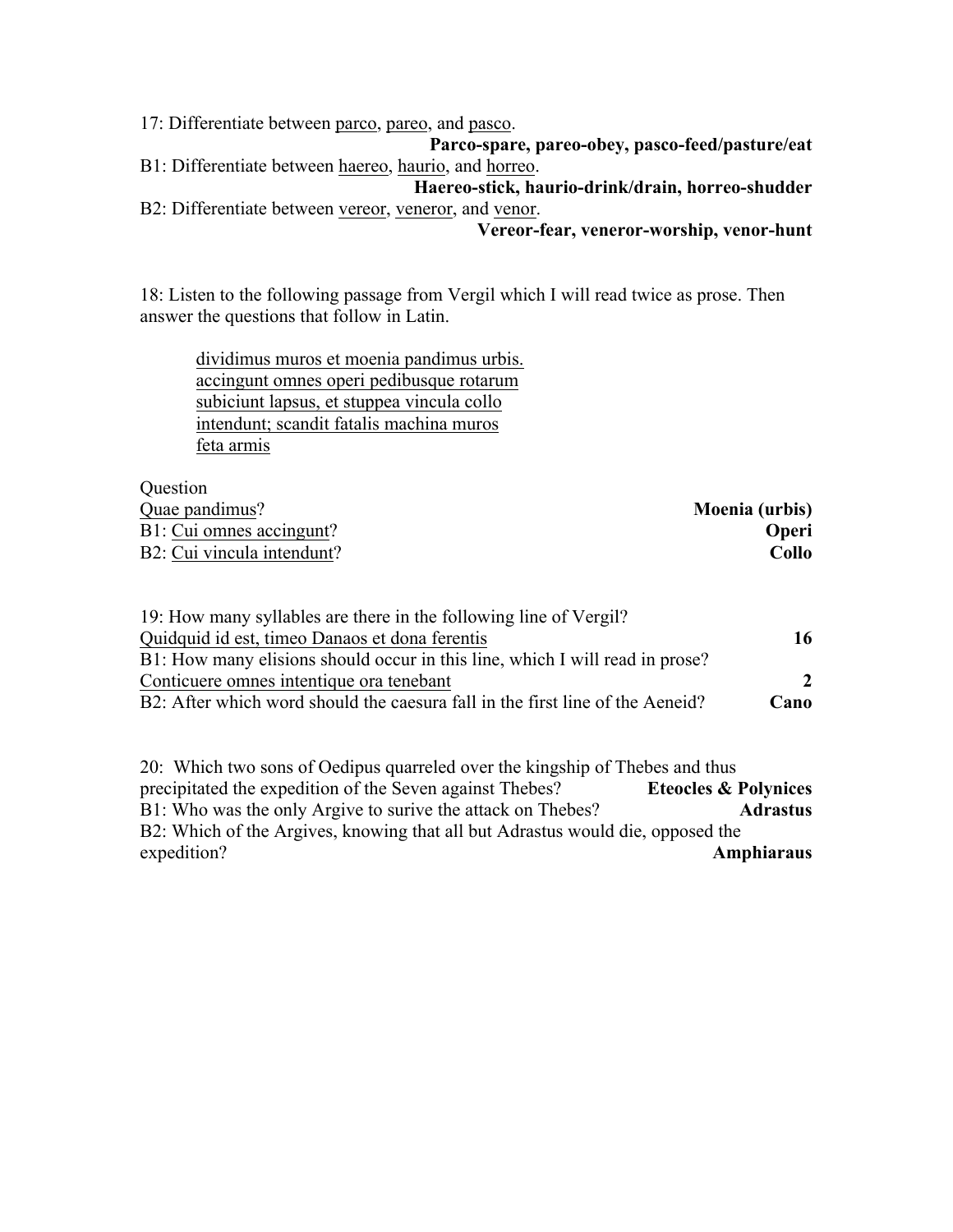17: Differentiate between parco, pareo, and pasco.

**Parco-spare, pareo-obey, pasco-feed/pasture/eat**

B1: Differentiate between haereo, haurio, and horreo.

**Haereo-stick, haurio-drink/drain, horreo-shudder**

B2: Differentiate between vereor, veneror, and venor.

**Vereor-fear, veneror-worship, venor-hunt**

18: Listen to the following passage from Vergil which I will read twice as prose. Then answer the questions that follow in Latin.

> dividimus muros et moenia pandimus urbis.
> accingunt omnes operi pedibusque rotarum
> subiciunt lapsus, et stuppea vincula collo
> intendunt; scandit fatalis machina muros
> feta armis

Question

Quae pandimus? **Moenia (urbis)**

B1: Cui omnes accingunt? **Operi**

B2: Cui vincula intendunt? **Collo**

19: How many syllables are there in the following line of Vergil?

Quidquid id est, timeo Danaos et dona ferentis **16**

B1: How many elisions should occur in this line, which I will read in prose?

Conticuere omnes intentique ora tenebant **2**

B2: After which word should the caesura fall in the first line of the Aeneid? **Cano**

20: Which two sons of Oedipus quarreled over the kingship of Thebes and thus precipitated the expedition of the Seven against Thebes? **Eteocles & Polynices**

B1: Who was the only Argive to surive the attack on Thebes? **Adrastus**

B2: Which of the Argives, knowing that all but Adrastus would die, opposed the expedition? **Amphiaraus**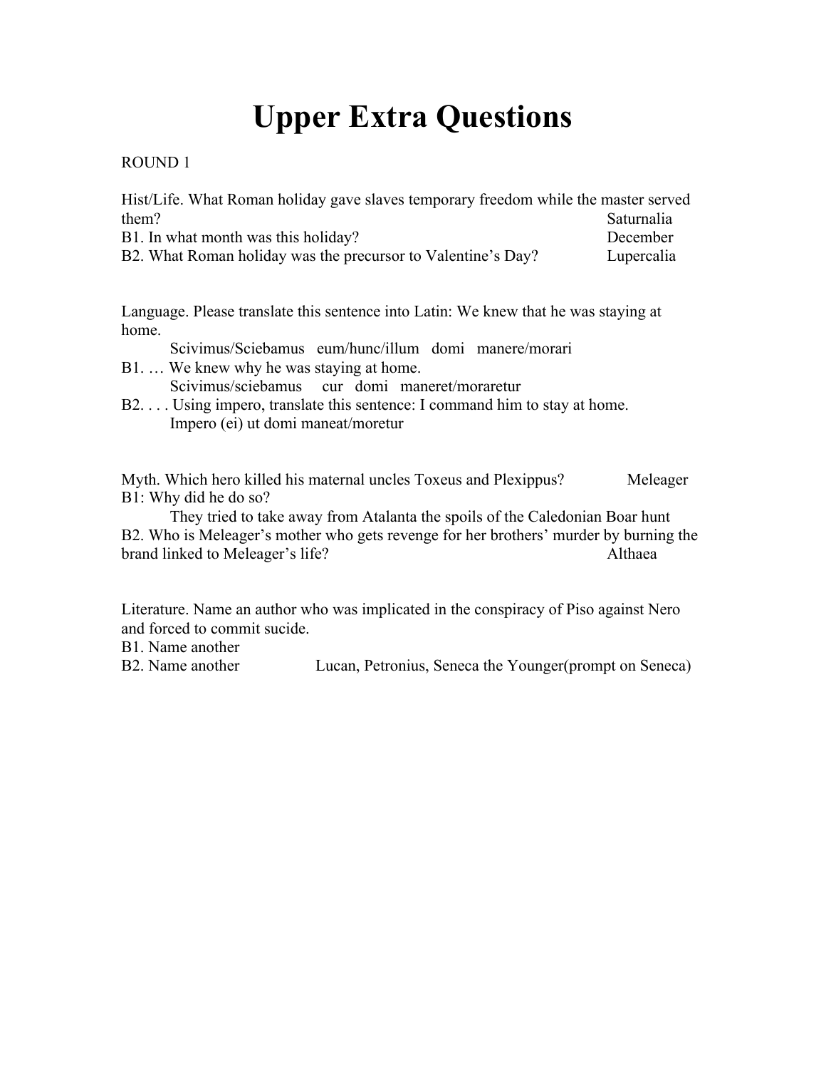# Upper Extra Questions

ROUND 1

Hist/Life. What Roman holiday gave slaves temporary freedom while the master served them? Saturnalia

B1. In what month was this holiday? December

B2. What Roman holiday was the precursor to Valentine's Day? Lupercalia

Language. Please translate this sentence into Latin: We knew that he was staying at home.

Scivimus/Sciebamus eum/hunc/illum domi manere/morari

B1. … We knew why he was staying at home.

Scivimus/sciebamus cur domi maneret/moraretur

B2. . . . Using impero, translate this sentence: I command him to stay at home.

Impero (ei) ut domi maneat/moretur

Myth. Which hero killed his maternal uncles Toxeus and Plexippus? Meleager

B1: Why did he do so?

They tried to take away from Atalanta the spoils of the Caledonian Boar hunt

B2. Who is Meleager's mother who gets revenge for her brothers' murder by burning the brand linked to Meleager's life? Althaea

Literature. Name an author who was implicated in the conspiracy of Piso against Nero and forced to commit sucide.

B1. Name another

B2. Name another Lucan, Petronius, Seneca the Younger(prompt on Seneca)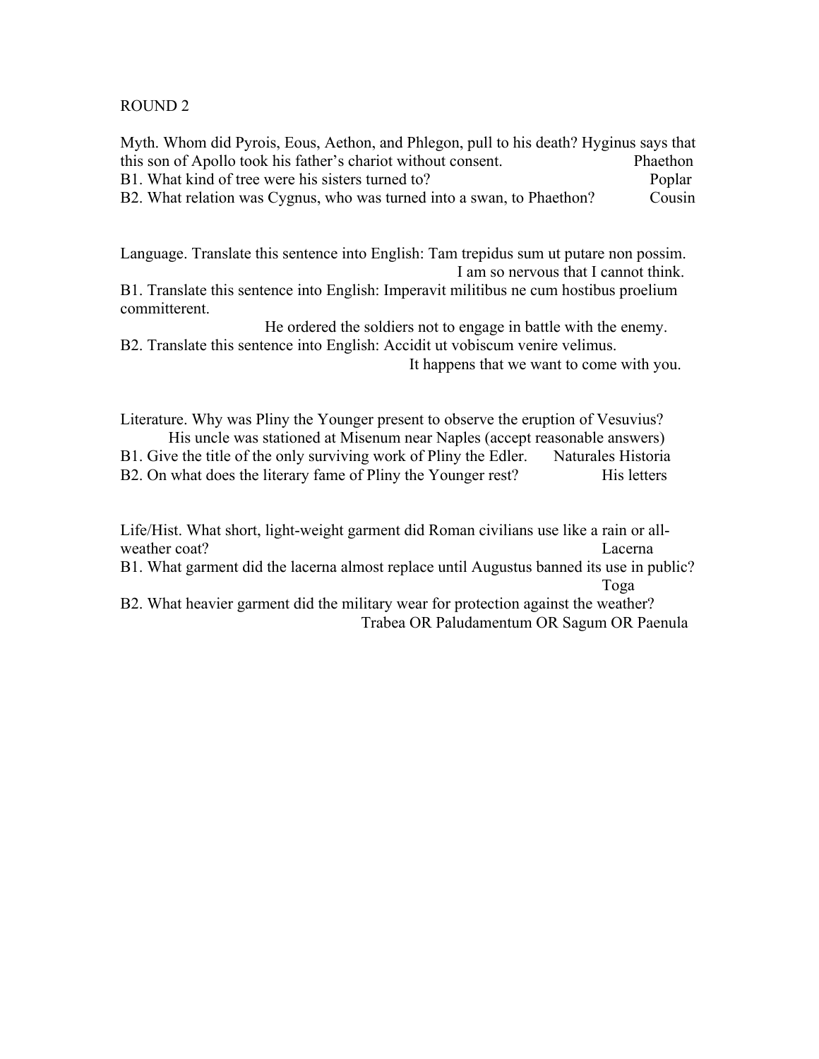ROUND 2

Myth. Whom did Pyrois, Eous, Aethon, and Phlegon, pull to his death? Hyginus says that this son of Apollo took his father's chariot without consent. Phaethon

B1. What kind of tree were his sisters turned to? Poplar

B2. What relation was Cygnus, who was turned into a swan, to Phaethon? Cousin

Language. Translate this sentence into English: Tam trepidus sum ut putare non possim.

I am so nervous that I cannot think.

B1. Translate this sentence into English: Imperavit militibus ne cum hostibus proelium committerent.

He ordered the soldiers not to engage in battle with the enemy.

B2. Translate this sentence into English: Accidit ut vobiscum venire velimus.

It happens that we want to come with you.

Literature. Why was Pliny the Younger present to observe the eruption of Vesuvius?

His uncle was stationed at Misenum near Naples (accept reasonable answers)

B1. Give the title of the only surviving work of Pliny the Edler. Naturales Historia

B2. On what does the literary fame of Pliny the Younger rest? His letters

Life/Hist. What short, light-weight garment did Roman civilians use like a rain or all-weather coat? Lacerna

B1. What garment did the lacerna almost replace until Augustus banned its use in public?

Toga

B2. What heavier garment did the military wear for protection against the weather?

Trabea OR Paludamentum OR Sagum OR Paenula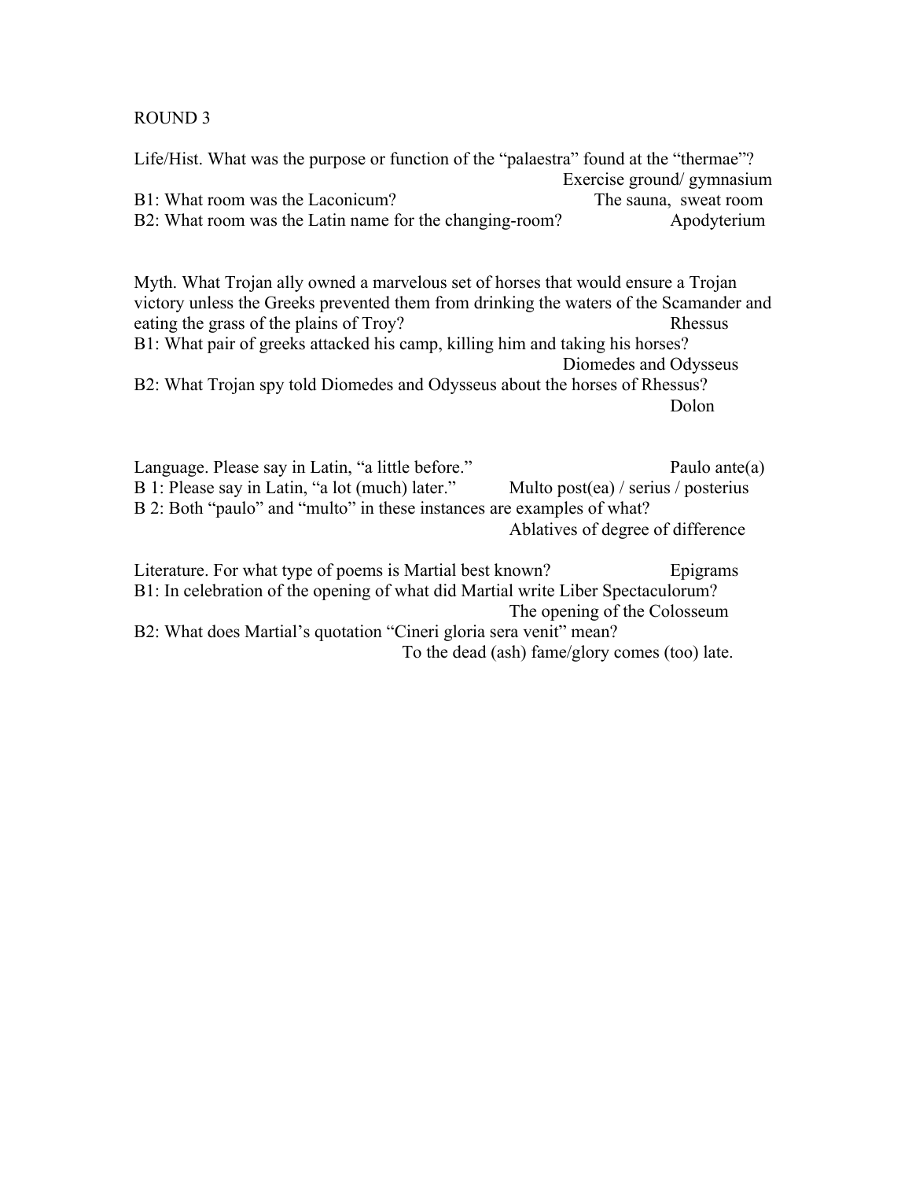ROUND 3

Life/Hist. What was the purpose or function of the "palaestra" found at the "thermae"?
Exercise ground/ gymnasium

B1: What room was the Laconicum? The sauna, sweat room

B2: What room was the Latin name for the changing-room? Apodyterium

Myth. What Trojan ally owned a marvelous set of horses that would ensure a Trojan victory unless the Greeks prevented them from drinking the waters of the Scamander and eating the grass of the plains of Troy? Rhessus

B1: What pair of greeks attacked his camp, killing him and taking his horses?
Diomedes and Odysseus

B2: What Trojan spy told Diomedes and Odysseus about the horses of Rhessus?
Dolon

Language. Please say in Latin, "a little before." Paulo ante(a)

B 1: Please say in Latin, "a lot (much) later." Multo post(ea) / serius / posterius

B 2: Both "paulo" and "multo" in these instances are examples of what?
Ablatives of degree of difference

Literature. For what type of poems is Martial best known? Epigrams

B1: In celebration of the opening of what did Martial write Liber Spectaculorum?
The opening of the Colosseum

B2: What does Martial's quotation "Cineri gloria sera venit" mean?
To the dead (ash) fame/glory comes (too) late.